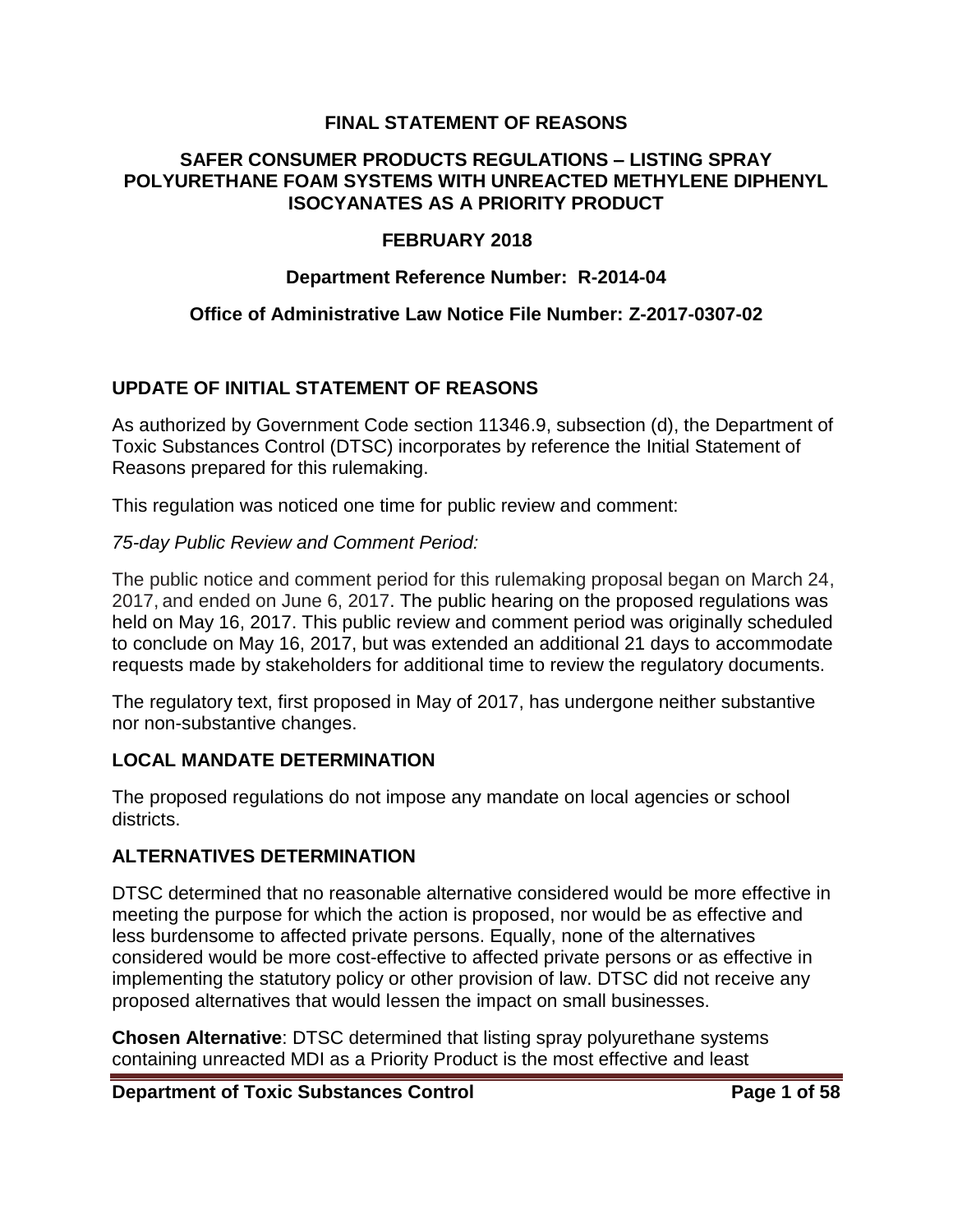# FINAL STATEMENT OF REASONS

## SAFER CONSUMER PRODUCTS REGULATIONS – LISTING SPRAY POLYURETHANE FOAM SYSTEMS WITH UNREACTED METHYLENE DIPHENYL ISOCYANATES AS A PRIORITY PRODUCT

**FEBRUARY 2018**

**Department Reference Number: R-2014-04**

**Office of Administrative Law Notice File Number: Z-2017-0307-02**

## UPDATE OF INITIAL STATEMENT OF REASONS

As authorized by Government Code section 11346.9, subsection (d), the Department of Toxic Substances Control (DTSC) incorporates by reference the Initial Statement of Reasons prepared for this rulemaking.

This regulation was noticed one time for public review and comment:

*75-day Public Review and Comment Period:*

The public notice and comment period for this rulemaking proposal began on March 24, 2017, and ended on June 6, 2017. The public hearing on the proposed regulations was held on May 16, 2017. This public review and comment period was originally scheduled to conclude on May 16, 2017, but was extended an additional 21 days to accommodate requests made by stakeholders for additional time to review the regulatory documents.

The regulatory text, first proposed in May of 2017, has undergone neither substantive nor non-substantive changes.

## LOCAL MANDATE DETERMINATION

The proposed regulations do not impose any mandate on local agencies or school districts.

## ALTERNATIVES DETERMINATION

DTSC determined that no reasonable alternative considered would be more effective in meeting the purpose for which the action is proposed, nor would be as effective and less burdensome to affected private persons. Equally, none of the alternatives considered would be more cost-effective to affected private persons or as effective in implementing the statutory policy or other provision of law. DTSC did not receive any proposed alternatives that would lessen the impact on small businesses.

**Chosen Alternative**: DTSC determined that listing spray polyurethane systems containing unreacted MDI as a Priority Product is the most effective and least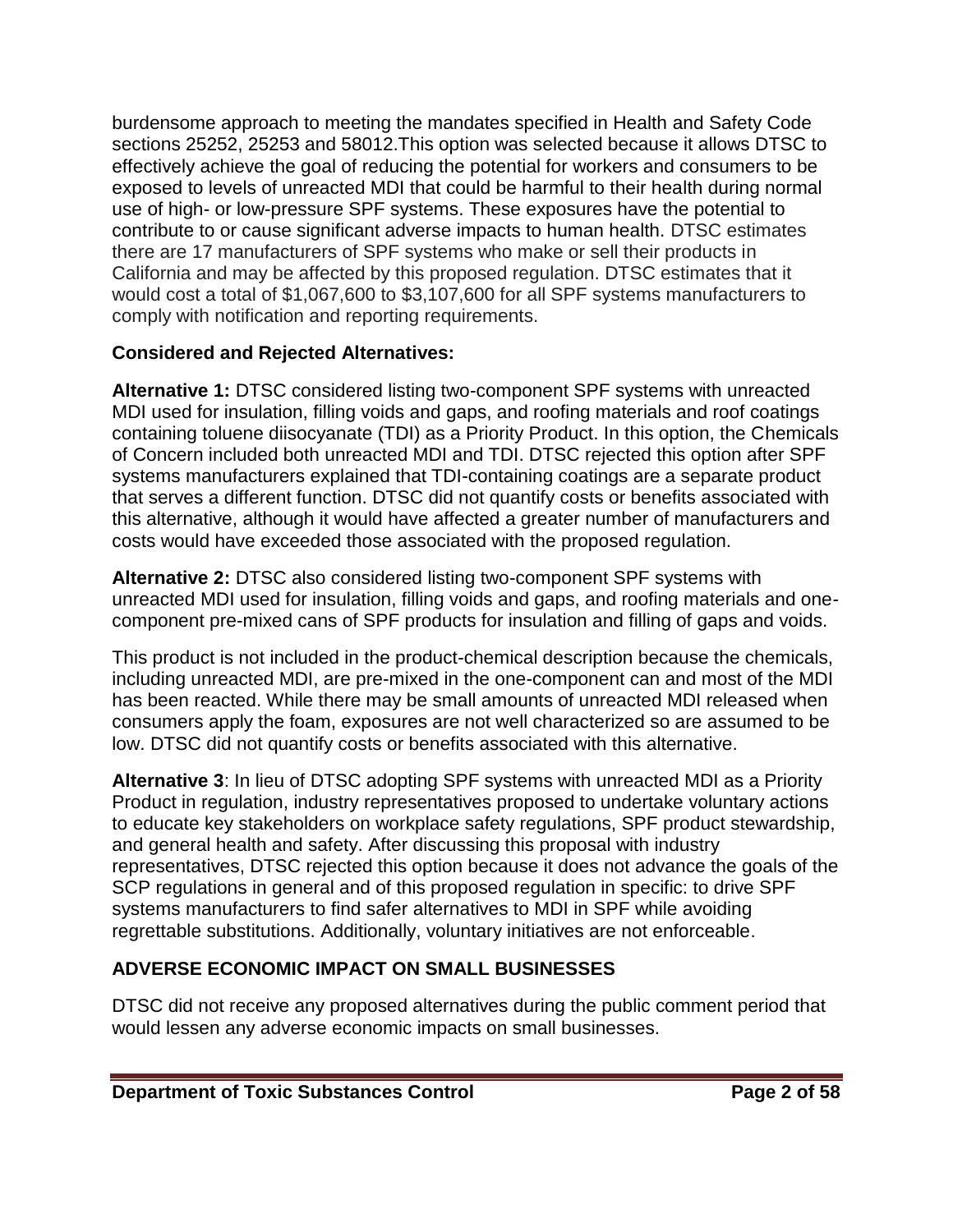burdensome approach to meeting the mandates specified in Health and Safety Code sections 25252, 25253 and 58012.This option was selected because it allows DTSC to effectively achieve the goal of reducing the potential for workers and consumers to be exposed to levels of unreacted MDI that could be harmful to their health during normal use of high- or low-pressure SPF systems. These exposures have the potential to contribute to or cause significant adverse impacts to human health. DTSC estimates there are 17 manufacturers of SPF systems who make or sell their products in California and may be affected by this proposed regulation. DTSC estimates that it would cost a total of $1,067,600 to $3,107,600 for all SPF systems manufacturers to comply with notification and reporting requirements.

**Considered and Rejected Alternatives:**

**Alternative 1:** DTSC considered listing two-component SPF systems with unreacted MDI used for insulation, filling voids and gaps, and roofing materials and roof coatings containing toluene diisocyanate (TDI) as a Priority Product. In this option, the Chemicals of Concern included both unreacted MDI and TDI. DTSC rejected this option after SPF systems manufacturers explained that TDI-containing coatings are a separate product that serves a different function. DTSC did not quantify costs or benefits associated with this alternative, although it would have affected a greater number of manufacturers and costs would have exceeded those associated with the proposed regulation.

**Alternative 2:** DTSC also considered listing two-component SPF systems with unreacted MDI used for insulation, filling voids and gaps, and roofing materials and one-component pre-mixed cans of SPF products for insulation and filling of gaps and voids.

This product is not included in the product-chemical description because the chemicals, including unreacted MDI, are pre-mixed in the one-component can and most of the MDI has been reacted. While there may be small amounts of unreacted MDI released when consumers apply the foam, exposures are not well characterized so are assumed to be low. DTSC did not quantify costs or benefits associated with this alternative.

**Alternative 3**: In lieu of DTSC adopting SPF systems with unreacted MDI as a Priority Product in regulation, industry representatives proposed to undertake voluntary actions to educate key stakeholders on workplace safety regulations, SPF product stewardship, and general health and safety. After discussing this proposal with industry representatives, DTSC rejected this option because it does not advance the goals of the SCP regulations in general and of this proposed regulation in specific: to drive SPF systems manufacturers to find safer alternatives to MDI in SPF while avoiding regrettable substitutions. Additionally, voluntary initiatives are not enforceable.

## ADVERSE ECONOMIC IMPACT ON SMALL BUSINESSES

DTSC did not receive any proposed alternatives during the public comment period that would lessen any adverse economic impacts on small businesses.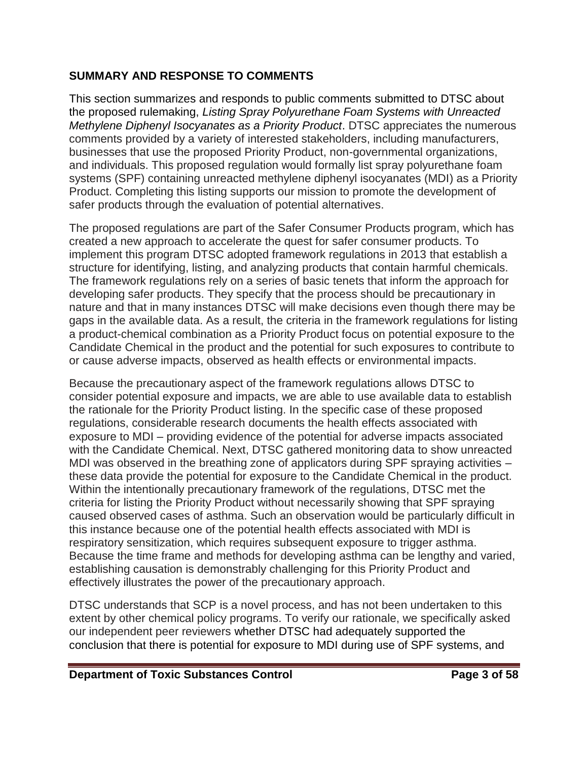## SUMMARY AND RESPONSE TO COMMENTS

This section summarizes and responds to public comments submitted to DTSC about the proposed rulemaking, *Listing Spray Polyurethane Foam Systems with Unreacted Methylene Diphenyl Isocyanates as a Priority Product*. DTSC appreciates the numerous comments provided by a variety of interested stakeholders, including manufacturers, businesses that use the proposed Priority Product, non-governmental organizations, and individuals. This proposed regulation would formally list spray polyurethane foam systems (SPF) containing unreacted methylene diphenyl isocyanates (MDI) as a Priority Product. Completing this listing supports our mission to promote the development of safer products through the evaluation of potential alternatives.

The proposed regulations are part of the Safer Consumer Products program, which has created a new approach to accelerate the quest for safer consumer products. To implement this program DTSC adopted framework regulations in 2013 that establish a structure for identifying, listing, and analyzing products that contain harmful chemicals. The framework regulations rely on a series of basic tenets that inform the approach for developing safer products. They specify that the process should be precautionary in nature and that in many instances DTSC will make decisions even though there may be gaps in the available data. As a result, the criteria in the framework regulations for listing a product-chemical combination as a Priority Product focus on potential exposure to the Candidate Chemical in the product and the potential for such exposures to contribute to or cause adverse impacts, observed as health effects or environmental impacts.

Because the precautionary aspect of the framework regulations allows DTSC to consider potential exposure and impacts, we are able to use available data to establish the rationale for the Priority Product listing. In the specific case of these proposed regulations, considerable research documents the health effects associated with exposure to MDI – providing evidence of the potential for adverse impacts associated with the Candidate Chemical. Next, DTSC gathered monitoring data to show unreacted MDI was observed in the breathing zone of applicators during SPF spraying activities – these data provide the potential for exposure to the Candidate Chemical in the product. Within the intentionally precautionary framework of the regulations, DTSC met the criteria for listing the Priority Product without necessarily showing that SPF spraying caused observed cases of asthma. Such an observation would be particularly difficult in this instance because one of the potential health effects associated with MDI is respiratory sensitization, which requires subsequent exposure to trigger asthma. Because the time frame and methods for developing asthma can be lengthy and varied, establishing causation is demonstrably challenging for this Priority Product and effectively illustrates the power of the precautionary approach.

DTSC understands that SCP is a novel process, and has not been undertaken to this extent by other chemical policy programs. To verify our rationale, we specifically asked our independent peer reviewers whether DTSC had adequately supported the conclusion that there is potential for exposure to MDI during use of SPF systems, and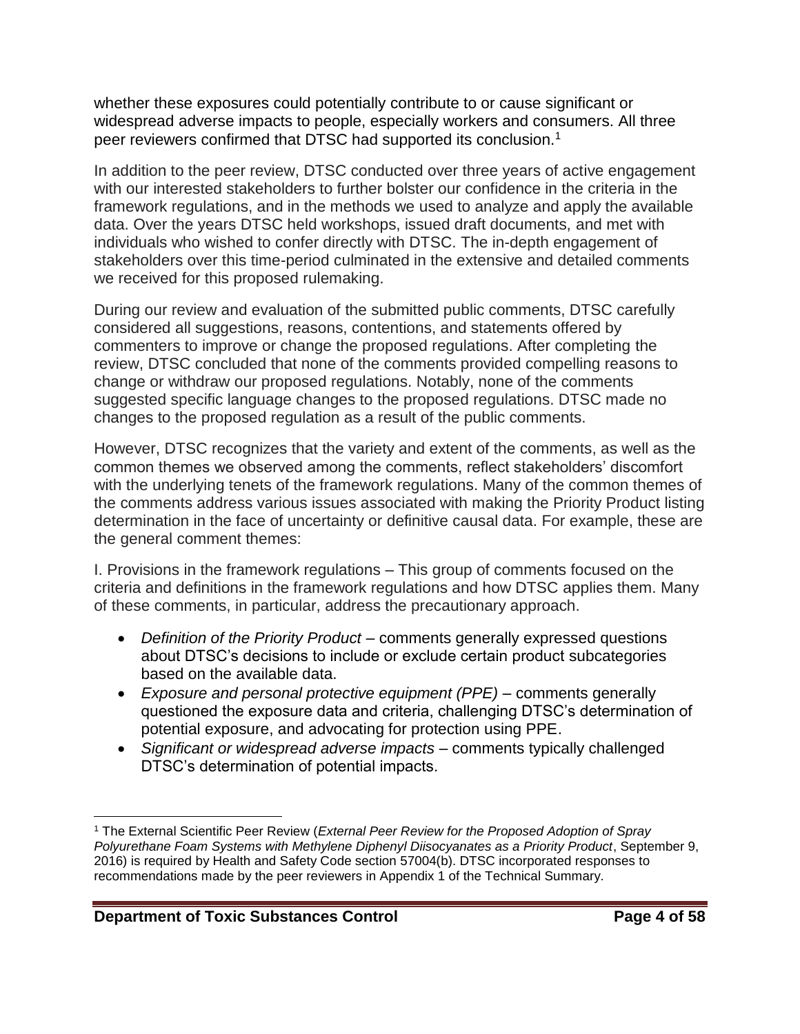whether these exposures could potentially contribute to or cause significant or widespread adverse impacts to people, especially workers and consumers. All three peer reviewers confirmed that DTSC had supported its conclusion.[1]

In addition to the peer review, DTSC conducted over three years of active engagement with our interested stakeholders to further bolster our confidence in the criteria in the framework regulations, and in the methods we used to analyze and apply the available data. Over the years DTSC held workshops, issued draft documents, and met with individuals who wished to confer directly with DTSC. The in-depth engagement of stakeholders over this time-period culminated in the extensive and detailed comments we received for this proposed rulemaking.

During our review and evaluation of the submitted public comments, DTSC carefully considered all suggestions, reasons, contentions, and statements offered by commenters to improve or change the proposed regulations. After completing the review, DTSC concluded that none of the comments provided compelling reasons to change or withdraw our proposed regulations. Notably, none of the comments suggested specific language changes to the proposed regulations. DTSC made no changes to the proposed regulation as a result of the public comments.

However, DTSC recognizes that the variety and extent of the comments, as well as the common themes we observed among the comments, reflect stakeholders' discomfort with the underlying tenets of the framework regulations. Many of the common themes of the comments address various issues associated with making the Priority Product listing determination in the face of uncertainty or definitive causal data. For example, these are the general comment themes:

I. Provisions in the framework regulations – This group of comments focused on the criteria and definitions in the framework regulations and how DTSC applies them. Many of these comments, in particular, address the precautionary approach.

- *Definition of the Priority Product* – comments generally expressed questions about DTSC's decisions to include or exclude certain product subcategories based on the available data.
- *Exposure and personal protective equipment (PPE)* – comments generally questioned the exposure data and criteria, challenging DTSC's determination of potential exposure, and advocating for protection using PPE.
- *Significant or widespread adverse impacts* – comments typically challenged DTSC's determination of potential impacts.

[1] The External Scientific Peer Review (*External Peer Review for the Proposed Adoption of Spray Polyurethane Foam Systems with Methylene Diphenyl Diisocyanates as a Priority Product*, September 9, 2016) is required by Health and Safety Code section 57004(b). DTSC incorporated responses to recommendations made by the peer reviewers in Appendix 1 of the Technical Summary.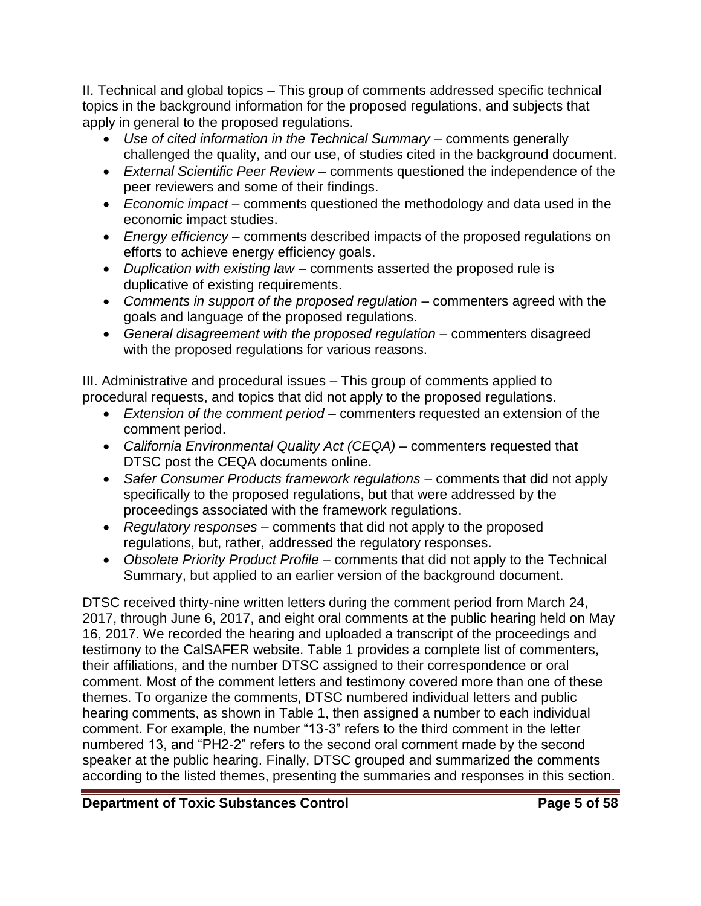II. Technical and global topics – This group of comments addressed specific technical topics in the background information for the proposed regulations, and subjects that apply in general to the proposed regulations.

- *Use of cited information in the Technical Summary* – comments generally challenged the quality, and our use, of studies cited in the background document.
- *External Scientific Peer Review* – comments questioned the independence of the peer reviewers and some of their findings.
- *Economic impact* – comments questioned the methodology and data used in the economic impact studies.
- *Energy efficiency* – comments described impacts of the proposed regulations on efforts to achieve energy efficiency goals.
- *Duplication with existing law* – comments asserted the proposed rule is duplicative of existing requirements.
- *Comments in support of the proposed regulation* – commenters agreed with the goals and language of the proposed regulations.
- *General disagreement with the proposed regulation* – commenters disagreed with the proposed regulations for various reasons.

III. Administrative and procedural issues – This group of comments applied to procedural requests, and topics that did not apply to the proposed regulations.

- *Extension of the comment period* – commenters requested an extension of the comment period.
- *California Environmental Quality Act (CEQA)* – commenters requested that DTSC post the CEQA documents online.
- *Safer Consumer Products framework regulations* – comments that did not apply specifically to the proposed regulations, but that were addressed by the proceedings associated with the framework regulations.
- *Regulatory responses* – comments that did not apply to the proposed regulations, but, rather, addressed the regulatory responses.
- *Obsolete Priority Product Profile* – comments that did not apply to the Technical Summary, but applied to an earlier version of the background document.

DTSC received thirty-nine written letters during the comment period from March 24, 2017, through June 6, 2017, and eight oral comments at the public hearing held on May 16, 2017. We recorded the hearing and uploaded a transcript of the proceedings and testimony to the CalSAFER website. Table 1 provides a complete list of commenters, their affiliations, and the number DTSC assigned to their correspondence or oral comment. Most of the comment letters and testimony covered more than one of these themes. To organize the comments, DTSC numbered individual letters and public hearing comments, as shown in Table 1, then assigned a number to each individual comment. For example, the number "13-3" refers to the third comment in the letter numbered 13, and "PH2-2" refers to the second oral comment made by the second speaker at the public hearing. Finally, DTSC grouped and summarized the comments according to the listed themes, presenting the summaries and responses in this section.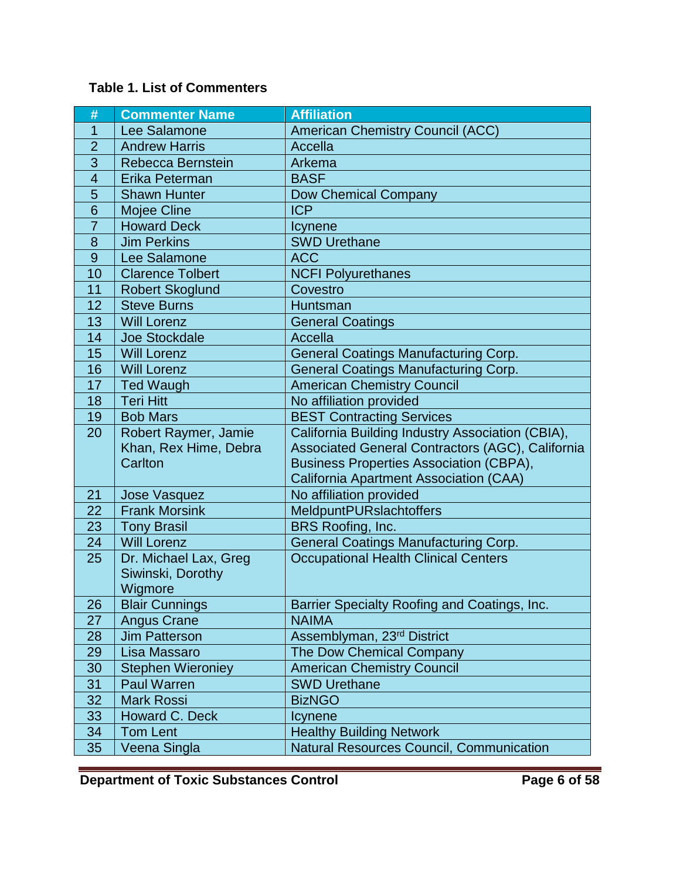**Table 1. List of Commenters**

| # | Commenter Name | Affiliation |
|---|---|---|
| 1 | Lee Salamone | American Chemistry Council (ACC) |
| 2 | Andrew Harris | Accella |
| 3 | Rebecca Bernstein | Arkema |
| 4 | Erika Peterman | BASF |
| 5 | Shawn Hunter | Dow Chemical Company |
| 6 | Mojee Cline | ICP |
| 7 | Howard Deck | Icynene |
| 8 | Jim Perkins | SWD Urethane |
| 9 | Lee Salamone | ACC |
| 10 | Clarence Tolbert | NCFI Polyurethanes |
| 11 | Robert Skoglund | Covestro |
| 12 | Steve Burns | Huntsman |
| 13 | Will Lorenz | General Coatings |
| 14 | Joe Stockdale | Accella |
| 15 | Will Lorenz | General Coatings Manufacturing Corp. |
| 16 | Will Lorenz | General Coatings Manufacturing Corp. |
| 17 | Ted Waugh | American Chemistry Council |
| 18 | Teri Hitt | No affiliation provided |
| 19 | Bob Mars | BEST Contracting Services |
| 20 | Robert Raymer, Jamie Khan, Rex Hime, Debra Carlton | California Building Industry Association (CBIA), Associated General Contractors (AGC), California Business Properties Association (CBPA), California Apartment Association (CAA) |
| 21 | Jose Vasquez | No affiliation provided |
| 22 | Frank Morsink | MeldpuntPURslachtoffers |
| 23 | Tony Brasil | BRS Roofing, Inc. |
| 24 | Will Lorenz | General Coatings Manufacturing Corp. |
| 25 | Dr. Michael Lax, Greg Siwinski, Dorothy Wigmore | Occupational Health Clinical Centers |
| 26 | Blair Cunnings | Barrier Specialty Roofing and Coatings, Inc. |
| 27 | Angus Crane | NAIMA |
| 28 | Jim Patterson | Assemblyman, 23rd District |
| 29 | Lisa Massaro | The Dow Chemical Company |
| 30 | Stephen Wieroniey | American Chemistry Council |
| 31 | Paul Warren | SWD Urethane |
| 32 | Mark Rossi | BizNGO |
| 33 | Howard C. Deck | Icynene |
| 34 | Tom Lent | Healthy Building Network |
| 35 | Veena Singla | Natural Resources Council, Communication |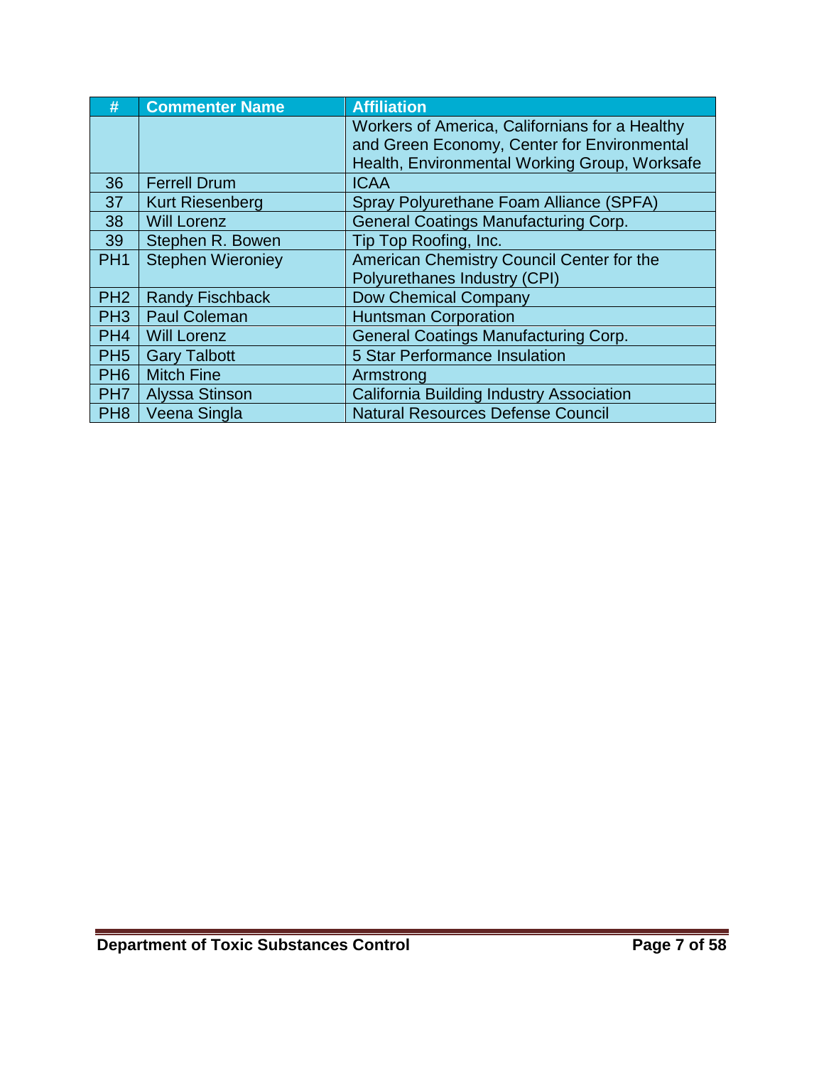| # | Commenter Name | Affiliation |
|---|---|---|
| | | Workers of America, Californians for a Healthy and Green Economy, Center for Environmental Health, Environmental Working Group, Worksafe |
| 36 | Ferrell Drum | ICAA |
| 37 | Kurt Riesenberg | Spray Polyurethane Foam Alliance (SPFA) |
| 38 | Will Lorenz | General Coatings Manufacturing Corp. |
| 39 | Stephen R. Bowen | Tip Top Roofing, Inc. |
| PH1 | Stephen Wieroniey | American Chemistry Council Center for the Polyurethanes Industry (CPI) |
| PH2 | Randy Fischback | Dow Chemical Company |
| PH3 | Paul Coleman | Huntsman Corporation |
| PH4 | Will Lorenz | General Coatings Manufacturing Corp. |
| PH5 | Gary Talbott | 5 Star Performance Insulation |
| PH6 | Mitch Fine | Armstrong |
| PH7 | Alyssa Stinson | California Building Industry Association |
| PH8 | Veena Singla | Natural Resources Defense Council |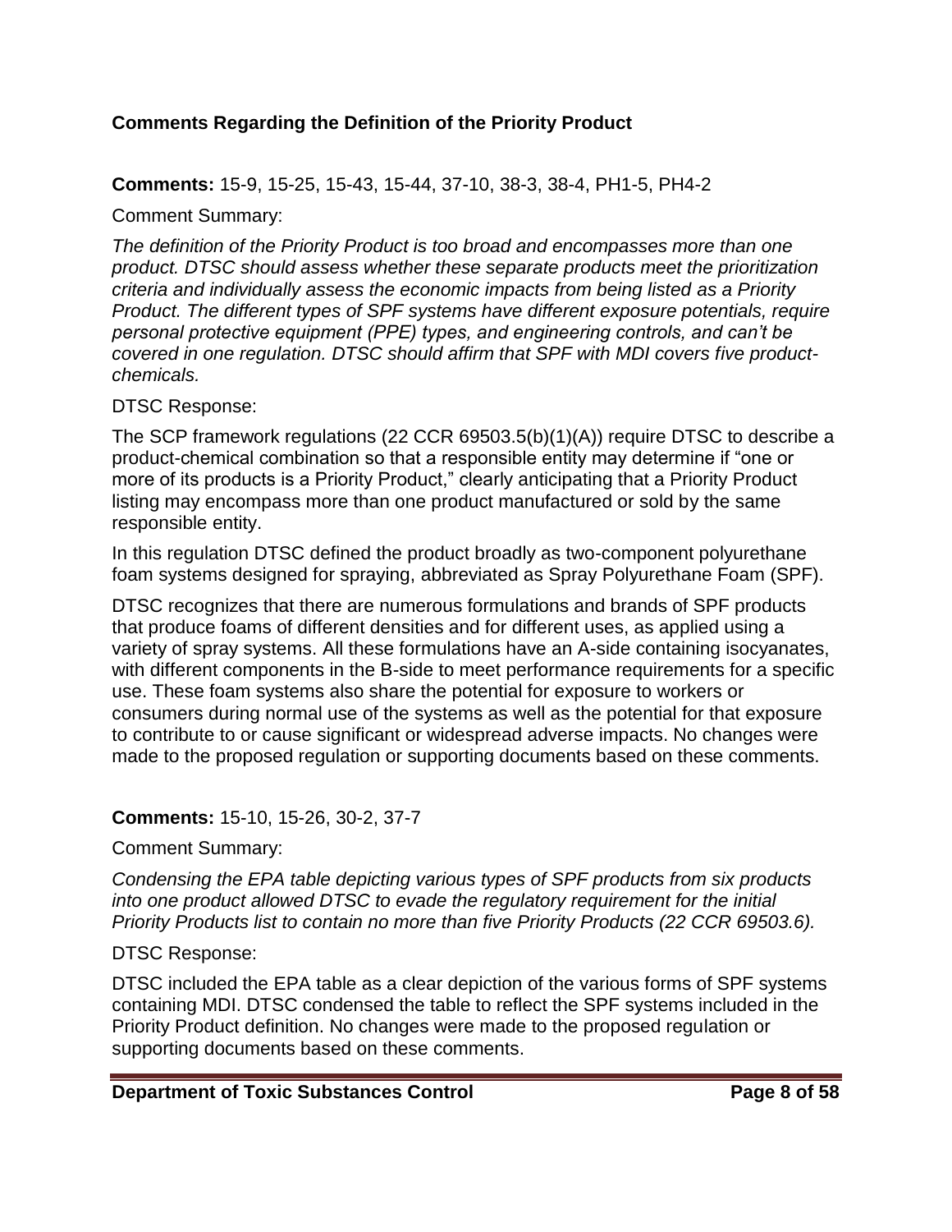### Comments Regarding the Definition of the Priority Product

**Comments:** 15-9, 15-25, 15-43, 15-44, 37-10, 38-3, 38-4, PH1-5, PH4-2

Comment Summary:

*The definition of the Priority Product is too broad and encompasses more than one product. DTSC should assess whether these separate products meet the prioritization criteria and individually assess the economic impacts from being listed as a Priority Product. The different types of SPF systems have different exposure potentials, require personal protective equipment (PPE) types, and engineering controls, and can't be covered in one regulation. DTSC should affirm that SPF with MDI covers five product-chemicals.*

DTSC Response:

The SCP framework regulations (22 CCR 69503.5(b)(1)(A)) require DTSC to describe a product-chemical combination so that a responsible entity may determine if "one or more of its products is a Priority Product," clearly anticipating that a Priority Product listing may encompass more than one product manufactured or sold by the same responsible entity.

In this regulation DTSC defined the product broadly as two-component polyurethane foam systems designed for spraying, abbreviated as Spray Polyurethane Foam (SPF).

DTSC recognizes that there are numerous formulations and brands of SPF products that produce foams of different densities and for different uses, as applied using a variety of spray systems. All these formulations have an A-side containing isocyanates, with different components in the B-side to meet performance requirements for a specific use. These foam systems also share the potential for exposure to workers or consumers during normal use of the systems as well as the potential for that exposure to contribute to or cause significant or widespread adverse impacts. No changes were made to the proposed regulation or supporting documents based on these comments.

**Comments:** 15-10, 15-26, 30-2, 37-7

Comment Summary:

*Condensing the EPA table depicting various types of SPF products from six products into one product allowed DTSC to evade the regulatory requirement for the initial Priority Products list to contain no more than five Priority Products (22 CCR 69503.6).*

DTSC Response:

DTSC included the EPA table as a clear depiction of the various forms of SPF systems containing MDI. DTSC condensed the table to reflect the SPF systems included in the Priority Product definition. No changes were made to the proposed regulation or supporting documents based on these comments.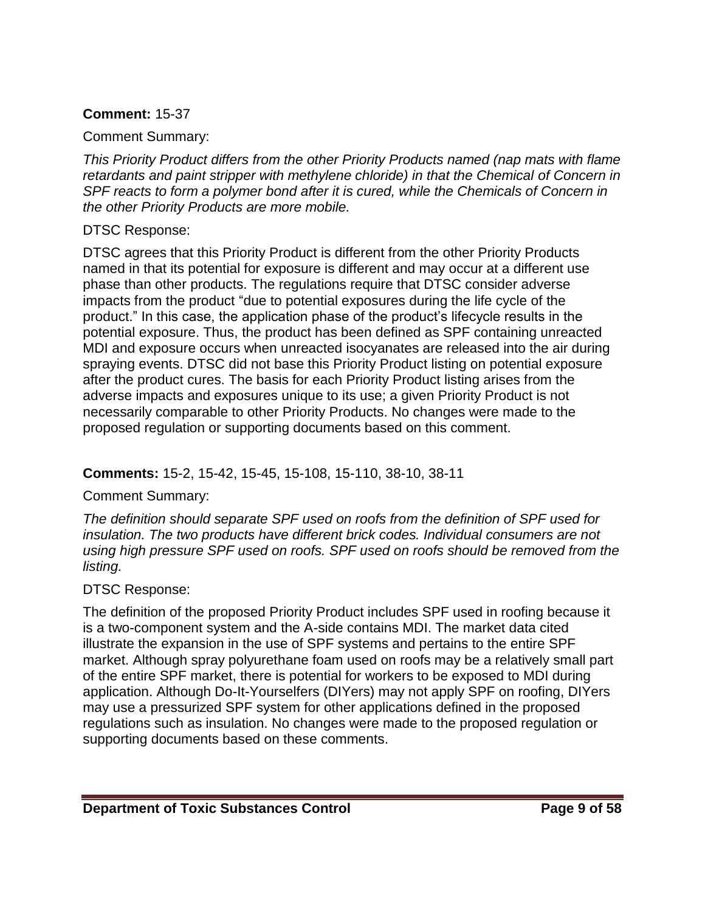**Comment:** 15-37

Comment Summary:

*This Priority Product differs from the other Priority Products named (nap mats with flame retardants and paint stripper with methylene chloride) in that the Chemical of Concern in SPF reacts to form a polymer bond after it is cured, while the Chemicals of Concern in the other Priority Products are more mobile.*

DTSC Response:

DTSC agrees that this Priority Product is different from the other Priority Products named in that its potential for exposure is different and may occur at a different use phase than other products. The regulations require that DTSC consider adverse impacts from the product "due to potential exposures during the life cycle of the product." In this case, the application phase of the product's lifecycle results in the potential exposure. Thus, the product has been defined as SPF containing unreacted MDI and exposure occurs when unreacted isocyanates are released into the air during spraying events. DTSC did not base this Priority Product listing on potential exposure after the product cures. The basis for each Priority Product listing arises from the adverse impacts and exposures unique to its use; a given Priority Product is not necessarily comparable to other Priority Products. No changes were made to the proposed regulation or supporting documents based on this comment.

**Comments:** 15-2, 15-42, 15-45, 15-108, 15-110, 38-10, 38-11

Comment Summary:

*The definition should separate SPF used on roofs from the definition of SPF used for insulation. The two products have different brick codes. Individual consumers are not using high pressure SPF used on roofs. SPF used on roofs should be removed from the listing.*

DTSC Response:

The definition of the proposed Priority Product includes SPF used in roofing because it is a two-component system and the A-side contains MDI. The market data cited illustrate the expansion in the use of SPF systems and pertains to the entire SPF market. Although spray polyurethane foam used on roofs may be a relatively small part of the entire SPF market, there is potential for workers to be exposed to MDI during application. Although Do-It-Yourselfers (DIYers) may not apply SPF on roofing, DIYers may use a pressurized SPF system for other applications defined in the proposed regulations such as insulation. No changes were made to the proposed regulation or supporting documents based on these comments.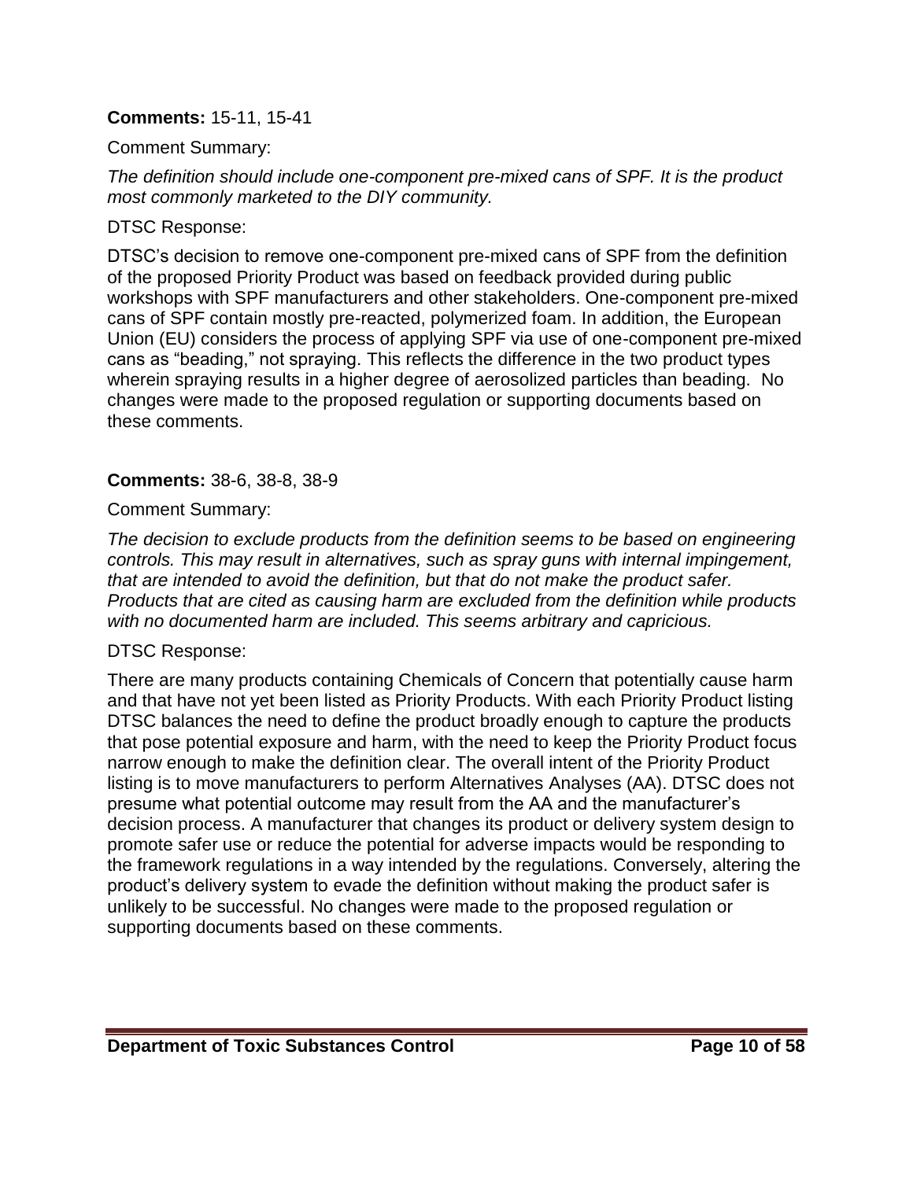**Comments:** 15-11, 15-41

Comment Summary:

*The definition should include one-component pre-mixed cans of SPF. It is the product most commonly marketed to the DIY community.*

DTSC Response:

DTSC's decision to remove one-component pre-mixed cans of SPF from the definition of the proposed Priority Product was based on feedback provided during public workshops with SPF manufacturers and other stakeholders. One-component pre-mixed cans of SPF contain mostly pre-reacted, polymerized foam. In addition, the European Union (EU) considers the process of applying SPF via use of one-component pre-mixed cans as "beading," not spraying. This reflects the difference in the two product types wherein spraying results in a higher degree of aerosolized particles than beading. No changes were made to the proposed regulation or supporting documents based on these comments.

**Comments:** 38-6, 38-8, 38-9

Comment Summary:

*The decision to exclude products from the definition seems to be based on engineering controls. This may result in alternatives, such as spray guns with internal impingement, that are intended to avoid the definition, but that do not make the product safer. Products that are cited as causing harm are excluded from the definition while products with no documented harm are included. This seems arbitrary and capricious.*

DTSC Response:

There are many products containing Chemicals of Concern that potentially cause harm and that have not yet been listed as Priority Products. With each Priority Product listing DTSC balances the need to define the product broadly enough to capture the products that pose potential exposure and harm, with the need to keep the Priority Product focus narrow enough to make the definition clear. The overall intent of the Priority Product listing is to move manufacturers to perform Alternatives Analyses (AA). DTSC does not presume what potential outcome may result from the AA and the manufacturer's decision process. A manufacturer that changes its product or delivery system design to promote safer use or reduce the potential for adverse impacts would be responding to the framework regulations in a way intended by the regulations. Conversely, altering the product's delivery system to evade the definition without making the product safer is unlikely to be successful. No changes were made to the proposed regulation or supporting documents based on these comments.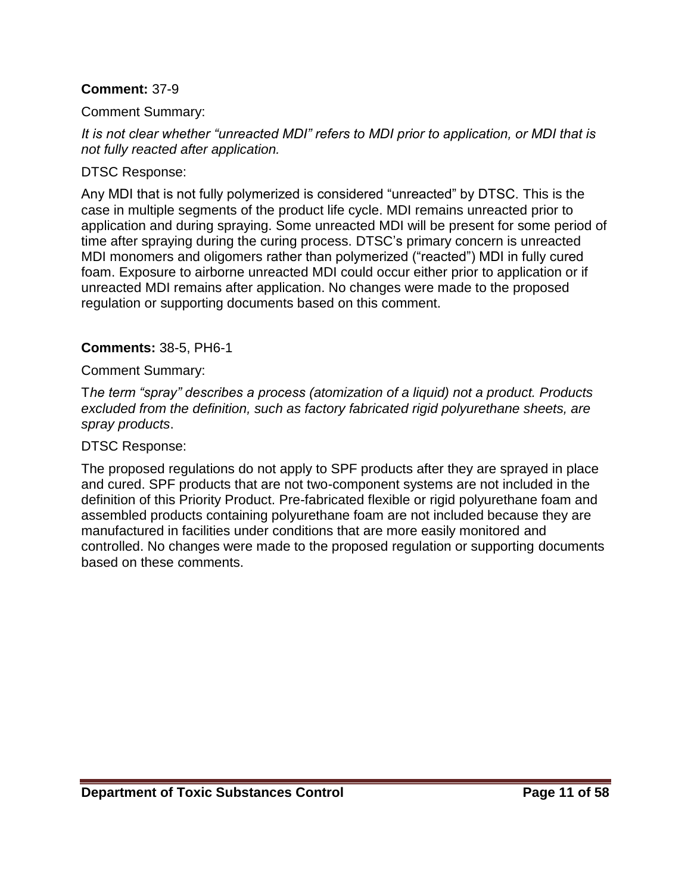**Comment:** 37-9

Comment Summary:

*It is not clear whether "unreacted MDI" refers to MDI prior to application, or MDI that is not fully reacted after application.*

DTSC Response:

Any MDI that is not fully polymerized is considered "unreacted" by DTSC. This is the case in multiple segments of the product life cycle. MDI remains unreacted prior to application and during spraying. Some unreacted MDI will be present for some period of time after spraying during the curing process. DTSC's primary concern is unreacted MDI monomers and oligomers rather than polymerized ("reacted") MDI in fully cured foam. Exposure to airborne unreacted MDI could occur either prior to application or if unreacted MDI remains after application. No changes were made to the proposed regulation or supporting documents based on this comment.

**Comments:** 38-5, PH6-1

Comment Summary:

T*he term "spray" describes a process (atomization of a liquid) not a product. Products excluded from the definition, such as factory fabricated rigid polyurethane sheets, are spray products*.

DTSC Response:

The proposed regulations do not apply to SPF products after they are sprayed in place and cured. SPF products that are not two-component systems are not included in the definition of this Priority Product. Pre-fabricated flexible or rigid polyurethane foam and assembled products containing polyurethane foam are not included because they are manufactured in facilities under conditions that are more easily monitored and controlled. No changes were made to the proposed regulation or supporting documents based on these comments.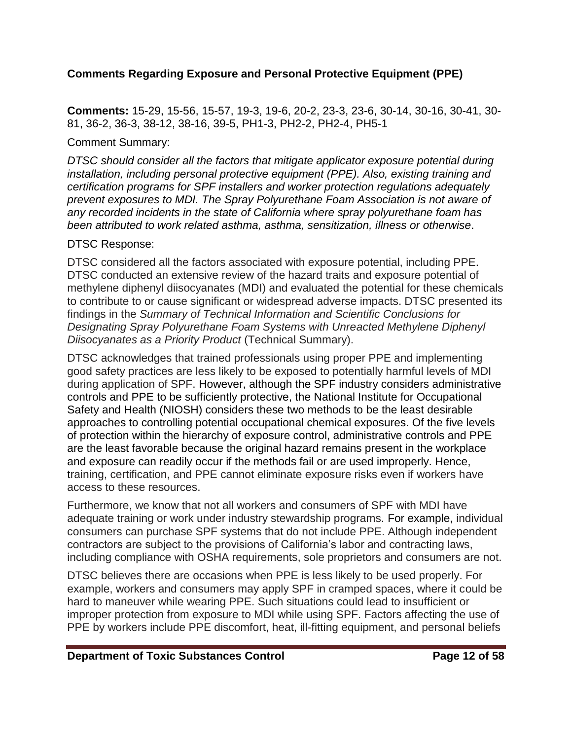## Comments Regarding Exposure and Personal Protective Equipment (PPE)

**Comments:** 15-29, 15-56, 15-57, 19-3, 19-6, 20-2, 23-3, 23-6, 30-14, 30-16, 30-41, 30-81, 36-2, 36-3, 38-12, 38-16, 39-5, PH1-3, PH2-2, PH2-4, PH5-1

Comment Summary:

*DTSC should consider all the factors that mitigate applicator exposure potential during installation, including personal protective equipment (PPE). Also, existing training and certification programs for SPF installers and worker protection regulations adequately prevent exposures to MDI. The Spray Polyurethane Foam Association is not aware of any recorded incidents in the state of California where spray polyurethane foam has been attributed to work related asthma, asthma, sensitization, illness or otherwise*.

DTSC Response:

DTSC considered all the factors associated with exposure potential, including PPE. DTSC conducted an extensive review of the hazard traits and exposure potential of methylene diphenyl diisocyanates (MDI) and evaluated the potential for these chemicals to contribute to or cause significant or widespread adverse impacts. DTSC presented its findings in the *Summary of Technical Information and Scientific Conclusions for Designating Spray Polyurethane Foam Systems with Unreacted Methylene Diphenyl Diisocyanates as a Priority Product* (Technical Summary).

DTSC acknowledges that trained professionals using proper PPE and implementing good safety practices are less likely to be exposed to potentially harmful levels of MDI during application of SPF. However, although the SPF industry considers administrative controls and PPE to be sufficiently protective, the National Institute for Occupational Safety and Health (NIOSH) considers these two methods to be the least desirable approaches to controlling potential occupational chemical exposures. Of the five levels of protection within the hierarchy of exposure control, administrative controls and PPE are the least favorable because the original hazard remains present in the workplace and exposure can readily occur if the methods fail or are used improperly. Hence, training, certification, and PPE cannot eliminate exposure risks even if workers have access to these resources.

Furthermore, we know that not all workers and consumers of SPF with MDI have adequate training or work under industry stewardship programs. For example, individual consumers can purchase SPF systems that do not include PPE. Although independent contractors are subject to the provisions of California's labor and contracting laws, including compliance with OSHA requirements, sole proprietors and consumers are not.

DTSC believes there are occasions when PPE is less likely to be used properly. For example, workers and consumers may apply SPF in cramped spaces, where it could be hard to maneuver while wearing PPE. Such situations could lead to insufficient or improper protection from exposure to MDI while using SPF. Factors affecting the use of PPE by workers include PPE discomfort, heat, ill-fitting equipment, and personal beliefs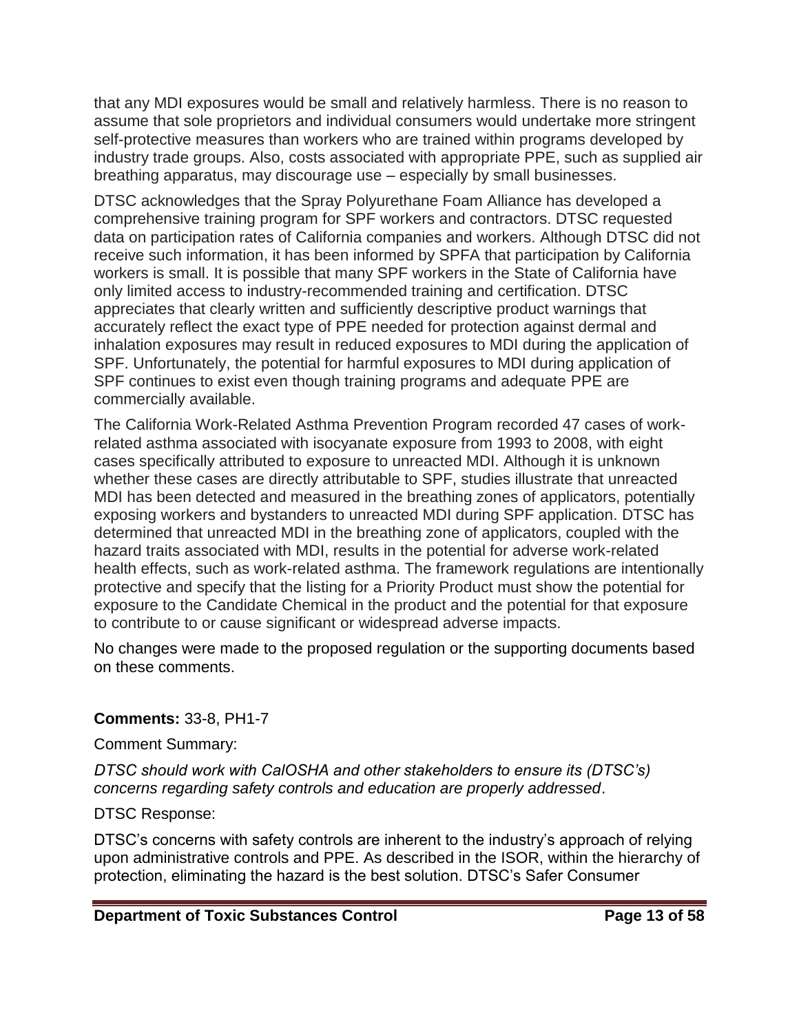that any MDI exposures would be small and relatively harmless. There is no reason to assume that sole proprietors and individual consumers would undertake more stringent self-protective measures than workers who are trained within programs developed by industry trade groups. Also, costs associated with appropriate PPE, such as supplied air breathing apparatus, may discourage use – especially by small businesses.

DTSC acknowledges that the Spray Polyurethane Foam Alliance has developed a comprehensive training program for SPF workers and contractors. DTSC requested data on participation rates of California companies and workers. Although DTSC did not receive such information, it has been informed by SPFA that participation by California workers is small. It is possible that many SPF workers in the State of California have only limited access to industry-recommended training and certification. DTSC appreciates that clearly written and sufficiently descriptive product warnings that accurately reflect the exact type of PPE needed for protection against dermal and inhalation exposures may result in reduced exposures to MDI during the application of SPF. Unfortunately, the potential for harmful exposures to MDI during application of SPF continues to exist even though training programs and adequate PPE are commercially available.

The California Work-Related Asthma Prevention Program recorded 47 cases of work-related asthma associated with isocyanate exposure from 1993 to 2008, with eight cases specifically attributed to exposure to unreacted MDI. Although it is unknown whether these cases are directly attributable to SPF, studies illustrate that unreacted MDI has been detected and measured in the breathing zones of applicators, potentially exposing workers and bystanders to unreacted MDI during SPF application. DTSC has determined that unreacted MDI in the breathing zone of applicators, coupled with the hazard traits associated with MDI, results in the potential for adverse work-related health effects, such as work-related asthma. The framework regulations are intentionally protective and specify that the listing for a Priority Product must show the potential for exposure to the Candidate Chemical in the product and the potential for that exposure to contribute to or cause significant or widespread adverse impacts.

No changes were made to the proposed regulation or the supporting documents based on these comments.

**Comments:** 33-8, PH1-7

Comment Summary:

*DTSC should work with CalOSHA and other stakeholders to ensure its (DTSC's) concerns regarding safety controls and education are properly addressed*.

DTSC Response:

DTSC's concerns with safety controls are inherent to the industry's approach of relying upon administrative controls and PPE. As described in the ISOR, within the hierarchy of protection, eliminating the hazard is the best solution. DTSC's Safer Consumer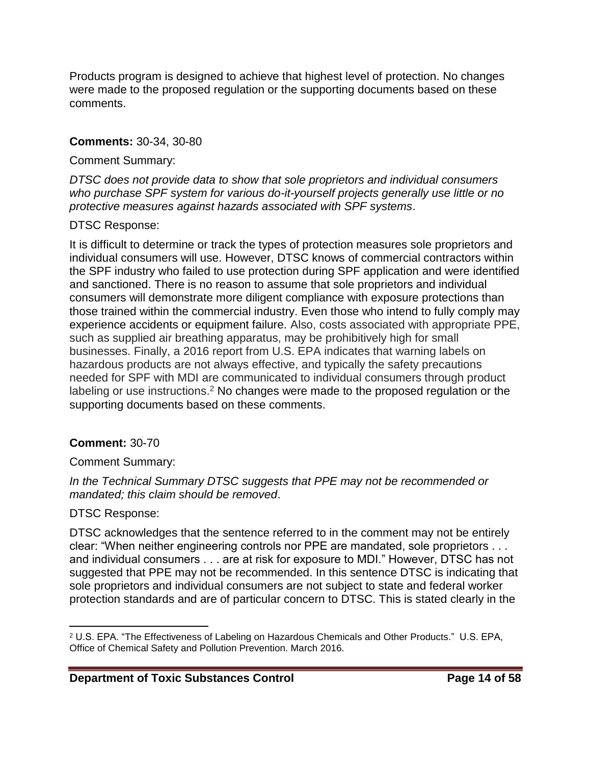Products program is designed to achieve that highest level of protection. No changes were made to the proposed regulation or the supporting documents based on these comments.

**Comments:** 30-34, 30-80

Comment Summary:

*DTSC does not provide data to show that sole proprietors and individual consumers who purchase SPF system for various do-it-yourself projects generally use little or no protective measures against hazards associated with SPF systems*.

DTSC Response:

It is difficult to determine or track the types of protection measures sole proprietors and individual consumers will use. However, DTSC knows of commercial contractors within the SPF industry who failed to use protection during SPF application and were identified and sanctioned. There is no reason to assume that sole proprietors and individual consumers will demonstrate more diligent compliance with exposure protections than those trained within the commercial industry. Even those who intend to fully comply may experience accidents or equipment failure. Also, costs associated with appropriate PPE, such as supplied air breathing apparatus, may be prohibitively high for small businesses. Finally, a 2016 report from U.S. EPA indicates that warning labels on hazardous products are not always effective, and typically the safety precautions needed for SPF with MDI are communicated to individual consumers through product labeling or use instructions.[2] No changes were made to the proposed regulation or the supporting documents based on these comments.

**Comment:** 30-70

Comment Summary:

*In the Technical Summary DTSC suggests that PPE may not be recommended or mandated; this claim should be removed*.

DTSC Response:

DTSC acknowledges that the sentence referred to in the comment may not be entirely clear: "When neither engineering controls nor PPE are mandated, sole proprietors . . . and individual consumers . . . are at risk for exposure to MDI." However, DTSC has not suggested that PPE may not be recommended. In this sentence DTSC is indicating that sole proprietors and individual consumers are not subject to state and federal worker protection standards and are of particular concern to DTSC. This is stated clearly in the

[2] U.S. EPA. "The Effectiveness of Labeling on Hazardous Chemicals and Other Products." U.S. EPA, Office of Chemical Safety and Pollution Prevention. March 2016.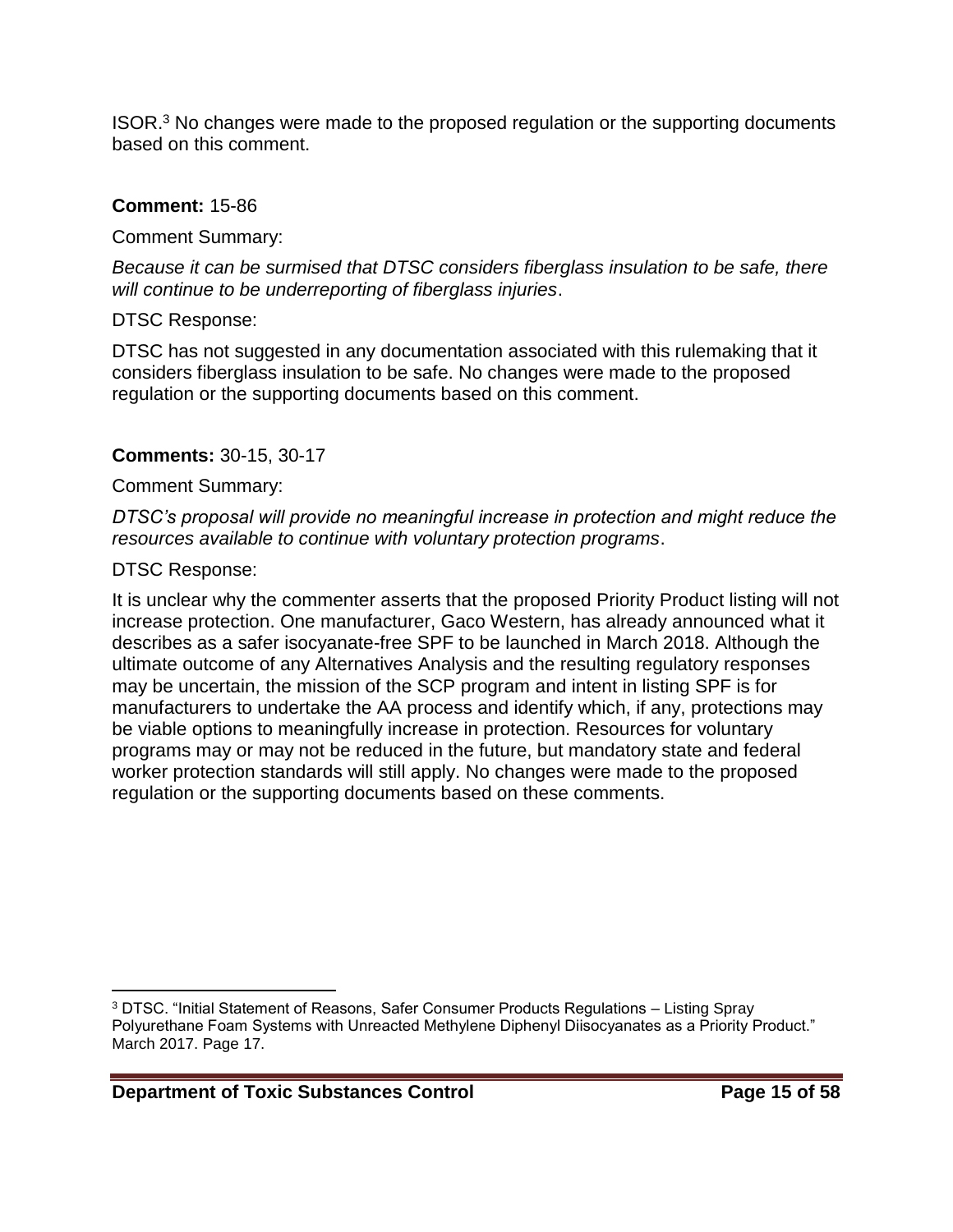ISOR.[3] No changes were made to the proposed regulation or the supporting documents based on this comment.

**Comment:** 15-86

Comment Summary:

*Because it can be surmised that DTSC considers fiberglass insulation to be safe, there will continue to be underreporting of fiberglass injuries*.

DTSC Response:

DTSC has not suggested in any documentation associated with this rulemaking that it considers fiberglass insulation to be safe. No changes were made to the proposed regulation or the supporting documents based on this comment.

**Comments:** 30-15, 30-17

Comment Summary:

*DTSC's proposal will provide no meaningful increase in protection and might reduce the resources available to continue with voluntary protection programs*.

DTSC Response:

It is unclear why the commenter asserts that the proposed Priority Product listing will not increase protection. One manufacturer, Gaco Western, has already announced what it describes as a safer isocyanate-free SPF to be launched in March 2018. Although the ultimate outcome of any Alternatives Analysis and the resulting regulatory responses may be uncertain, the mission of the SCP program and intent in listing SPF is for manufacturers to undertake the AA process and identify which, if any, protections may be viable options to meaningfully increase in protection. Resources for voluntary programs may or may not be reduced in the future, but mandatory state and federal worker protection standards will still apply. No changes were made to the proposed regulation or the supporting documents based on these comments.

[3] DTSC. "Initial Statement of Reasons, Safer Consumer Products Regulations – Listing Spray Polyurethane Foam Systems with Unreacted Methylene Diphenyl Diisocyanates as a Priority Product." March 2017. Page 17.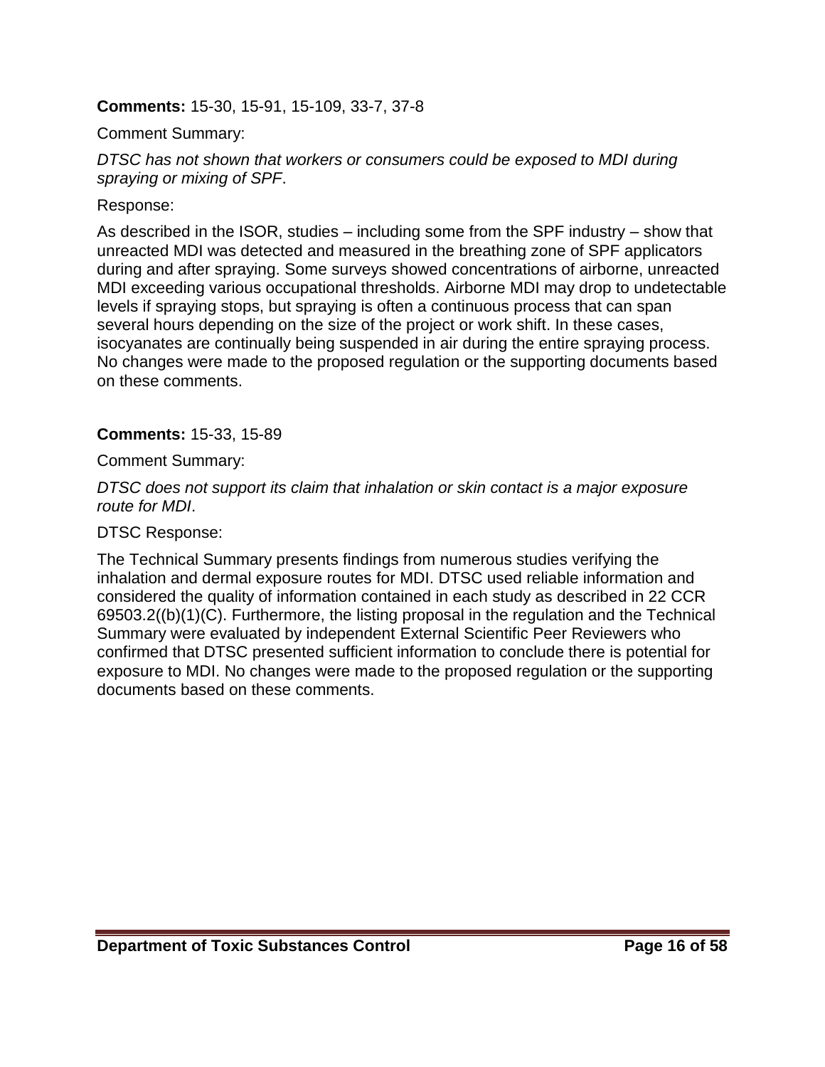**Comments:** 15-30, 15-91, 15-109, 33-7, 37-8

Comment Summary:

*DTSC has not shown that workers or consumers could be exposed to MDI during spraying or mixing of SPF*.

Response:

As described in the ISOR, studies – including some from the SPF industry – show that unreacted MDI was detected and measured in the breathing zone of SPF applicators during and after spraying. Some surveys showed concentrations of airborne, unreacted MDI exceeding various occupational thresholds. Airborne MDI may drop to undetectable levels if spraying stops, but spraying is often a continuous process that can span several hours depending on the size of the project or work shift. In these cases, isocyanates are continually being suspended in air during the entire spraying process. No changes were made to the proposed regulation or the supporting documents based on these comments.

**Comments:** 15-33, 15-89

Comment Summary:

*DTSC does not support its claim that inhalation or skin contact is a major exposure route for MDI*.

DTSC Response:

The Technical Summary presents findings from numerous studies verifying the inhalation and dermal exposure routes for MDI. DTSC used reliable information and considered the quality of information contained in each study as described in 22 CCR 69503.2((b)(1)(C). Furthermore, the listing proposal in the regulation and the Technical Summary were evaluated by independent External Scientific Peer Reviewers who confirmed that DTSC presented sufficient information to conclude there is potential for exposure to MDI. No changes were made to the proposed regulation or the supporting documents based on these comments.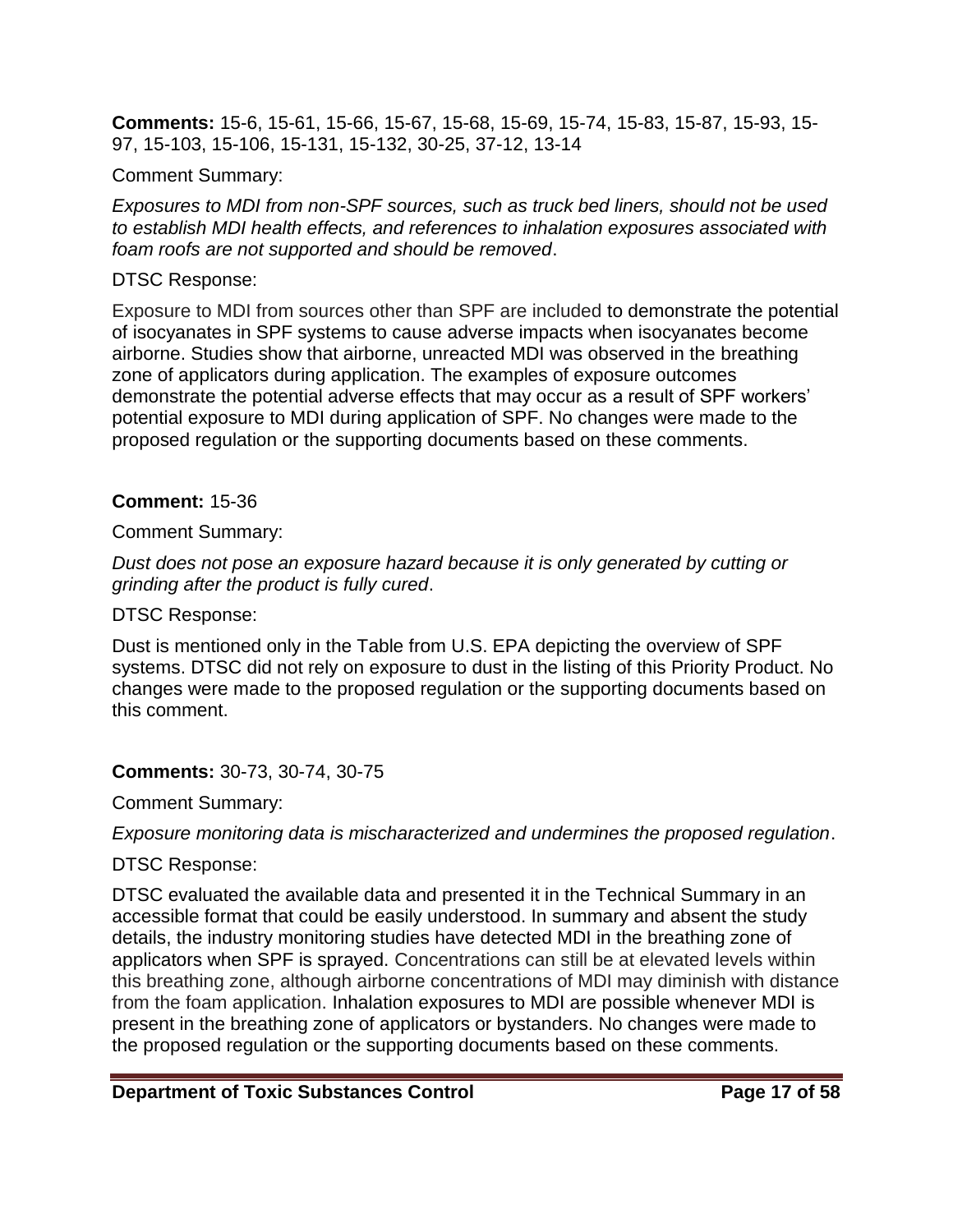**Comments:** 15-6, 15-61, 15-66, 15-67, 15-68, 15-69, 15-74, 15-83, 15-87, 15-93, 15-97, 15-103, 15-106, 15-131, 15-132, 30-25, 37-12, 13-14

Comment Summary:

*Exposures to MDI from non-SPF sources, such as truck bed liners, should not be used to establish MDI health effects, and references to inhalation exposures associated with foam roofs are not supported and should be removed*.

DTSC Response:

Exposure to MDI from sources other than SPF are included to demonstrate the potential of isocyanates in SPF systems to cause adverse impacts when isocyanates become airborne. Studies show that airborne, unreacted MDI was observed in the breathing zone of applicators during application. The examples of exposure outcomes demonstrate the potential adverse effects that may occur as a result of SPF workers' potential exposure to MDI during application of SPF. No changes were made to the proposed regulation or the supporting documents based on these comments.

**Comment:** 15-36

Comment Summary:

*Dust does not pose an exposure hazard because it is only generated by cutting or grinding after the product is fully cured*.

DTSC Response:

Dust is mentioned only in the Table from U.S. EPA depicting the overview of SPF systems. DTSC did not rely on exposure to dust in the listing of this Priority Product. No changes were made to the proposed regulation or the supporting documents based on this comment.

**Comments:** 30-73, 30-74, 30-75

Comment Summary:

*Exposure monitoring data is mischaracterized and undermines the proposed regulation*.

DTSC Response:

DTSC evaluated the available data and presented it in the Technical Summary in an accessible format that could be easily understood. In summary and absent the study details, the industry monitoring studies have detected MDI in the breathing zone of applicators when SPF is sprayed. Concentrations can still be at elevated levels within this breathing zone, although airborne concentrations of MDI may diminish with distance from the foam application. Inhalation exposures to MDI are possible whenever MDI is present in the breathing zone of applicators or bystanders. No changes were made to the proposed regulation or the supporting documents based on these comments.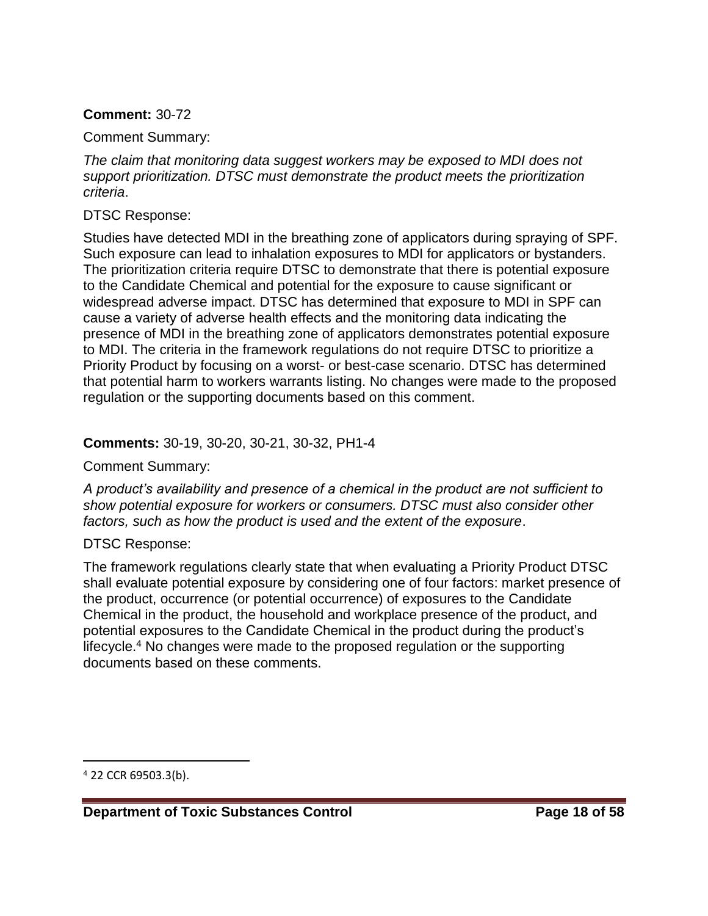**Comment:** 30-72

Comment Summary:

*The claim that monitoring data suggest workers may be exposed to MDI does not support prioritization. DTSC must demonstrate the product meets the prioritization criteria*.

DTSC Response:

Studies have detected MDI in the breathing zone of applicators during spraying of SPF. Such exposure can lead to inhalation exposures to MDI for applicators or bystanders. The prioritization criteria require DTSC to demonstrate that there is potential exposure to the Candidate Chemical and potential for the exposure to cause significant or widespread adverse impact. DTSC has determined that exposure to MDI in SPF can cause a variety of adverse health effects and the monitoring data indicating the presence of MDI in the breathing zone of applicators demonstrates potential exposure to MDI. The criteria in the framework regulations do not require DTSC to prioritize a Priority Product by focusing on a worst- or best-case scenario. DTSC has determined that potential harm to workers warrants listing. No changes were made to the proposed regulation or the supporting documents based on this comment.

**Comments:** 30-19, 30-20, 30-21, 30-32, PH1-4

Comment Summary:

*A product's availability and presence of a chemical in the product are not sufficient to show potential exposure for workers or consumers. DTSC must also consider other factors, such as how the product is used and the extent of the exposure*.

DTSC Response:

The framework regulations clearly state that when evaluating a Priority Product DTSC shall evaluate potential exposure by considering one of four factors: market presence of the product, occurrence (or potential occurrence) of exposures to the Candidate Chemical in the product, the household and workplace presence of the product, and potential exposures to the Candidate Chemical in the product during the product's lifecycle.[4] No changes were made to the proposed regulation or the supporting documents based on these comments.

[4] 22 CCR 69503.3(b).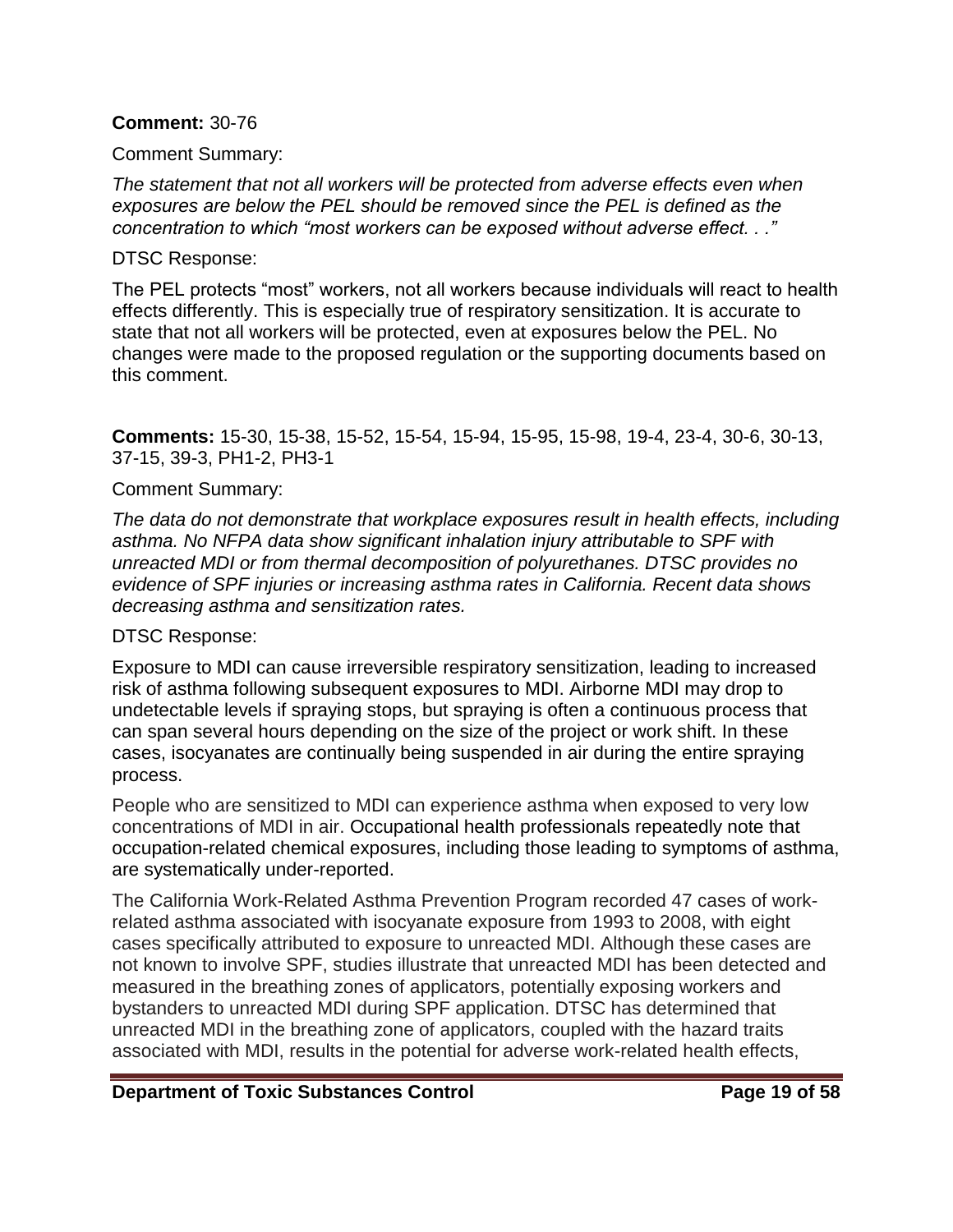**Comment:** 30-76

Comment Summary:

*The statement that not all workers will be protected from adverse effects even when exposures are below the PEL should be removed since the PEL is defined as the concentration to which "most workers can be exposed without adverse effect. . ."*

DTSC Response:

The PEL protects "most" workers, not all workers because individuals will react to health effects differently. This is especially true of respiratory sensitization. It is accurate to state that not all workers will be protected, even at exposures below the PEL. No changes were made to the proposed regulation or the supporting documents based on this comment.

**Comments:** 15-30, 15-38, 15-52, 15-54, 15-94, 15-95, 15-98, 19-4, 23-4, 30-6, 30-13, 37-15, 39-3, PH1-2, PH3-1

Comment Summary:

*The data do not demonstrate that workplace exposures result in health effects, including asthma. No NFPA data show significant inhalation injury attributable to SPF with unreacted MDI or from thermal decomposition of polyurethanes. DTSC provides no evidence of SPF injuries or increasing asthma rates in California. Recent data shows decreasing asthma and sensitization rates.*

DTSC Response:

Exposure to MDI can cause irreversible respiratory sensitization, leading to increased risk of asthma following subsequent exposures to MDI. Airborne MDI may drop to undetectable levels if spraying stops, but spraying is often a continuous process that can span several hours depending on the size of the project or work shift. In these cases, isocyanates are continually being suspended in air during the entire spraying process.

People who are sensitized to MDI can experience asthma when exposed to very low concentrations of MDI in air. Occupational health professionals repeatedly note that occupation-related chemical exposures, including those leading to symptoms of asthma, are systematically under-reported.

The California Work-Related Asthma Prevention Program recorded 47 cases of work-related asthma associated with isocyanate exposure from 1993 to 2008, with eight cases specifically attributed to exposure to unreacted MDI. Although these cases are not known to involve SPF, studies illustrate that unreacted MDI has been detected and measured in the breathing zones of applicators, potentially exposing workers and bystanders to unreacted MDI during SPF application. DTSC has determined that unreacted MDI in the breathing zone of applicators, coupled with the hazard traits associated with MDI, results in the potential for adverse work-related health effects,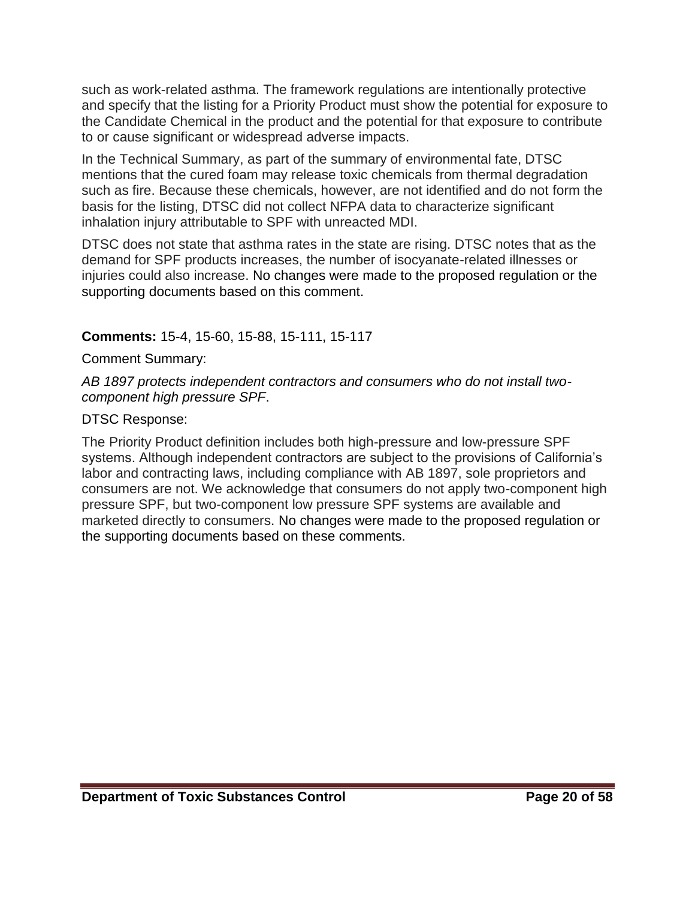such as work-related asthma. The framework regulations are intentionally protective and specify that the listing for a Priority Product must show the potential for exposure to the Candidate Chemical in the product and the potential for that exposure to contribute to or cause significant or widespread adverse impacts.

In the Technical Summary, as part of the summary of environmental fate, DTSC mentions that the cured foam may release toxic chemicals from thermal degradation such as fire. Because these chemicals, however, are not identified and do not form the basis for the listing, DTSC did not collect NFPA data to characterize significant inhalation injury attributable to SPF with unreacted MDI.

DTSC does not state that asthma rates in the state are rising. DTSC notes that as the demand for SPF products increases, the number of isocyanate-related illnesses or injuries could also increase. No changes were made to the proposed regulation or the supporting documents based on this comment.

**Comments:** 15-4, 15-60, 15-88, 15-111, 15-117

Comment Summary:

*AB 1897 protects independent contractors and consumers who do not install two-component high pressure SPF*.

DTSC Response:

The Priority Product definition includes both high-pressure and low-pressure SPF systems. Although independent contractors are subject to the provisions of California's labor and contracting laws, including compliance with AB 1897, sole proprietors and consumers are not. We acknowledge that consumers do not apply two-component high pressure SPF, but two-component low pressure SPF systems are available and marketed directly to consumers. No changes were made to the proposed regulation or the supporting documents based on these comments.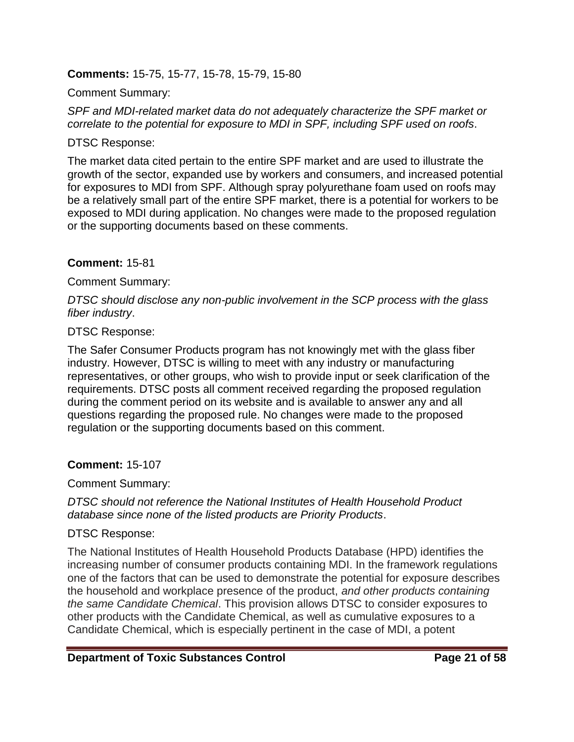**Comments:** 15-75, 15-77, 15-78, 15-79, 15-80

Comment Summary:

*SPF and MDI-related market data do not adequately characterize the SPF market or correlate to the potential for exposure to MDI in SPF, including SPF used on roofs*.

DTSC Response:

The market data cited pertain to the entire SPF market and are used to illustrate the growth of the sector, expanded use by workers and consumers, and increased potential for exposures to MDI from SPF. Although spray polyurethane foam used on roofs may be a relatively small part of the entire SPF market, there is a potential for workers to be exposed to MDI during application. No changes were made to the proposed regulation or the supporting documents based on these comments.

**Comment:** 15-81

Comment Summary:

*DTSC should disclose any non-public involvement in the SCP process with the glass fiber industry*.

DTSC Response:

The Safer Consumer Products program has not knowingly met with the glass fiber industry. However, DTSC is willing to meet with any industry or manufacturing representatives, or other groups, who wish to provide input or seek clarification of the requirements. DTSC posts all comment received regarding the proposed regulation during the comment period on its website and is available to answer any and all questions regarding the proposed rule. No changes were made to the proposed regulation or the supporting documents based on this comment.

**Comment:** 15-107

Comment Summary:

*DTSC should not reference the National Institutes of Health Household Product database since none of the listed products are Priority Products*.

DTSC Response:

The National Institutes of Health Household Products Database (HPD) identifies the increasing number of consumer products containing MDI. In the framework regulations one of the factors that can be used to demonstrate the potential for exposure describes the household and workplace presence of the product, *and other products containing the same Candidate Chemical*. This provision allows DTSC to consider exposures to other products with the Candidate Chemical, as well as cumulative exposures to a Candidate Chemical, which is especially pertinent in the case of MDI, a potent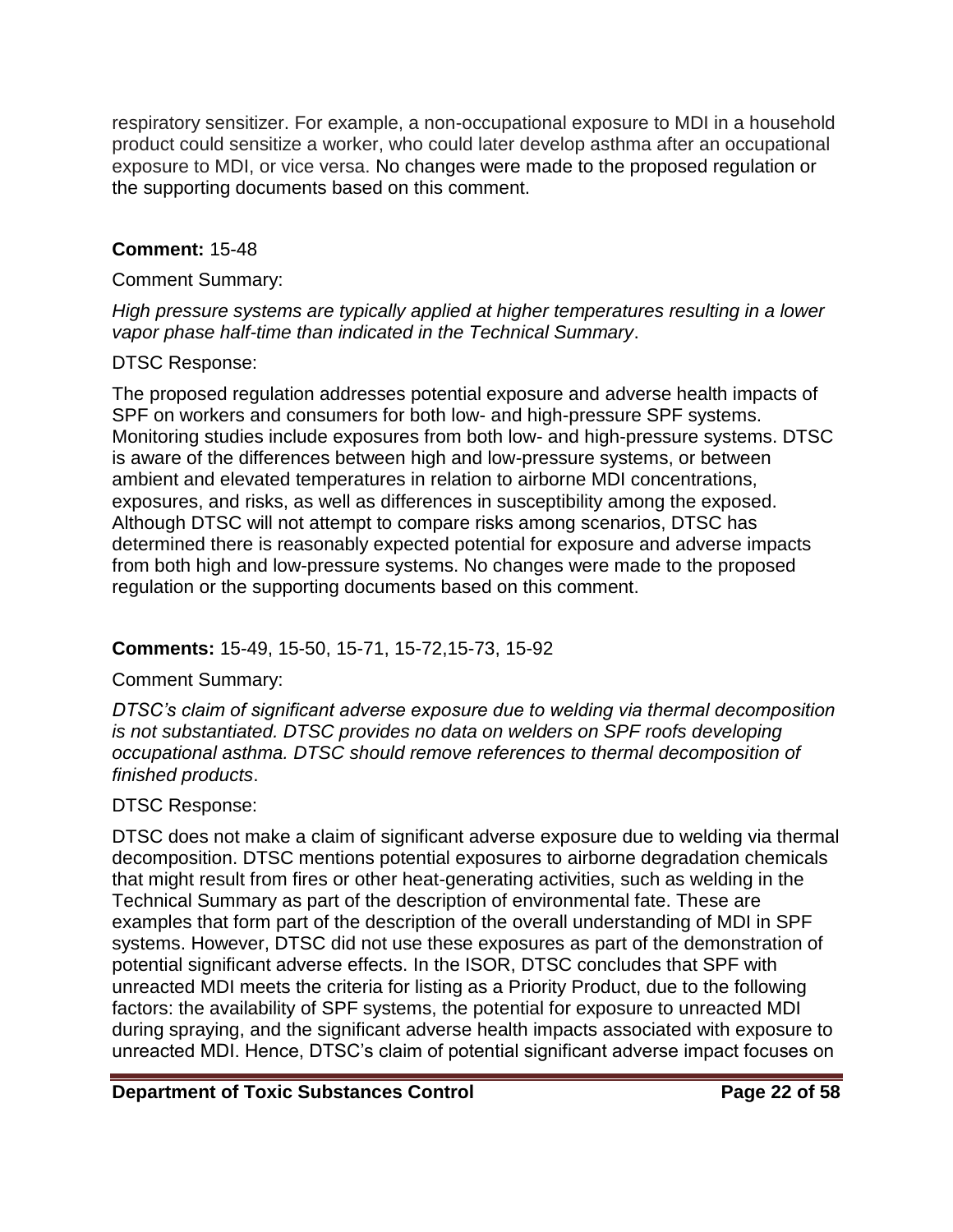respiratory sensitizer. For example, a non-occupational exposure to MDI in a household product could sensitize a worker, who could later develop asthma after an occupational exposure to MDI, or vice versa. No changes were made to the proposed regulation or the supporting documents based on this comment.

**Comment:** 15-48

Comment Summary:

*High pressure systems are typically applied at higher temperatures resulting in a lower vapor phase half-time than indicated in the Technical Summary*.

DTSC Response:

The proposed regulation addresses potential exposure and adverse health impacts of SPF on workers and consumers for both low- and high-pressure SPF systems. Monitoring studies include exposures from both low- and high-pressure systems. DTSC is aware of the differences between high and low-pressure systems, or between ambient and elevated temperatures in relation to airborne MDI concentrations, exposures, and risks, as well as differences in susceptibility among the exposed. Although DTSC will not attempt to compare risks among scenarios, DTSC has determined there is reasonably expected potential for exposure and adverse impacts from both high and low-pressure systems. No changes were made to the proposed regulation or the supporting documents based on this comment.

**Comments:** 15-49, 15-50, 15-71, 15-72,15-73, 15-92

Comment Summary:

*DTSC's claim of significant adverse exposure due to welding via thermal decomposition is not substantiated. DTSC provides no data on welders on SPF roofs developing occupational asthma. DTSC should remove references to thermal decomposition of finished products*.

DTSC Response:

DTSC does not make a claim of significant adverse exposure due to welding via thermal decomposition. DTSC mentions potential exposures to airborne degradation chemicals that might result from fires or other heat-generating activities, such as welding in the Technical Summary as part of the description of environmental fate. These are examples that form part of the description of the overall understanding of MDI in SPF systems. However, DTSC did not use these exposures as part of the demonstration of potential significant adverse effects. In the ISOR, DTSC concludes that SPF with unreacted MDI meets the criteria for listing as a Priority Product, due to the following factors: the availability of SPF systems, the potential for exposure to unreacted MDI during spraying, and the significant adverse health impacts associated with exposure to unreacted MDI. Hence, DTSC's claim of potential significant adverse impact focuses on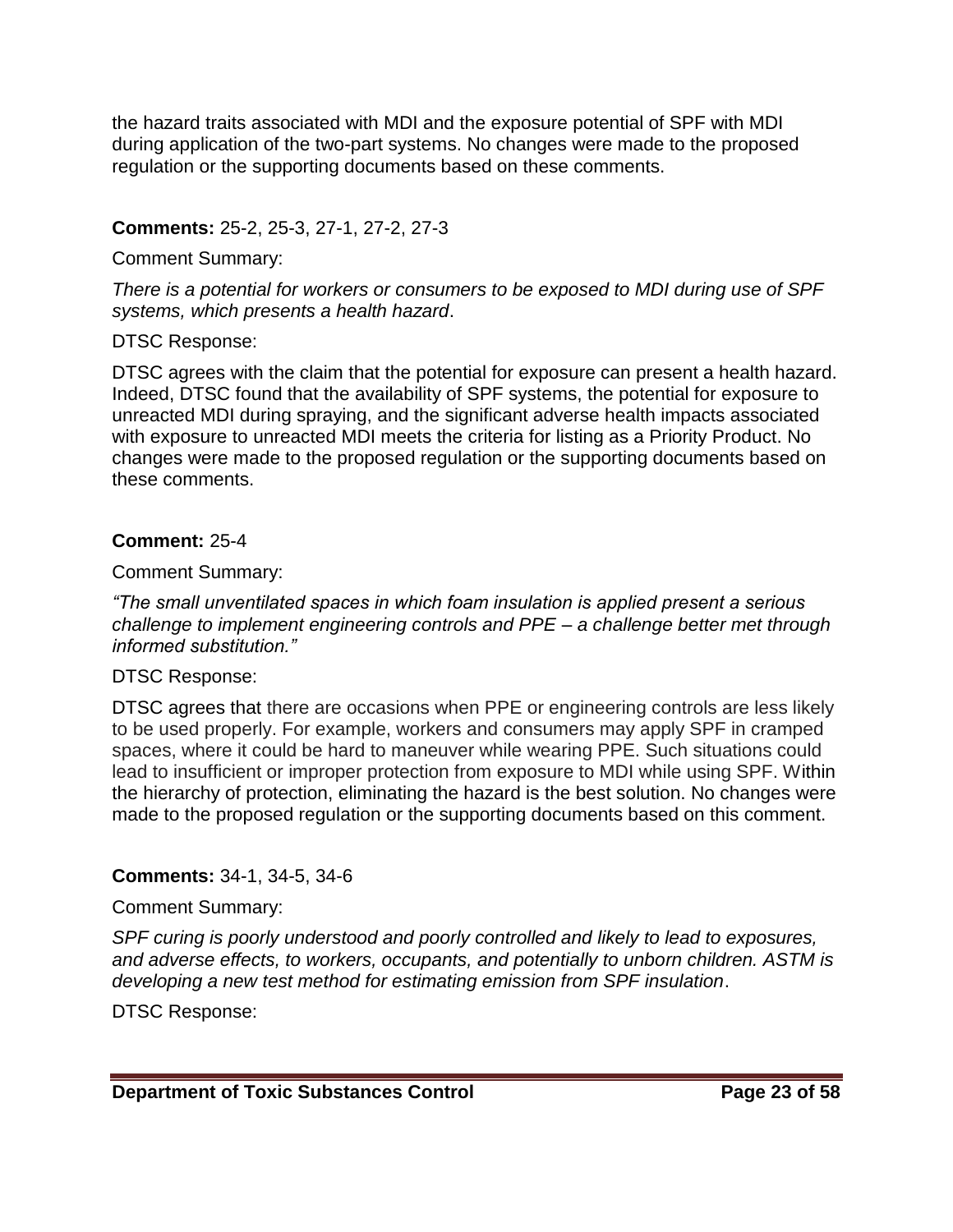the hazard traits associated with MDI and the exposure potential of SPF with MDI during application of the two-part systems. No changes were made to the proposed regulation or the supporting documents based on these comments.

**Comments:** 25-2, 25-3, 27-1, 27-2, 27-3

Comment Summary:

*There is a potential for workers or consumers to be exposed to MDI during use of SPF systems, which presents a health hazard*.

DTSC Response:

DTSC agrees with the claim that the potential for exposure can present a health hazard. Indeed, DTSC found that the availability of SPF systems, the potential for exposure to unreacted MDI during spraying, and the significant adverse health impacts associated with exposure to unreacted MDI meets the criteria for listing as a Priority Product. No changes were made to the proposed regulation or the supporting documents based on these comments.

**Comment:** 25-4

Comment Summary:

*"The small unventilated spaces in which foam insulation is applied present a serious challenge to implement engineering controls and PPE – a challenge better met through informed substitution."*

DTSC Response:

DTSC agrees that there are occasions when PPE or engineering controls are less likely to be used properly. For example, workers and consumers may apply SPF in cramped spaces, where it could be hard to maneuver while wearing PPE. Such situations could lead to insufficient or improper protection from exposure to MDI while using SPF. Within the hierarchy of protection, eliminating the hazard is the best solution. No changes were made to the proposed regulation or the supporting documents based on this comment.

**Comments:** 34-1, 34-5, 34-6

Comment Summary:

*SPF curing is poorly understood and poorly controlled and likely to lead to exposures, and adverse effects, to workers, occupants, and potentially to unborn children. ASTM is developing a new test method for estimating emission from SPF insulation*.

DTSC Response: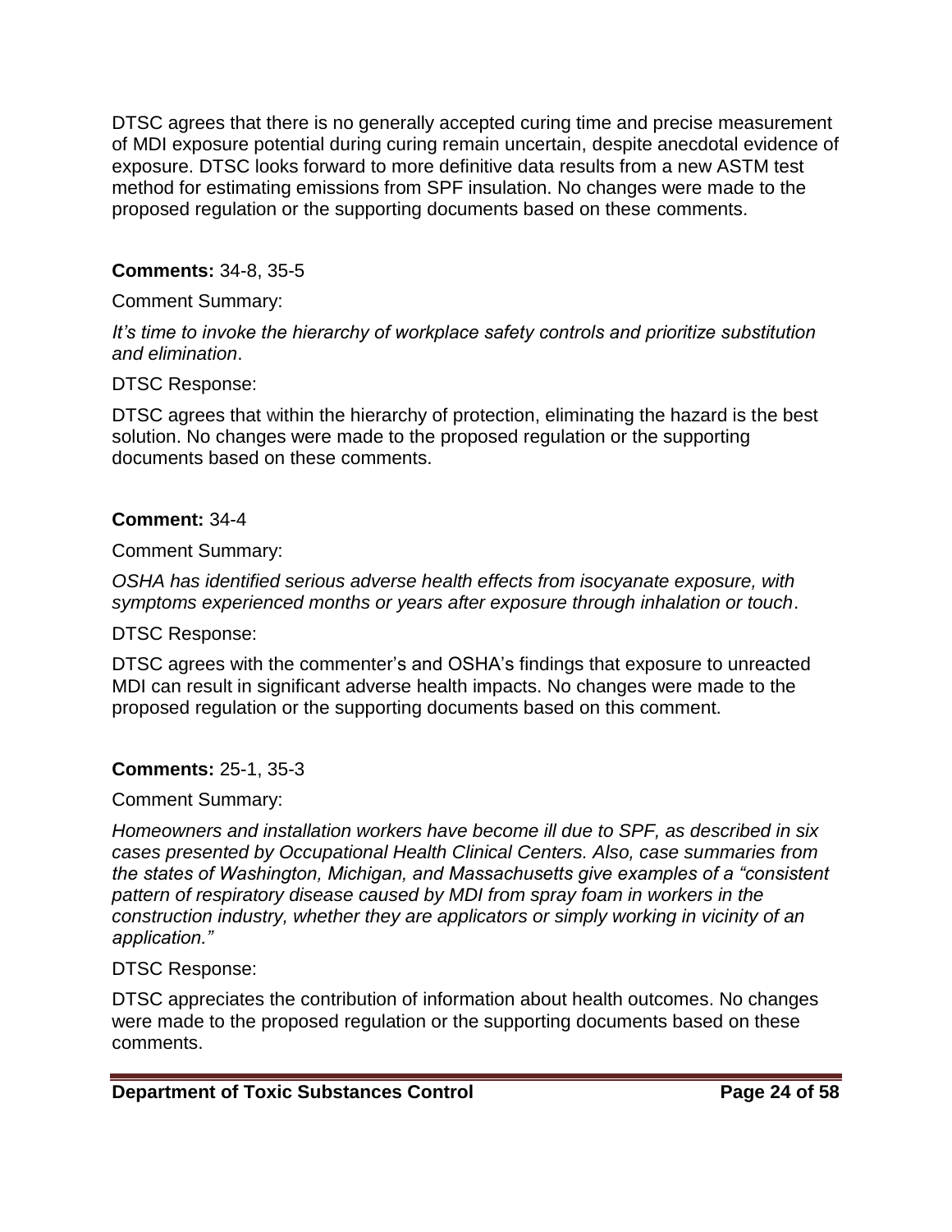DTSC agrees that there is no generally accepted curing time and precise measurement of MDI exposure potential during curing remain uncertain, despite anecdotal evidence of exposure. DTSC looks forward to more definitive data results from a new ASTM test method for estimating emissions from SPF insulation. No changes were made to the proposed regulation or the supporting documents based on these comments.

**Comments:** 34-8, 35-5

Comment Summary:

*It's time to invoke the hierarchy of workplace safety controls and prioritize substitution and elimination*.

DTSC Response:

DTSC agrees that within the hierarchy of protection, eliminating the hazard is the best solution. No changes were made to the proposed regulation or the supporting documents based on these comments.

**Comment:** 34-4

Comment Summary:

*OSHA has identified serious adverse health effects from isocyanate exposure, with symptoms experienced months or years after exposure through inhalation or touch*.

DTSC Response:

DTSC agrees with the commenter's and OSHA's findings that exposure to unreacted MDI can result in significant adverse health impacts. No changes were made to the proposed regulation or the supporting documents based on this comment.

**Comments:** 25-1, 35-3

Comment Summary:

*Homeowners and installation workers have become ill due to SPF, as described in six cases presented by Occupational Health Clinical Centers. Also, case summaries from the states of Washington, Michigan, and Massachusetts give examples of a "consistent pattern of respiratory disease caused by MDI from spray foam in workers in the construction industry, whether they are applicators or simply working in vicinity of an application."*

DTSC Response:

DTSC appreciates the contribution of information about health outcomes. No changes were made to the proposed regulation or the supporting documents based on these comments.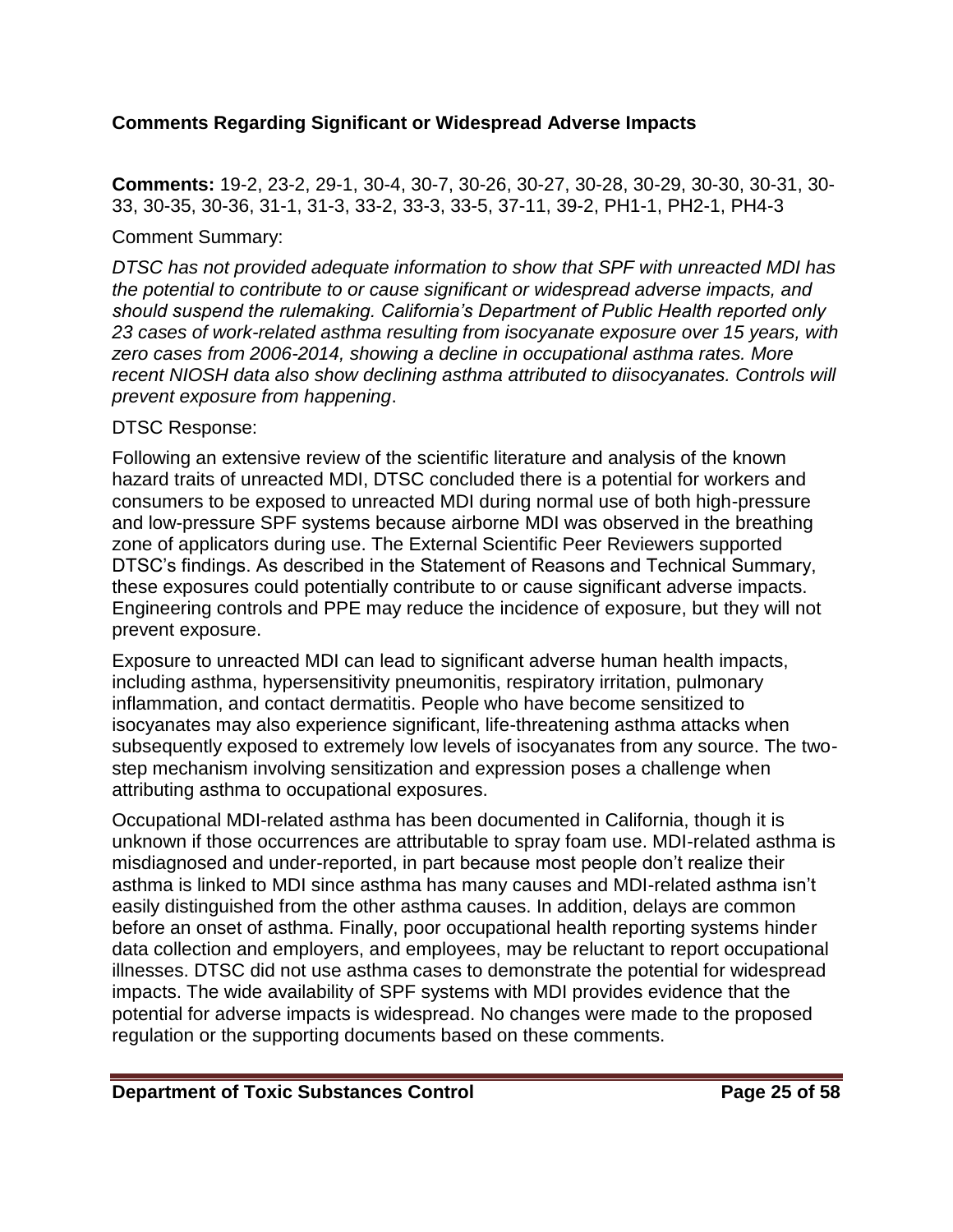### Comments Regarding Significant or Widespread Adverse Impacts

**Comments:** 19-2, 23-2, 29-1, 30-4, 30-7, 30-26, 30-27, 30-28, 30-29, 30-30, 30-31, 30-33, 30-35, 30-36, 31-1, 31-3, 33-2, 33-3, 33-5, 37-11, 39-2, PH1-1, PH2-1, PH4-3

Comment Summary:

*DTSC has not provided adequate information to show that SPF with unreacted MDI has the potential to contribute to or cause significant or widespread adverse impacts, and should suspend the rulemaking. California's Department of Public Health reported only 23 cases of work-related asthma resulting from isocyanate exposure over 15 years, with zero cases from 2006-2014, showing a decline in occupational asthma rates. More recent NIOSH data also show declining asthma attributed to diisocyanates. Controls will prevent exposure from happening*.

DTSC Response:

Following an extensive review of the scientific literature and analysis of the known hazard traits of unreacted MDI, DTSC concluded there is a potential for workers and consumers to be exposed to unreacted MDI during normal use of both high-pressure and low-pressure SPF systems because airborne MDI was observed in the breathing zone of applicators during use. The External Scientific Peer Reviewers supported DTSC's findings. As described in the Statement of Reasons and Technical Summary, these exposures could potentially contribute to or cause significant adverse impacts. Engineering controls and PPE may reduce the incidence of exposure, but they will not prevent exposure.

Exposure to unreacted MDI can lead to significant adverse human health impacts, including asthma, hypersensitivity pneumonitis, respiratory irritation, pulmonary inflammation, and contact dermatitis. People who have become sensitized to isocyanates may also experience significant, life-threatening asthma attacks when subsequently exposed to extremely low levels of isocyanates from any source. The two-step mechanism involving sensitization and expression poses a challenge when attributing asthma to occupational exposures.

Occupational MDI-related asthma has been documented in California, though it is unknown if those occurrences are attributable to spray foam use. MDI-related asthma is misdiagnosed and under-reported, in part because most people don't realize their asthma is linked to MDI since asthma has many causes and MDI-related asthma isn't easily distinguished from the other asthma causes. In addition, delays are common before an onset of asthma. Finally, poor occupational health reporting systems hinder data collection and employers, and employees, may be reluctant to report occupational illnesses. DTSC did not use asthma cases to demonstrate the potential for widespread impacts. The wide availability of SPF systems with MDI provides evidence that the potential for adverse impacts is widespread. No changes were made to the proposed regulation or the supporting documents based on these comments.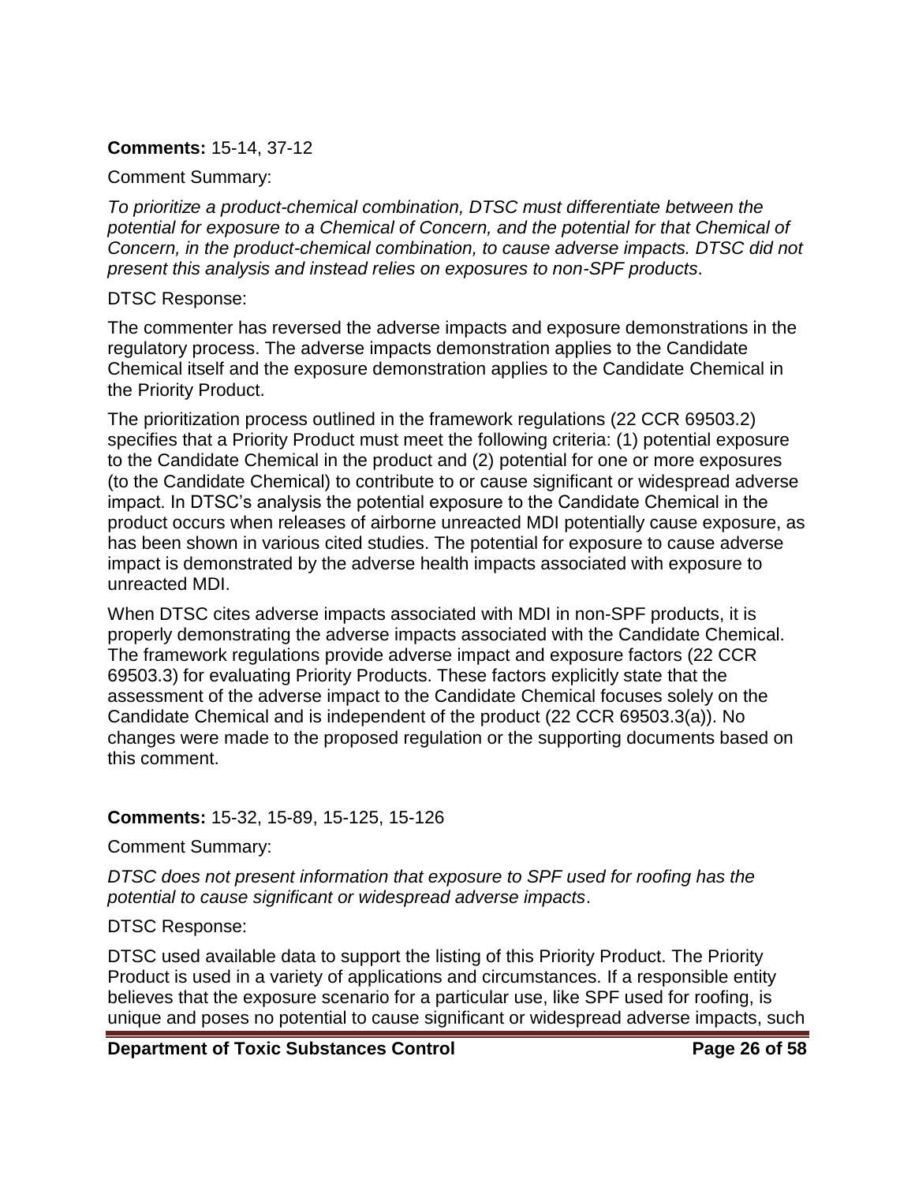**Comments:** 15-14, 37-12

Comment Summary:

*To prioritize a product-chemical combination, DTSC must differentiate between the potential for exposure to a Chemical of Concern, and the potential for that Chemical of Concern, in the product-chemical combination, to cause adverse impacts. DTSC did not present this analysis and instead relies on exposures to non-SPF products*.

DTSC Response:

The commenter has reversed the adverse impacts and exposure demonstrations in the regulatory process. The adverse impacts demonstration applies to the Candidate Chemical itself and the exposure demonstration applies to the Candidate Chemical in the Priority Product.

The prioritization process outlined in the framework regulations (22 CCR 69503.2) specifies that a Priority Product must meet the following criteria: (1) potential exposure to the Candidate Chemical in the product and (2) potential for one or more exposures (to the Candidate Chemical) to contribute to or cause significant or widespread adverse impact. In DTSC's analysis the potential exposure to the Candidate Chemical in the product occurs when releases of airborne unreacted MDI potentially cause exposure, as has been shown in various cited studies. The potential for exposure to cause adverse impact is demonstrated by the adverse health impacts associated with exposure to unreacted MDI.

When DTSC cites adverse impacts associated with MDI in non-SPF products, it is properly demonstrating the adverse impacts associated with the Candidate Chemical. The framework regulations provide adverse impact and exposure factors (22 CCR 69503.3) for evaluating Priority Products. These factors explicitly state that the assessment of the adverse impact to the Candidate Chemical focuses solely on the Candidate Chemical and is independent of the product (22 CCR 69503.3(a)). No changes were made to the proposed regulation or the supporting documents based on this comment.

**Comments:** 15-32, 15-89, 15-125, 15-126

Comment Summary:

*DTSC does not present information that exposure to SPF used for roofing has the potential to cause significant or widespread adverse impacts*.

DTSC Response:

DTSC used available data to support the listing of this Priority Product. The Priority Product is used in a variety of applications and circumstances. If a responsible entity believes that the exposure scenario for a particular use, like SPF used for roofing, is unique and poses no potential to cause significant or widespread adverse impacts, such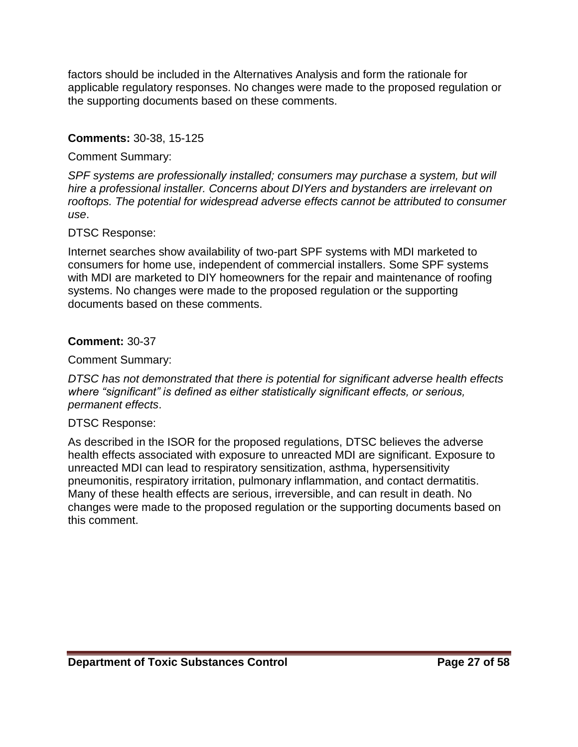factors should be included in the Alternatives Analysis and form the rationale for applicable regulatory responses. No changes were made to the proposed regulation or the supporting documents based on these comments.

**Comments:** 30-38, 15-125

Comment Summary:

*SPF systems are professionally installed; consumers may purchase a system, but will hire a professional installer. Concerns about DIYers and bystanders are irrelevant on rooftops. The potential for widespread adverse effects cannot be attributed to consumer use*.

DTSC Response:

Internet searches show availability of two-part SPF systems with MDI marketed to consumers for home use, independent of commercial installers. Some SPF systems with MDI are marketed to DIY homeowners for the repair and maintenance of roofing systems. No changes were made to the proposed regulation or the supporting documents based on these comments.

**Comment:** 30-37

Comment Summary:

*DTSC has not demonstrated that there is potential for significant adverse health effects where "significant" is defined as either statistically significant effects, or serious, permanent effects*.

DTSC Response:

As described in the ISOR for the proposed regulations, DTSC believes the adverse health effects associated with exposure to unreacted MDI are significant. Exposure to unreacted MDI can lead to respiratory sensitization, asthma, hypersensitivity pneumonitis, respiratory irritation, pulmonary inflammation, and contact dermatitis. Many of these health effects are serious, irreversible, and can result in death. No changes were made to the proposed regulation or the supporting documents based on this comment.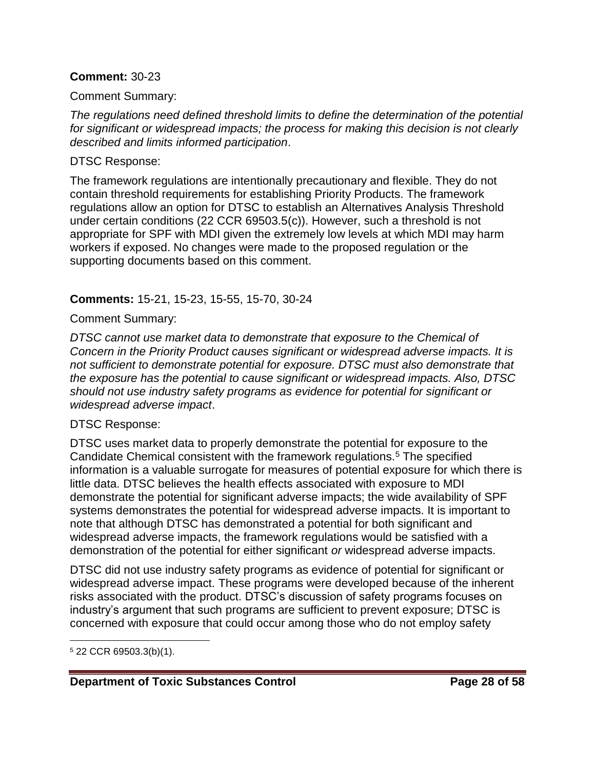**Comment:** 30-23

Comment Summary:

*The regulations need defined threshold limits to define the determination of the potential for significant or widespread impacts; the process for making this decision is not clearly described and limits informed participation*.

DTSC Response:

The framework regulations are intentionally precautionary and flexible. They do not contain threshold requirements for establishing Priority Products. The framework regulations allow an option for DTSC to establish an Alternatives Analysis Threshold under certain conditions (22 CCR 69503.5(c)). However, such a threshold is not appropriate for SPF with MDI given the extremely low levels at which MDI may harm workers if exposed. No changes were made to the proposed regulation or the supporting documents based on this comment.

**Comments:** 15-21, 15-23, 15-55, 15-70, 30-24

Comment Summary:

*DTSC cannot use market data to demonstrate that exposure to the Chemical of Concern in the Priority Product causes significant or widespread adverse impacts. It is not sufficient to demonstrate potential for exposure. DTSC must also demonstrate that the exposure has the potential to cause significant or widespread impacts. Also, DTSC should not use industry safety programs as evidence for potential for significant or widespread adverse impact*.

DTSC Response:

DTSC uses market data to properly demonstrate the potential for exposure to the Candidate Chemical consistent with the framework regulations.[5] The specified information is a valuable surrogate for measures of potential exposure for which there is little data. DTSC believes the health effects associated with exposure to MDI demonstrate the potential for significant adverse impacts; the wide availability of SPF systems demonstrates the potential for widespread adverse impacts. It is important to note that although DTSC has demonstrated a potential for both significant and widespread adverse impacts, the framework regulations would be satisfied with a demonstration of the potential for either significant *or* widespread adverse impacts.

DTSC did not use industry safety programs as evidence of potential for significant or widespread adverse impact. These programs were developed because of the inherent risks associated with the product. DTSC's discussion of safety programs focuses on industry's argument that such programs are sufficient to prevent exposure; DTSC is concerned with exposure that could occur among those who do not employ safety

[5] 22 CCR 69503.3(b)(1).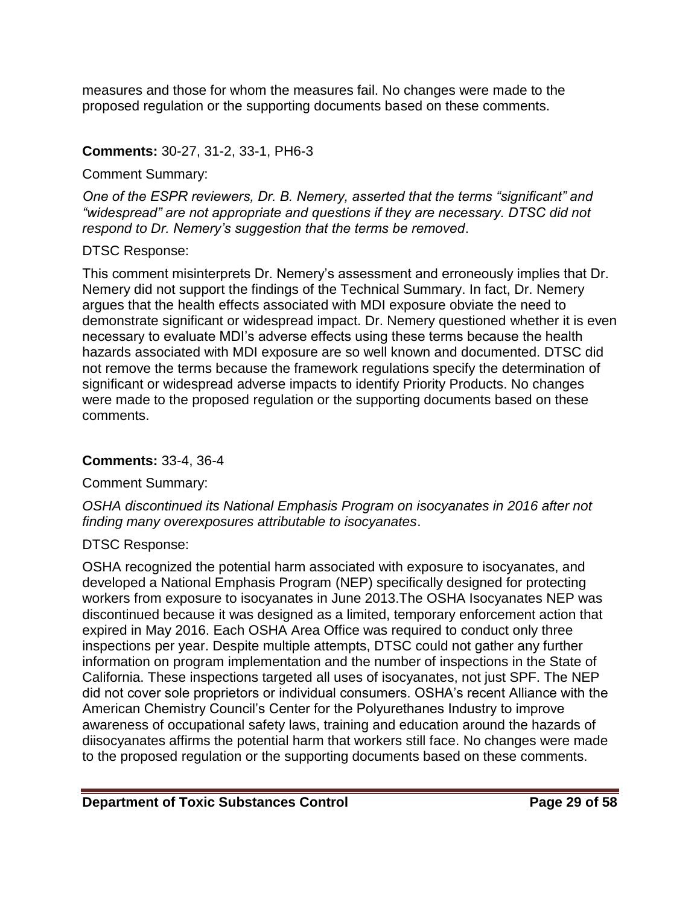measures and those for whom the measures fail. No changes were made to the proposed regulation or the supporting documents based on these comments.

**Comments:** 30-27, 31-2, 33-1, PH6-3

Comment Summary:

*One of the ESPR reviewers, Dr. B. Nemery, asserted that the terms “significant” and “widespread” are not appropriate and questions if they are necessary. DTSC did not respond to Dr. Nemery’s suggestion that the terms be removed*.

DTSC Response:

This comment misinterprets Dr. Nemery’s assessment and erroneously implies that Dr. Nemery did not support the findings of the Technical Summary. In fact, Dr. Nemery argues that the health effects associated with MDI exposure obviate the need to demonstrate significant or widespread impact. Dr. Nemery questioned whether it is even necessary to evaluate MDI’s adverse effects using these terms because the health hazards associated with MDI exposure are so well known and documented. DTSC did not remove the terms because the framework regulations specify the determination of significant or widespread adverse impacts to identify Priority Products. No changes were made to the proposed regulation or the supporting documents based on these comments.

**Comments:** 33-4, 36-4

Comment Summary:

*OSHA discontinued its National Emphasis Program on isocyanates in 2016 after not finding many overexposures attributable to isocyanates*.

DTSC Response:

OSHA recognized the potential harm associated with exposure to isocyanates, and developed a National Emphasis Program (NEP) specifically designed for protecting workers from exposure to isocyanates in June 2013.The OSHA Isocyanates NEP was discontinued because it was designed as a limited, temporary enforcement action that expired in May 2016. Each OSHA Area Office was required to conduct only three inspections per year. Despite multiple attempts, DTSC could not gather any further information on program implementation and the number of inspections in the State of California. These inspections targeted all uses of isocyanates, not just SPF. The NEP did not cover sole proprietors or individual consumers. OSHA’s recent Alliance with the American Chemistry Council’s Center for the Polyurethanes Industry to improve awareness of occupational safety laws, training and education around the hazards of diisocyanates affirms the potential harm that workers still face. No changes were made to the proposed regulation or the supporting documents based on these comments.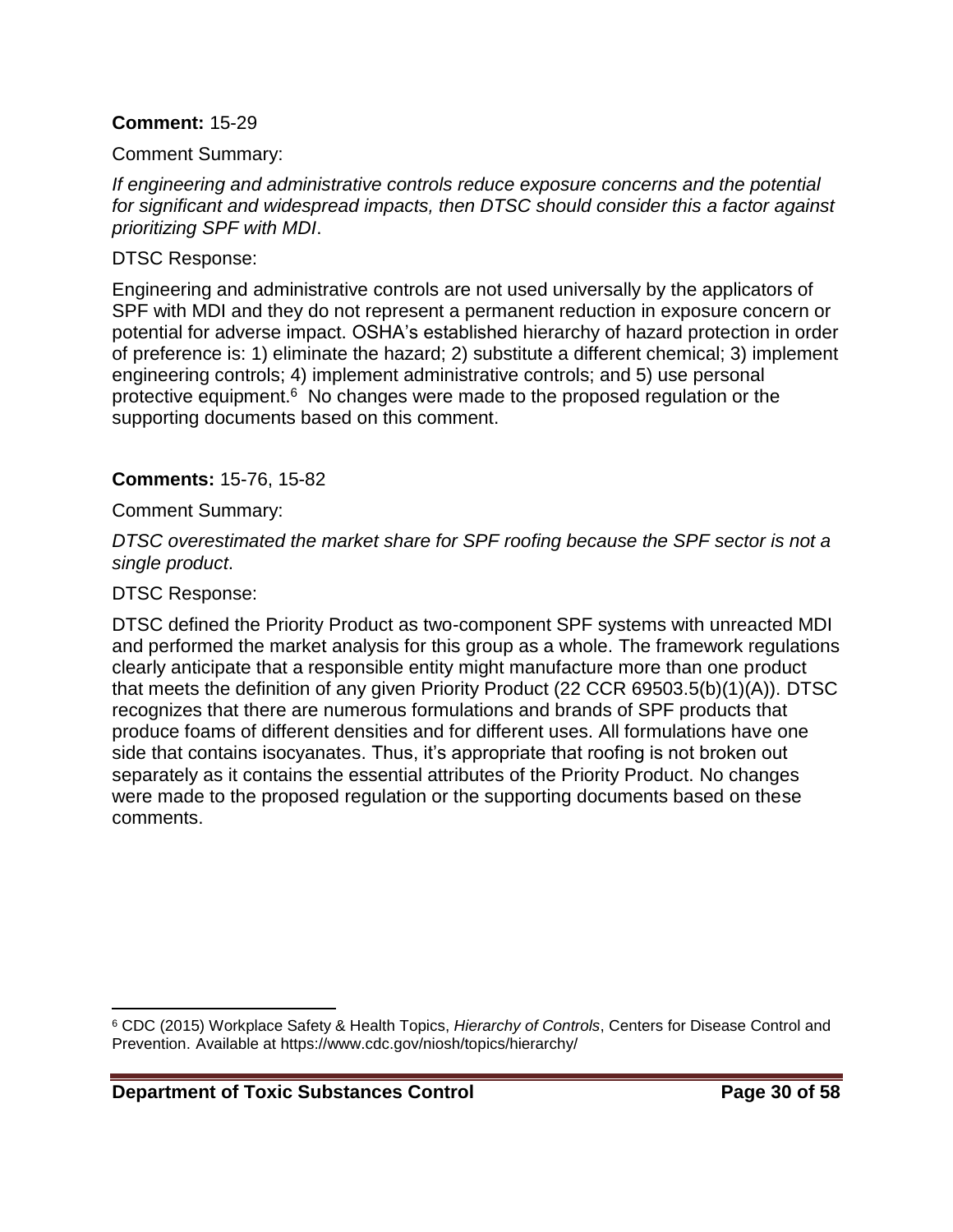**Comment:** 15-29

Comment Summary:

*If engineering and administrative controls reduce exposure concerns and the potential for significant and widespread impacts, then DTSC should consider this a factor against prioritizing SPF with MDI*.

DTSC Response:

Engineering and administrative controls are not used universally by the applicators of SPF with MDI and they do not represent a permanent reduction in exposure concern or potential for adverse impact. OSHA's established hierarchy of hazard protection in order of preference is: 1) eliminate the hazard; 2) substitute a different chemical; 3) implement engineering controls; 4) implement administrative controls; and 5) use personal protective equipment.[6] No changes were made to the proposed regulation or the supporting documents based on this comment.

**Comments:** 15-76, 15-82

Comment Summary:

*DTSC overestimated the market share for SPF roofing because the SPF sector is not a single product*.

DTSC Response:

DTSC defined the Priority Product as two-component SPF systems with unreacted MDI and performed the market analysis for this group as a whole. The framework regulations clearly anticipate that a responsible entity might manufacture more than one product that meets the definition of any given Priority Product (22 CCR 69503.5(b)(1)(A)). DTSC recognizes that there are numerous formulations and brands of SPF products that produce foams of different densities and for different uses. All formulations have one side that contains isocyanates. Thus, it's appropriate that roofing is not broken out separately as it contains the essential attributes of the Priority Product. No changes were made to the proposed regulation or the supporting documents based on these comments.

---

[6] CDC (2015) Workplace Safety & Health Topics, *Hierarchy of Controls*, Centers for Disease Control and Prevention. Available at https://www.cdc.gov/niosh/topics/hierarchy/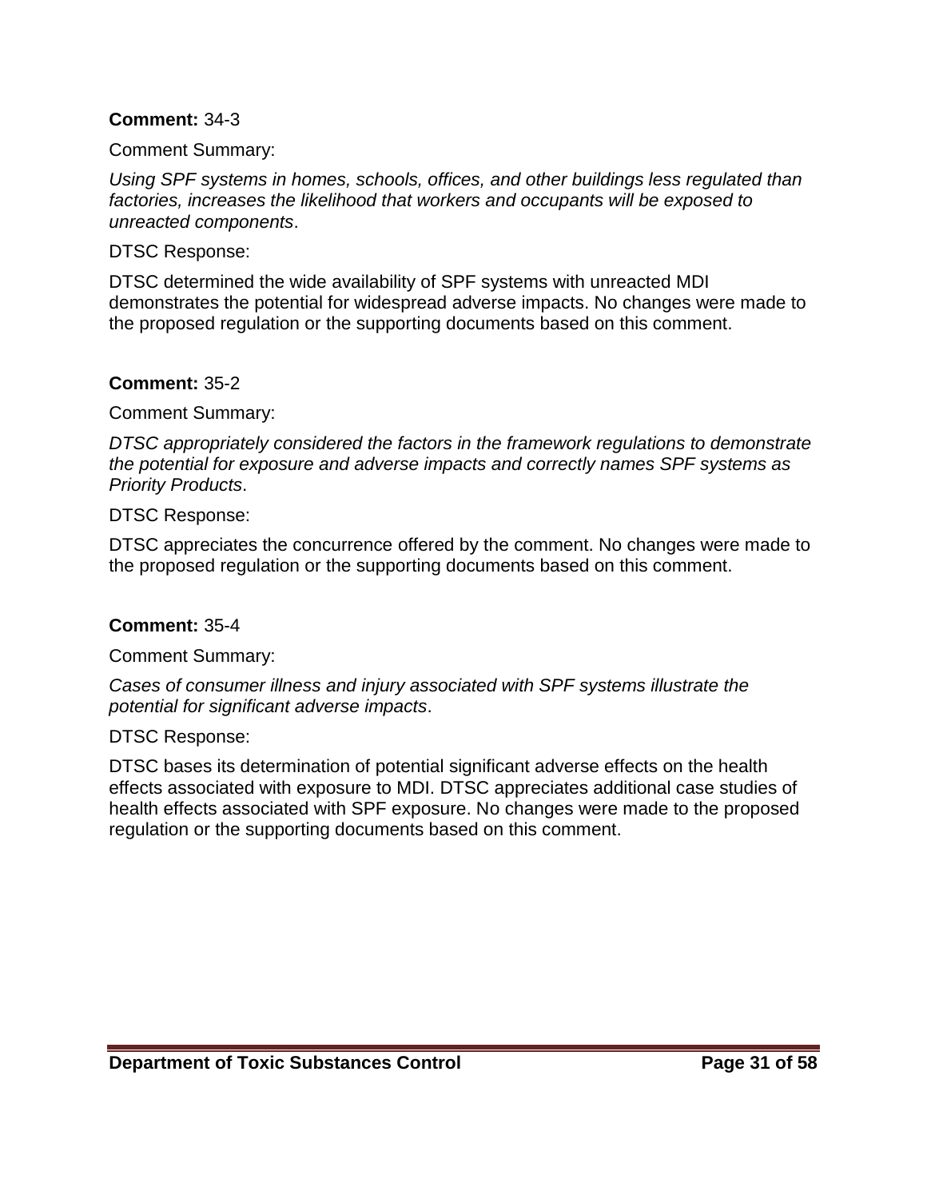**Comment:** 34-3

Comment Summary:

*Using SPF systems in homes, schools, offices, and other buildings less regulated than factories, increases the likelihood that workers and occupants will be exposed to unreacted components*.

DTSC Response:

DTSC determined the wide availability of SPF systems with unreacted MDI demonstrates the potential for widespread adverse impacts. No changes were made to the proposed regulation or the supporting documents based on this comment.

**Comment:** 35-2

Comment Summary:

*DTSC appropriately considered the factors in the framework regulations to demonstrate the potential for exposure and adverse impacts and correctly names SPF systems as Priority Products*.

DTSC Response:

DTSC appreciates the concurrence offered by the comment. No changes were made to the proposed regulation or the supporting documents based on this comment.

**Comment:** 35-4

Comment Summary:

*Cases of consumer illness and injury associated with SPF systems illustrate the potential for significant adverse impacts*.

DTSC Response:

DTSC bases its determination of potential significant adverse effects on the health effects associated with exposure to MDI. DTSC appreciates additional case studies of health effects associated with SPF exposure. No changes were made to the proposed regulation or the supporting documents based on this comment.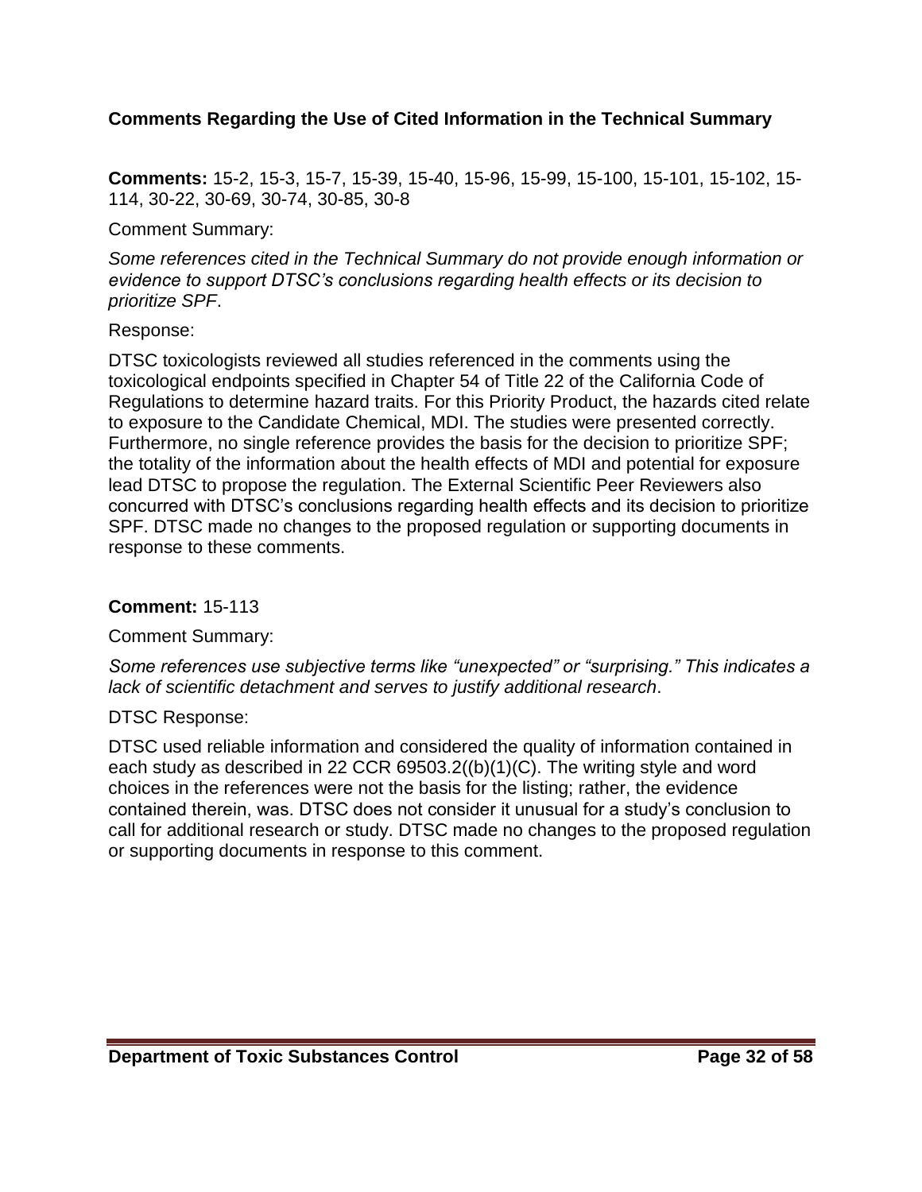### Comments Regarding the Use of Cited Information in the Technical Summary

**Comments:** 15-2, 15-3, 15-7, 15-39, 15-40, 15-96, 15-99, 15-100, 15-101, 15-102, 15-114, 30-22, 30-69, 30-74, 30-85, 30-8

Comment Summary:

*Some references cited in the Technical Summary do not provide enough information or evidence to support DTSC's conclusions regarding health effects or its decision to prioritize SPF*.

Response:

DTSC toxicologists reviewed all studies referenced in the comments using the toxicological endpoints specified in Chapter 54 of Title 22 of the California Code of Regulations to determine hazard traits. For this Priority Product, the hazards cited relate to exposure to the Candidate Chemical, MDI. The studies were presented correctly. Furthermore, no single reference provides the basis for the decision to prioritize SPF; the totality of the information about the health effects of MDI and potential for exposure lead DTSC to propose the regulation. The External Scientific Peer Reviewers also concurred with DTSC's conclusions regarding health effects and its decision to prioritize SPF. DTSC made no changes to the proposed regulation or supporting documents in response to these comments.

**Comment:** 15-113

Comment Summary:

*Some references use subjective terms like "unexpected" or "surprising." This indicates a lack of scientific detachment and serves to justify additional research*.

DTSC Response:

DTSC used reliable information and considered the quality of information contained in each study as described in 22 CCR 69503.2((b)(1)(C). The writing style and word choices in the references were not the basis for the listing; rather, the evidence contained therein, was. DTSC does not consider it unusual for a study's conclusion to call for additional research or study. DTSC made no changes to the proposed regulation or supporting documents in response to this comment.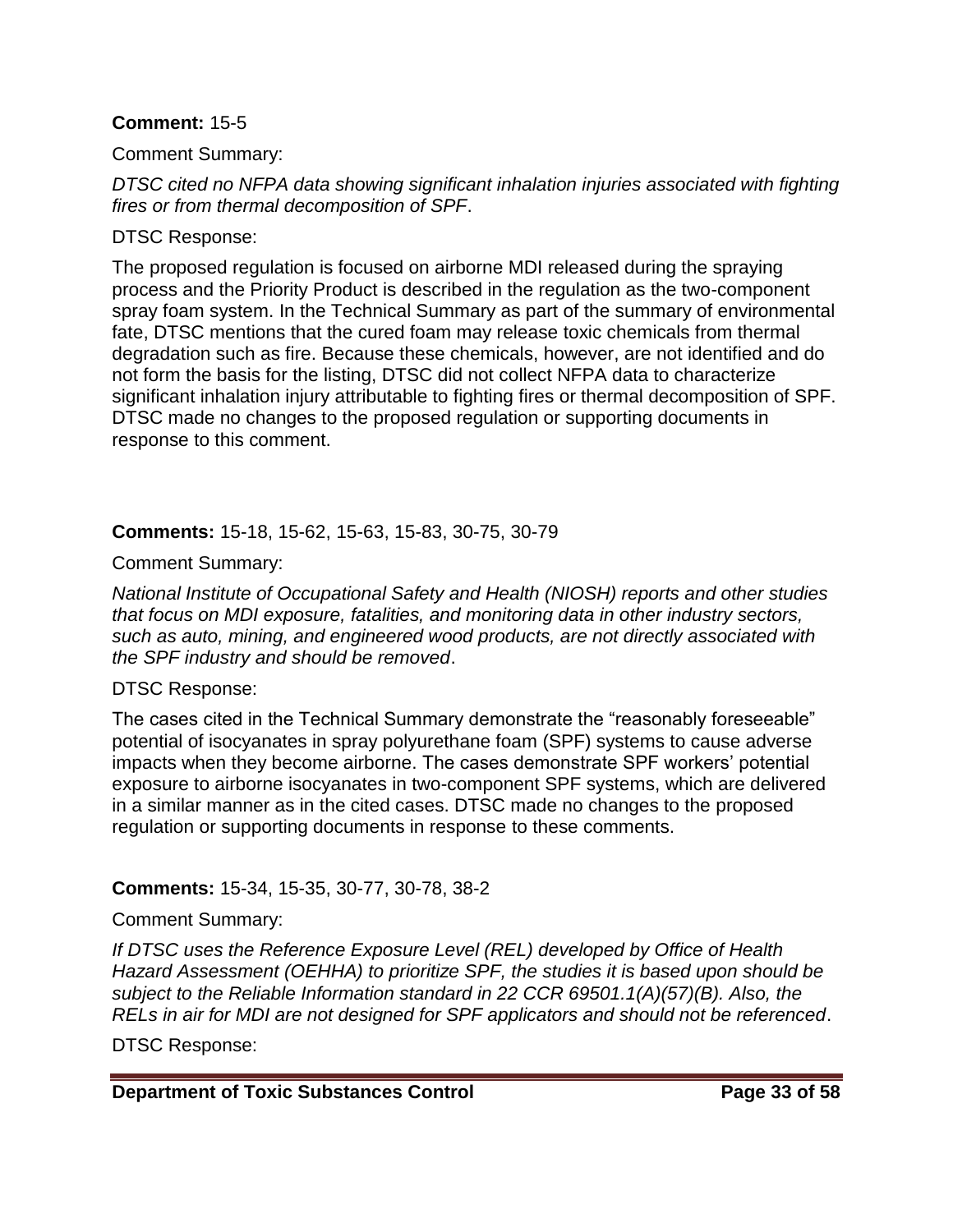**Comment:** 15-5

Comment Summary:

*DTSC cited no NFPA data showing significant inhalation injuries associated with fighting fires or from thermal decomposition of SPF*.

DTSC Response:

The proposed regulation is focused on airborne MDI released during the spraying process and the Priority Product is described in the regulation as the two-component spray foam system. In the Technical Summary as part of the summary of environmental fate, DTSC mentions that the cured foam may release toxic chemicals from thermal degradation such as fire. Because these chemicals, however, are not identified and do not form the basis for the listing, DTSC did not collect NFPA data to characterize significant inhalation injury attributable to fighting fires or thermal decomposition of SPF. DTSC made no changes to the proposed regulation or supporting documents in response to this comment.

**Comments:** 15-18, 15-62, 15-63, 15-83, 30-75, 30-79

Comment Summary:

*National Institute of Occupational Safety and Health (NIOSH) reports and other studies that focus on MDI exposure, fatalities, and monitoring data in other industry sectors, such as auto, mining, and engineered wood products, are not directly associated with the SPF industry and should be removed*.

DTSC Response:

The cases cited in the Technical Summary demonstrate the "reasonably foreseeable" potential of isocyanates in spray polyurethane foam (SPF) systems to cause adverse impacts when they become airborne. The cases demonstrate SPF workers' potential exposure to airborne isocyanates in two-component SPF systems, which are delivered in a similar manner as in the cited cases. DTSC made no changes to the proposed regulation or supporting documents in response to these comments.

**Comments:** 15-34, 15-35, 30-77, 30-78, 38-2

Comment Summary:

*If DTSC uses the Reference Exposure Level (REL) developed by Office of Health Hazard Assessment (OEHHA) to prioritize SPF, the studies it is based upon should be subject to the Reliable Information standard in 22 CCR 69501.1(A)(57)(B). Also, the RELs in air for MDI are not designed for SPF applicators and should not be referenced*.

DTSC Response: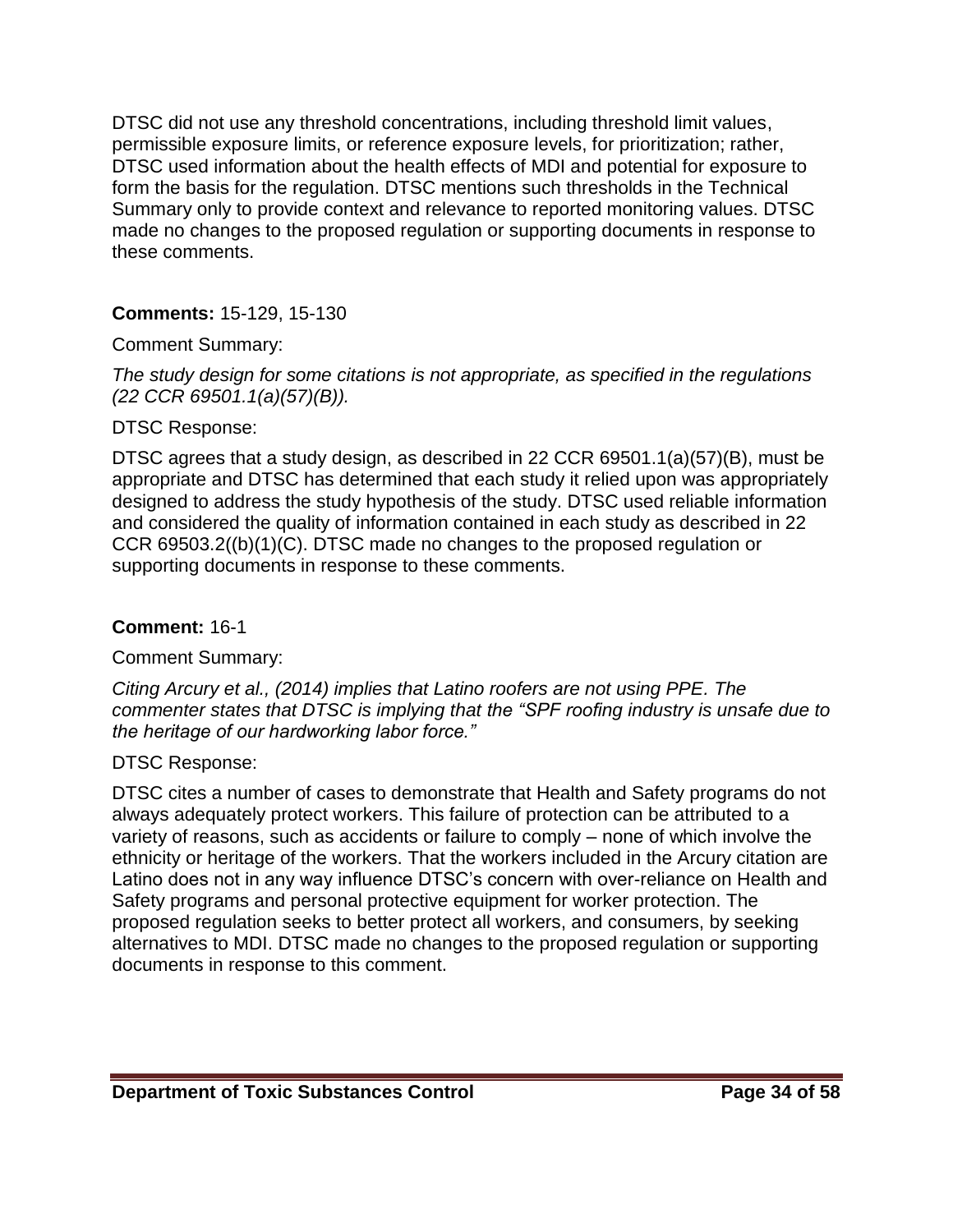DTSC did not use any threshold concentrations, including threshold limit values, permissible exposure limits, or reference exposure levels, for prioritization; rather, DTSC used information about the health effects of MDI and potential for exposure to form the basis for the regulation. DTSC mentions such thresholds in the Technical Summary only to provide context and relevance to reported monitoring values. DTSC made no changes to the proposed regulation or supporting documents in response to these comments.

**Comments:** 15-129, 15-130

Comment Summary:

*The study design for some citations is not appropriate, as specified in the regulations (22 CCR 69501.1(a)(57)(B)).*

DTSC Response:

DTSC agrees that a study design, as described in 22 CCR 69501.1(a)(57)(B), must be appropriate and DTSC has determined that each study it relied upon was appropriately designed to address the study hypothesis of the study. DTSC used reliable information and considered the quality of information contained in each study as described in 22 CCR 69503.2((b)(1)(C). DTSC made no changes to the proposed regulation or supporting documents in response to these comments.

**Comment:** 16-1

Comment Summary:

*Citing Arcury et al., (2014) implies that Latino roofers are not using PPE. The commenter states that DTSC is implying that the “SPF roofing industry is unsafe due to the heritage of our hardworking labor force.”*

DTSC Response:

DTSC cites a number of cases to demonstrate that Health and Safety programs do not always adequately protect workers. This failure of protection can be attributed to a variety of reasons, such as accidents or failure to comply – none of which involve the ethnicity or heritage of the workers. That the workers included in the Arcury citation are Latino does not in any way influence DTSC’s concern with over-reliance on Health and Safety programs and personal protective equipment for worker protection. The proposed regulation seeks to better protect all workers, and consumers, by seeking alternatives to MDI. DTSC made no changes to the proposed regulation or supporting documents in response to this comment.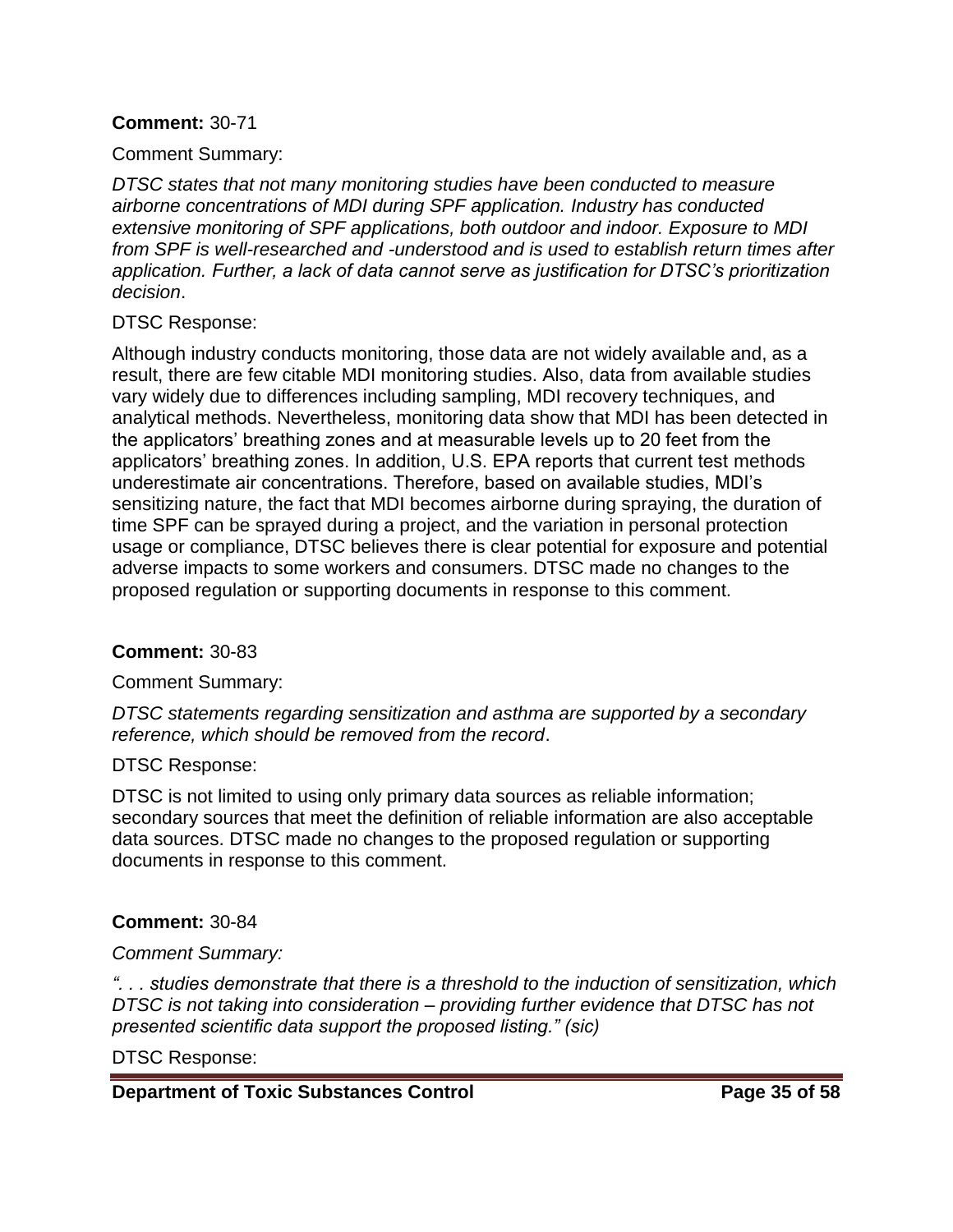**Comment:** 30-71

Comment Summary:

*DTSC states that not many monitoring studies have been conducted to measure airborne concentrations of MDI during SPF application. Industry has conducted extensive monitoring of SPF applications, both outdoor and indoor. Exposure to MDI from SPF is well-researched and -understood and is used to establish return times after application. Further, a lack of data cannot serve as justification for DTSC's prioritization decision*.

DTSC Response:

Although industry conducts monitoring, those data are not widely available and, as a result, there are few citable MDI monitoring studies. Also, data from available studies vary widely due to differences including sampling, MDI recovery techniques, and analytical methods. Nevertheless, monitoring data show that MDI has been detected in the applicators' breathing zones and at measurable levels up to 20 feet from the applicators' breathing zones. In addition, U.S. EPA reports that current test methods underestimate air concentrations. Therefore, based on available studies, MDI's sensitizing nature, the fact that MDI becomes airborne during spraying, the duration of time SPF can be sprayed during a project, and the variation in personal protection usage or compliance, DTSC believes there is clear potential for exposure and potential adverse impacts to some workers and consumers. DTSC made no changes to the proposed regulation or supporting documents in response to this comment.

**Comment:** 30-83

Comment Summary:

*DTSC statements regarding sensitization and asthma are supported by a secondary reference, which should be removed from the record*.

DTSC Response:

DTSC is not limited to using only primary data sources as reliable information; secondary sources that meet the definition of reliable information are also acceptable data sources. DTSC made no changes to the proposed regulation or supporting documents in response to this comment.

**Comment:** 30-84

*Comment Summary:*

*". . . studies demonstrate that there is a threshold to the induction of sensitization, which DTSC is not taking into consideration – providing further evidence that DTSC has not presented scientific data support the proposed listing." (sic)*

DTSC Response: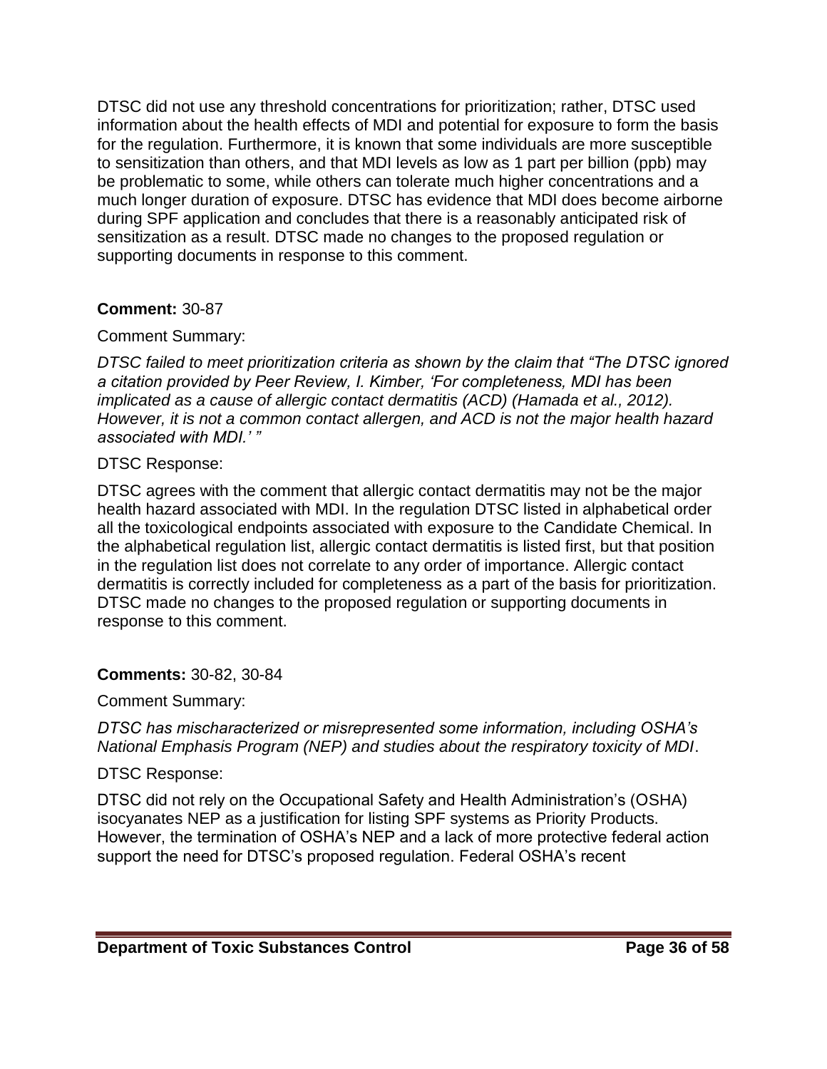DTSC did not use any threshold concentrations for prioritization; rather, DTSC used information about the health effects of MDI and potential for exposure to form the basis for the regulation. Furthermore, it is known that some individuals are more susceptible to sensitization than others, and that MDI levels as low as 1 part per billion (ppb) may be problematic to some, while others can tolerate much higher concentrations and a much longer duration of exposure. DTSC has evidence that MDI does become airborne during SPF application and concludes that there is a reasonably anticipated risk of sensitization as a result. DTSC made no changes to the proposed regulation or supporting documents in response to this comment.

**Comment:** 30-87

Comment Summary:

*DTSC failed to meet prioritization criteria as shown by the claim that "The DTSC ignored a citation provided by Peer Review, I. Kimber, 'For completeness, MDI has been implicated as a cause of allergic contact dermatitis (ACD) (Hamada et al., 2012). However, it is not a common contact allergen, and ACD is not the major health hazard associated with MDI.' "*

DTSC Response:

DTSC agrees with the comment that allergic contact dermatitis may not be the major health hazard associated with MDI. In the regulation DTSC listed in alphabetical order all the toxicological endpoints associated with exposure to the Candidate Chemical. In the alphabetical regulation list, allergic contact dermatitis is listed first, but that position in the regulation list does not correlate to any order of importance. Allergic contact dermatitis is correctly included for completeness as a part of the basis for prioritization. DTSC made no changes to the proposed regulation or supporting documents in response to this comment.

**Comments:** 30-82, 30-84

Comment Summary:

*DTSC has mischaracterized or misrepresented some information, including OSHA's National Emphasis Program (NEP) and studies about the respiratory toxicity of MDI*.

DTSC Response:

DTSC did not rely on the Occupational Safety and Health Administration's (OSHA) isocyanates NEP as a justification for listing SPF systems as Priority Products. However, the termination of OSHA's NEP and a lack of more protective federal action support the need for DTSC's proposed regulation. Federal OSHA's recent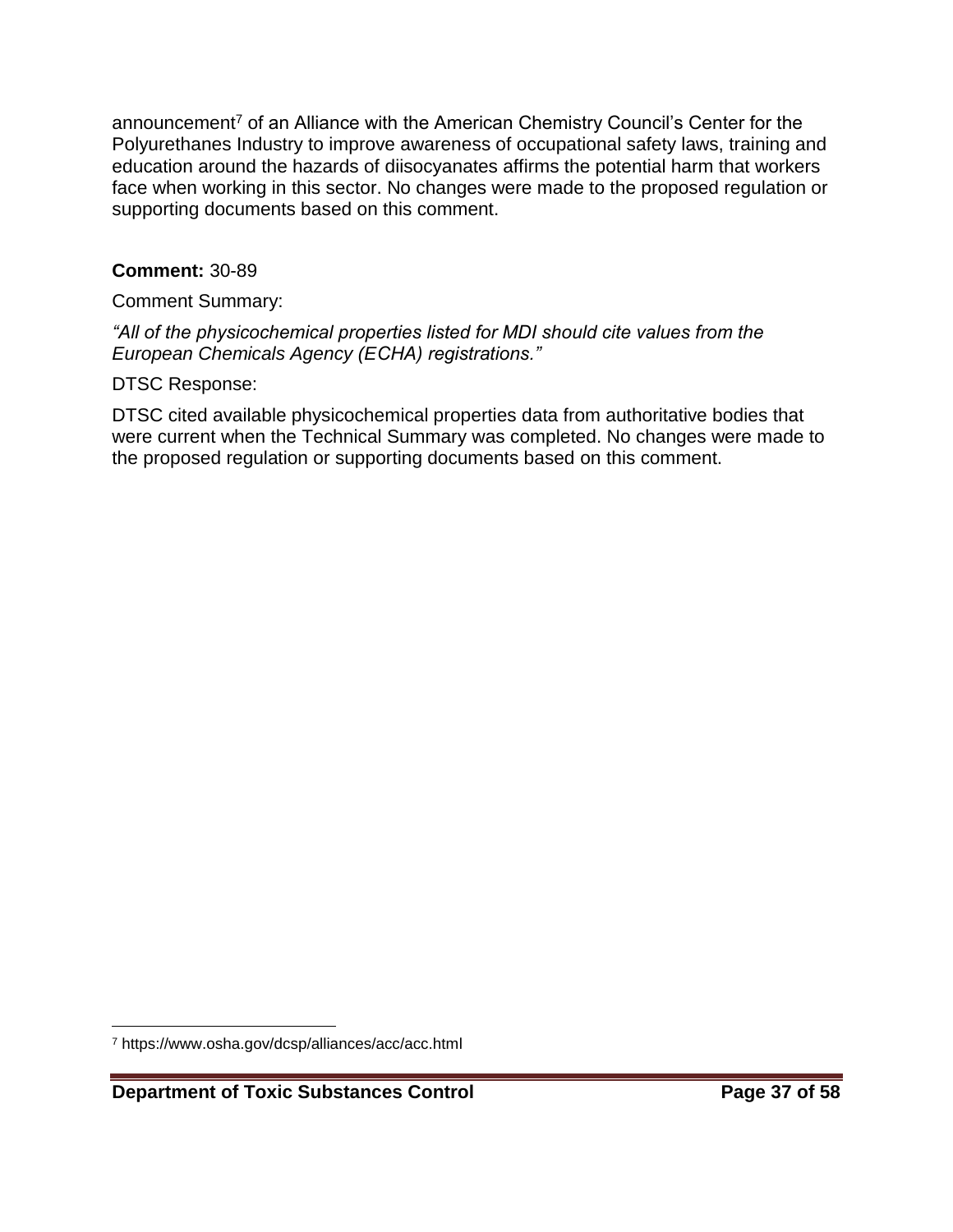announcement[7] of an Alliance with the American Chemistry Council's Center for the Polyurethanes Industry to improve awareness of occupational safety laws, training and education around the hazards of diisocyanates affirms the potential harm that workers face when working in this sector. No changes were made to the proposed regulation or supporting documents based on this comment.

**Comment:** 30-89

Comment Summary:

*"All of the physicochemical properties listed for MDI should cite values from the European Chemicals Agency (ECHA) registrations."*

DTSC Response:

DTSC cited available physicochemical properties data from authoritative bodies that were current when the Technical Summary was completed. No changes were made to the proposed regulation or supporting documents based on this comment.

[7] https://www.osha.gov/dcsp/alliances/acc/acc.html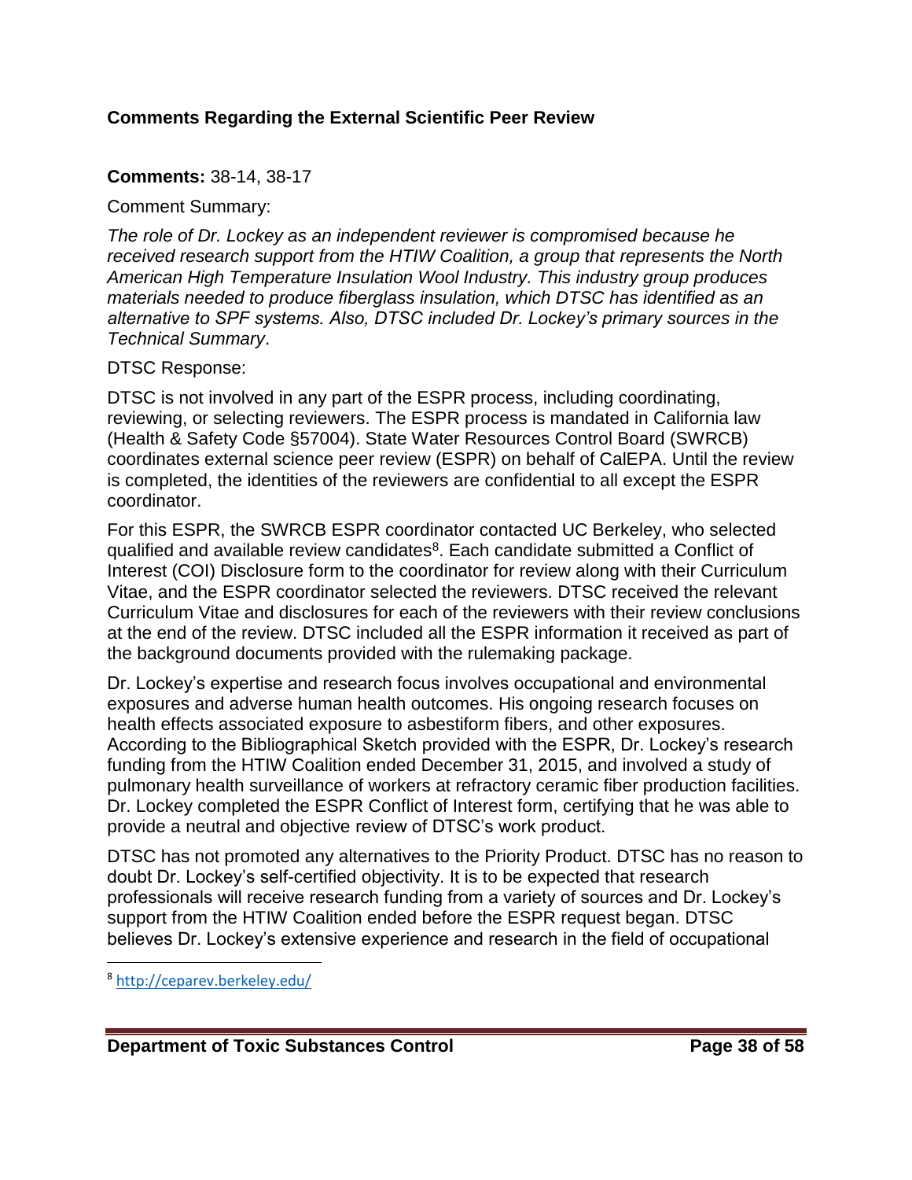### Comments Regarding the External Scientific Peer Review

**Comments:** 38-14, 38-17

Comment Summary:

*The role of Dr. Lockey as an independent reviewer is compromised because he received research support from the HTIW Coalition, a group that represents the North American High Temperature Insulation Wool Industry. This industry group produces materials needed to produce fiberglass insulation, which DTSC has identified as an alternative to SPF systems. Also, DTSC included Dr. Lockey's primary sources in the Technical Summary*.

DTSC Response:

DTSC is not involved in any part of the ESPR process, including coordinating, reviewing, or selecting reviewers. The ESPR process is mandated in California law (Health & Safety Code §57004). State Water Resources Control Board (SWRCB) coordinates external science peer review (ESPR) on behalf of CalEPA. Until the review is completed, the identities of the reviewers are confidential to all except the ESPR coordinator.

For this ESPR, the SWRCB ESPR coordinator contacted UC Berkeley, who selected qualified and available review candidates[8]. Each candidate submitted a Conflict of Interest (COI) Disclosure form to the coordinator for review along with their Curriculum Vitae, and the ESPR coordinator selected the reviewers. DTSC received the relevant Curriculum Vitae and disclosures for each of the reviewers with their review conclusions at the end of the review. DTSC included all the ESPR information it received as part of the background documents provided with the rulemaking package.

Dr. Lockey's expertise and research focus involves occupational and environmental exposures and adverse human health outcomes. His ongoing research focuses on health effects associated exposure to asbestiform fibers, and other exposures. According to the Bibliographical Sketch provided with the ESPR, Dr. Lockey's research funding from the HTIW Coalition ended December 31, 2015, and involved a study of pulmonary health surveillance of workers at refractory ceramic fiber production facilities. Dr. Lockey completed the ESPR Conflict of Interest form, certifying that he was able to provide a neutral and objective review of DTSC's work product.

DTSC has not promoted any alternatives to the Priority Product. DTSC has no reason to doubt Dr. Lockey's self-certified objectivity. It is to be expected that research professionals will receive research funding from a variety of sources and Dr. Lockey's support from the HTIW Coalition ended before the ESPR request began. DTSC believes Dr. Lockey's extensive experience and research in the field of occupational

[8] http://ceparev.berkeley.edu/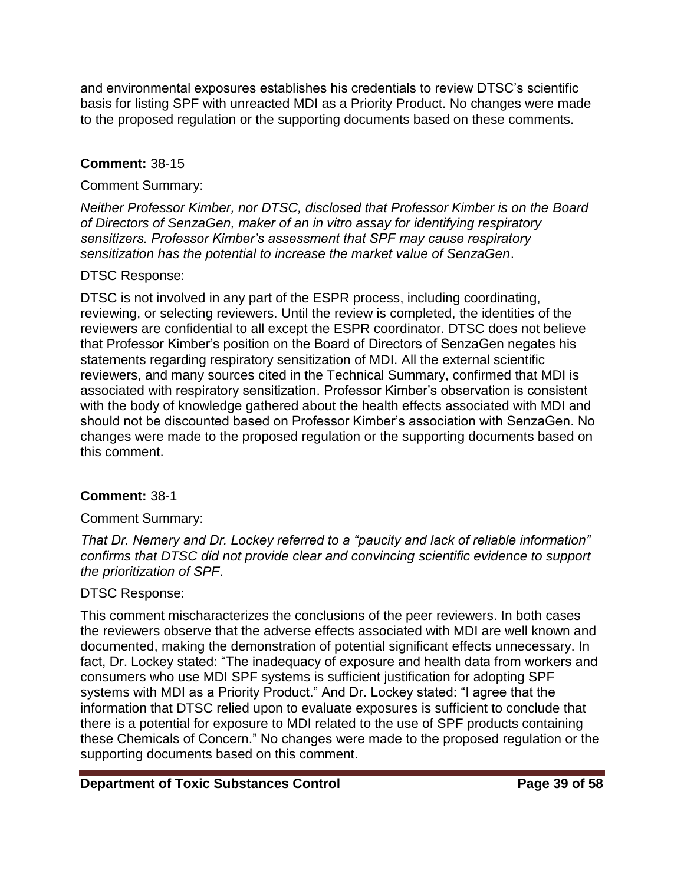and environmental exposures establishes his credentials to review DTSC's scientific basis for listing SPF with unreacted MDI as a Priority Product. No changes were made to the proposed regulation or the supporting documents based on these comments.

**Comment:** 38-15

Comment Summary:

*Neither Professor Kimber, nor DTSC, disclosed that Professor Kimber is on the Board of Directors of SenzaGen, maker of an in vitro assay for identifying respiratory sensitizers. Professor Kimber's assessment that SPF may cause respiratory sensitization has the potential to increase the market value of SenzaGen*.

DTSC Response:

DTSC is not involved in any part of the ESPR process, including coordinating, reviewing, or selecting reviewers. Until the review is completed, the identities of the reviewers are confidential to all except the ESPR coordinator. DTSC does not believe that Professor Kimber's position on the Board of Directors of SenzaGen negates his statements regarding respiratory sensitization of MDI. All the external scientific reviewers, and many sources cited in the Technical Summary, confirmed that MDI is associated with respiratory sensitization. Professor Kimber's observation is consistent with the body of knowledge gathered about the health effects associated with MDI and should not be discounted based on Professor Kimber's association with SenzaGen. No changes were made to the proposed regulation or the supporting documents based on this comment.

**Comment:** 38-1

Comment Summary:

*That Dr. Nemery and Dr. Lockey referred to a "paucity and lack of reliable information" confirms that DTSC did not provide clear and convincing scientific evidence to support the prioritization of SPF*.

DTSC Response:

This comment mischaracterizes the conclusions of the peer reviewers. In both cases the reviewers observe that the adverse effects associated with MDI are well known and documented, making the demonstration of potential significant effects unnecessary. In fact, Dr. Lockey stated: "The inadequacy of exposure and health data from workers and consumers who use MDI SPF systems is sufficient justification for adopting SPF systems with MDI as a Priority Product." And Dr. Lockey stated: "I agree that the information that DTSC relied upon to evaluate exposures is sufficient to conclude that there is a potential for exposure to MDI related to the use of SPF products containing these Chemicals of Concern." No changes were made to the proposed regulation or the supporting documents based on this comment.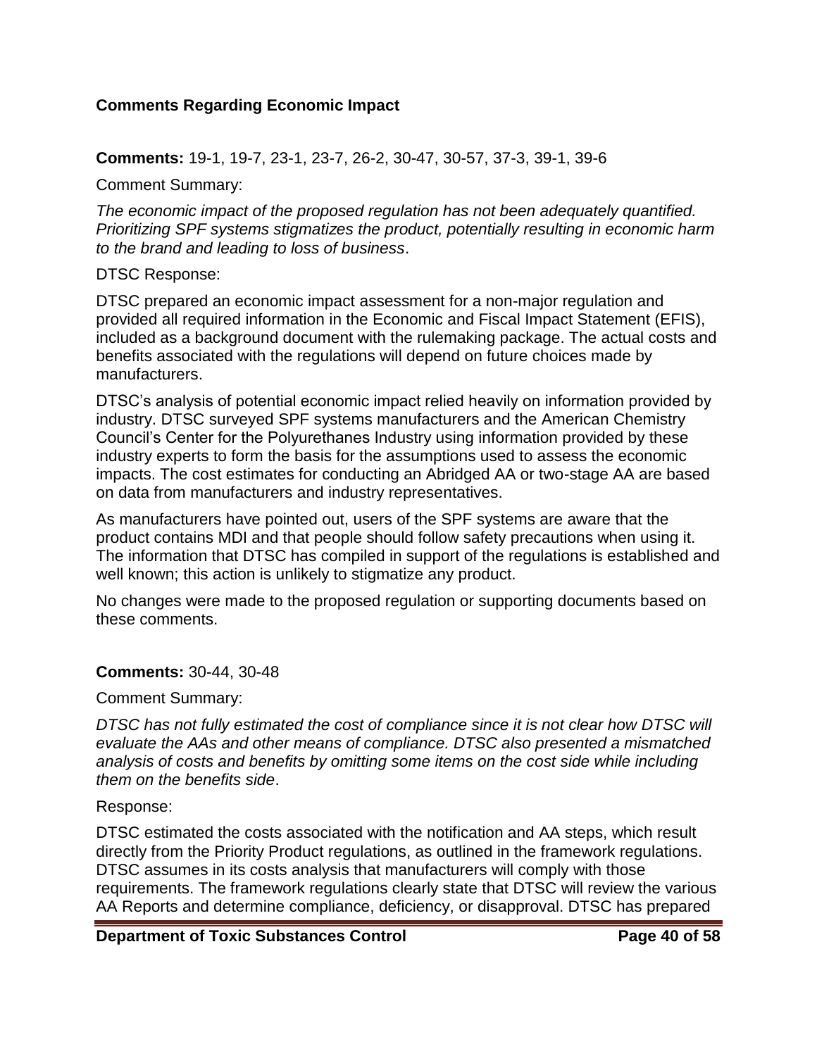### Comments Regarding Economic Impact

**Comments:** 19-1, 19-7, 23-1, 23-7, 26-2, 30-47, 30-57, 37-3, 39-1, 39-6

Comment Summary:

*The economic impact of the proposed regulation has not been adequately quantified. Prioritizing SPF systems stigmatizes the product, potentially resulting in economic harm to the brand and leading to loss of business*.

DTSC Response:

DTSC prepared an economic impact assessment for a non-major regulation and provided all required information in the Economic and Fiscal Impact Statement (EFIS), included as a background document with the rulemaking package. The actual costs and benefits associated with the regulations will depend on future choices made by manufacturers.

DTSC's analysis of potential economic impact relied heavily on information provided by industry. DTSC surveyed SPF systems manufacturers and the American Chemistry Council's Center for the Polyurethanes Industry using information provided by these industry experts to form the basis for the assumptions used to assess the economic impacts. The cost estimates for conducting an Abridged AA or two-stage AA are based on data from manufacturers and industry representatives.

As manufacturers have pointed out, users of the SPF systems are aware that the product contains MDI and that people should follow safety precautions when using it. The information that DTSC has compiled in support of the regulations is established and well known; this action is unlikely to stigmatize any product.

No changes were made to the proposed regulation or supporting documents based on these comments.

**Comments:** 30-44, 30-48

Comment Summary:

*DTSC has not fully estimated the cost of compliance since it is not clear how DTSC will evaluate the AAs and other means of compliance. DTSC also presented a mismatched analysis of costs and benefits by omitting some items on the cost side while including them on the benefits side*.

Response:

DTSC estimated the costs associated with the notification and AA steps, which result directly from the Priority Product regulations, as outlined in the framework regulations. DTSC assumes in its costs analysis that manufacturers will comply with those requirements. The framework regulations clearly state that DTSC will review the various AA Reports and determine compliance, deficiency, or disapproval. DTSC has prepared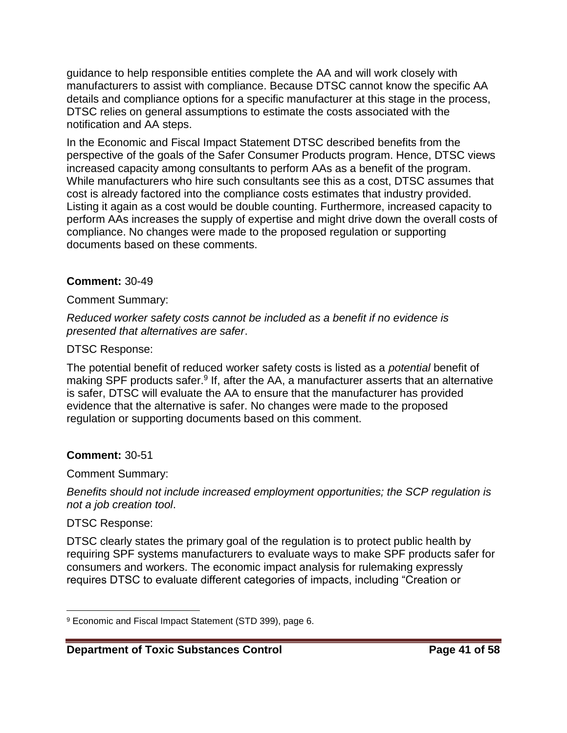guidance to help responsible entities complete the AA and will work closely with manufacturers to assist with compliance. Because DTSC cannot know the specific AA details and compliance options for a specific manufacturer at this stage in the process, DTSC relies on general assumptions to estimate the costs associated with the notification and AA steps.

In the Economic and Fiscal Impact Statement DTSC described benefits from the perspective of the goals of the Safer Consumer Products program. Hence, DTSC views increased capacity among consultants to perform AAs as a benefit of the program. While manufacturers who hire such consultants see this as a cost, DTSC assumes that cost is already factored into the compliance costs estimates that industry provided. Listing it again as a cost would be double counting. Furthermore, increased capacity to perform AAs increases the supply of expertise and might drive down the overall costs of compliance. No changes were made to the proposed regulation or supporting documents based on these comments.

**Comment:** 30-49

Comment Summary:

*Reduced worker safety costs cannot be included as a benefit if no evidence is presented that alternatives are safer*.

DTSC Response:

The potential benefit of reduced worker safety costs is listed as a *potential* benefit of making SPF products safer.[9] If, after the AA, a manufacturer asserts that an alternative is safer, DTSC will evaluate the AA to ensure that the manufacturer has provided evidence that the alternative is safer. No changes were made to the proposed regulation or supporting documents based on this comment.

**Comment:** 30-51

Comment Summary:

*Benefits should not include increased employment opportunities; the SCP regulation is not a job creation tool*.

DTSC Response:

DTSC clearly states the primary goal of the regulation is to protect public health by requiring SPF systems manufacturers to evaluate ways to make SPF products safer for consumers and workers. The economic impact analysis for rulemaking expressly requires DTSC to evaluate different categories of impacts, including "Creation or

[9] Economic and Fiscal Impact Statement (STD 399), page 6.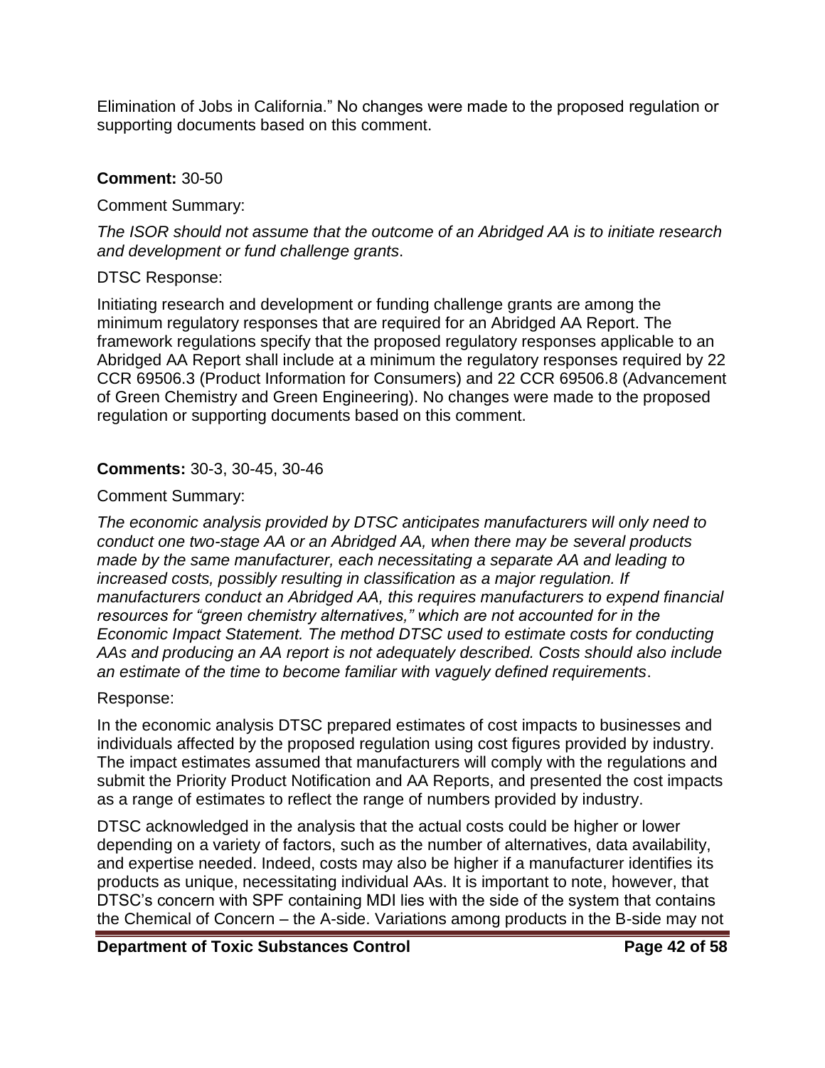Elimination of Jobs in California." No changes were made to the proposed regulation or supporting documents based on this comment.

**Comment:** 30-50

Comment Summary:

*The ISOR should not assume that the outcome of an Abridged AA is to initiate research and development or fund challenge grants*.

DTSC Response:

Initiating research and development or funding challenge grants are among the minimum regulatory responses that are required for an Abridged AA Report. The framework regulations specify that the proposed regulatory responses applicable to an Abridged AA Report shall include at a minimum the regulatory responses required by 22 CCR 69506.3 (Product Information for Consumers) and 22 CCR 69506.8 (Advancement of Green Chemistry and Green Engineering). No changes were made to the proposed regulation or supporting documents based on this comment.

**Comments:** 30-3, 30-45, 30-46

Comment Summary:

*The economic analysis provided by DTSC anticipates manufacturers will only need to conduct one two-stage AA or an Abridged AA, when there may be several products made by the same manufacturer, each necessitating a separate AA and leading to increased costs, possibly resulting in classification as a major regulation. If manufacturers conduct an Abridged AA, this requires manufacturers to expend financial resources for "green chemistry alternatives," which are not accounted for in the Economic Impact Statement. The method DTSC used to estimate costs for conducting AAs and producing an AA report is not adequately described. Costs should also include an estimate of the time to become familiar with vaguely defined requirements*.

Response:

In the economic analysis DTSC prepared estimates of cost impacts to businesses and individuals affected by the proposed regulation using cost figures provided by industry. The impact estimates assumed that manufacturers will comply with the regulations and submit the Priority Product Notification and AA Reports, and presented the cost impacts as a range of estimates to reflect the range of numbers provided by industry.

DTSC acknowledged in the analysis that the actual costs could be higher or lower depending on a variety of factors, such as the number of alternatives, data availability, and expertise needed. Indeed, costs may also be higher if a manufacturer identifies its products as unique, necessitating individual AAs. It is important to note, however, that DTSC's concern with SPF containing MDI lies with the side of the system that contains the Chemical of Concern – the A-side. Variations among products in the B-side may not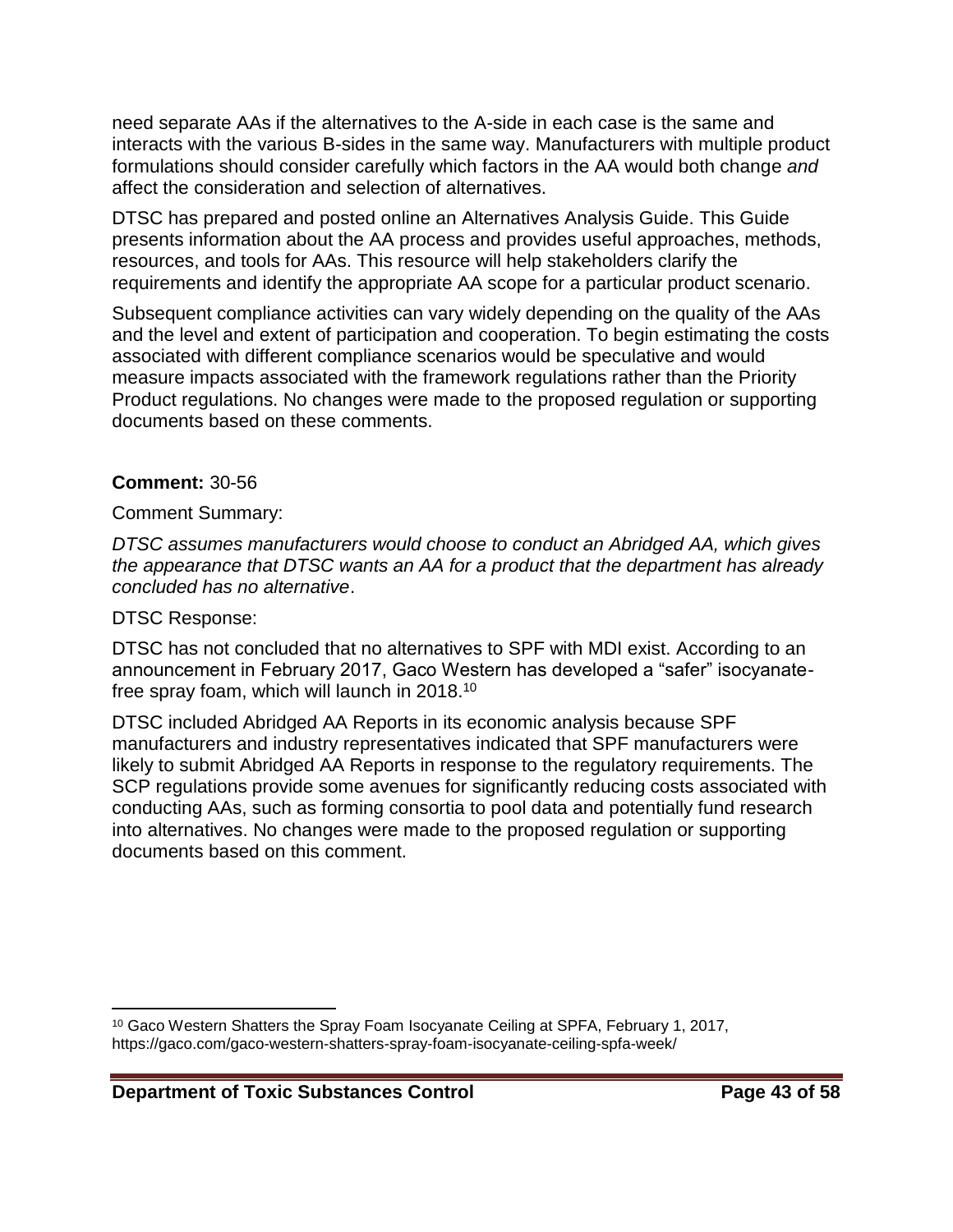need separate AAs if the alternatives to the A-side in each case is the same and interacts with the various B-sides in the same way. Manufacturers with multiple product formulations should consider carefully which factors in the AA would both change *and* affect the consideration and selection of alternatives.

DTSC has prepared and posted online an Alternatives Analysis Guide. This Guide presents information about the AA process and provides useful approaches, methods, resources, and tools for AAs. This resource will help stakeholders clarify the requirements and identify the appropriate AA scope for a particular product scenario.

Subsequent compliance activities can vary widely depending on the quality of the AAs and the level and extent of participation and cooperation. To begin estimating the costs associated with different compliance scenarios would be speculative and would measure impacts associated with the framework regulations rather than the Priority Product regulations. No changes were made to the proposed regulation or supporting documents based on these comments.

**Comment:** 30-56

Comment Summary:

*DTSC assumes manufacturers would choose to conduct an Abridged AA, which gives the appearance that DTSC wants an AA for a product that the department has already concluded has no alternative*.

DTSC Response:

DTSC has not concluded that no alternatives to SPF with MDI exist. According to an announcement in February 2017, Gaco Western has developed a "safer" isocyanate-free spray foam, which will launch in 2018.[10]

DTSC included Abridged AA Reports in its economic analysis because SPF manufacturers and industry representatives indicated that SPF manufacturers were likely to submit Abridged AA Reports in response to the regulatory requirements. The SCP regulations provide some avenues for significantly reducing costs associated with conducting AAs, such as forming consortia to pool data and potentially fund research into alternatives. No changes were made to the proposed regulation or supporting documents based on this comment.

[10] Gaco Western Shatters the Spray Foam Isocyanate Ceiling at SPFA, February 1, 2017, https://gaco.com/gaco-western-shatters-spray-foam-isocyanate-ceiling-spfa-week/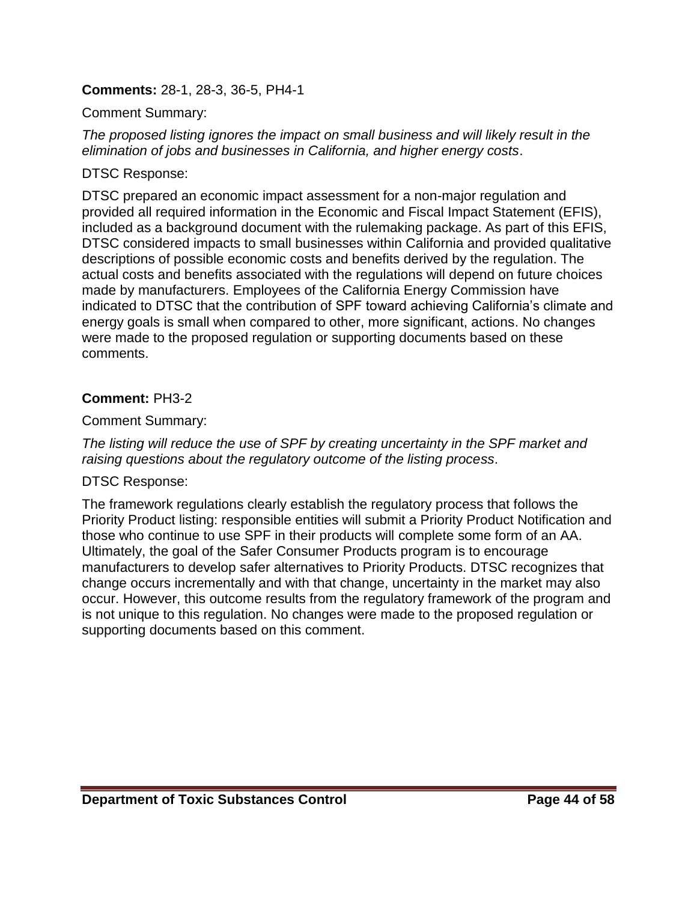**Comments:** 28-1, 28-3, 36-5, PH4-1

Comment Summary:

*The proposed listing ignores the impact on small business and will likely result in the elimination of jobs and businesses in California, and higher energy costs*.

DTSC Response:

DTSC prepared an economic impact assessment for a non-major regulation and provided all required information in the Economic and Fiscal Impact Statement (EFIS), included as a background document with the rulemaking package. As part of this EFIS, DTSC considered impacts to small businesses within California and provided qualitative descriptions of possible economic costs and benefits derived by the regulation. The actual costs and benefits associated with the regulations will depend on future choices made by manufacturers. Employees of the California Energy Commission have indicated to DTSC that the contribution of SPF toward achieving California's climate and energy goals is small when compared to other, more significant, actions. No changes were made to the proposed regulation or supporting documents based on these comments.

**Comment:** PH3-2

Comment Summary:

*The listing will reduce the use of SPF by creating uncertainty in the SPF market and raising questions about the regulatory outcome of the listing process*.

DTSC Response:

The framework regulations clearly establish the regulatory process that follows the Priority Product listing: responsible entities will submit a Priority Product Notification and those who continue to use SPF in their products will complete some form of an AA. Ultimately, the goal of the Safer Consumer Products program is to encourage manufacturers to develop safer alternatives to Priority Products. DTSC recognizes that change occurs incrementally and with that change, uncertainty in the market may also occur. However, this outcome results from the regulatory framework of the program and is not unique to this regulation. No changes were made to the proposed regulation or supporting documents based on this comment.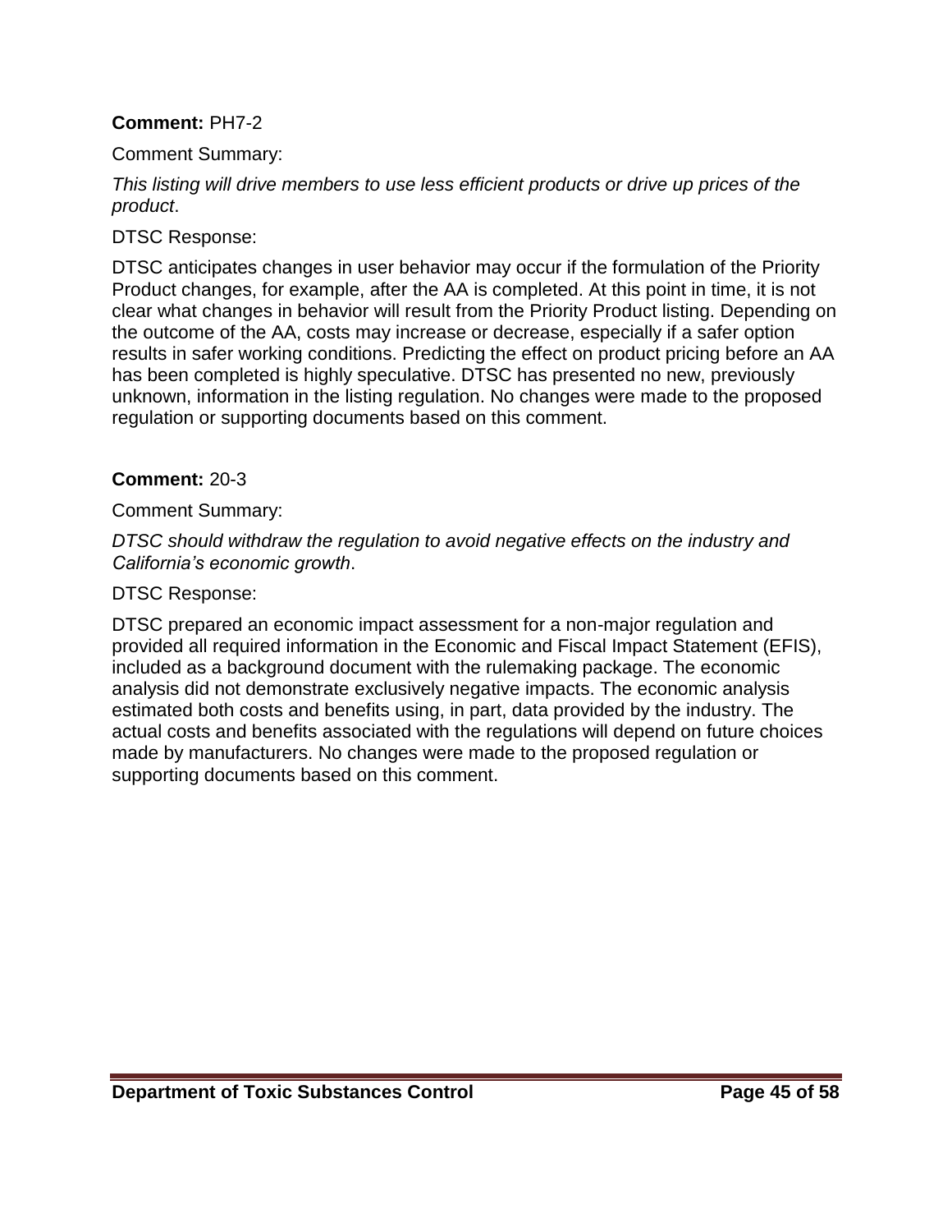**Comment:** PH7-2

Comment Summary:

*This listing will drive members to use less efficient products or drive up prices of the product*.

DTSC Response:

DTSC anticipates changes in user behavior may occur if the formulation of the Priority Product changes, for example, after the AA is completed. At this point in time, it is not clear what changes in behavior will result from the Priority Product listing. Depending on the outcome of the AA, costs may increase or decrease, especially if a safer option results in safer working conditions. Predicting the effect on product pricing before an AA has been completed is highly speculative. DTSC has presented no new, previously unknown, information in the listing regulation. No changes were made to the proposed regulation or supporting documents based on this comment.

**Comment:** 20-3

Comment Summary:

*DTSC should withdraw the regulation to avoid negative effects on the industry and California's economic growth*.

DTSC Response:

DTSC prepared an economic impact assessment for a non-major regulation and provided all required information in the Economic and Fiscal Impact Statement (EFIS), included as a background document with the rulemaking package. The economic analysis did not demonstrate exclusively negative impacts. The economic analysis estimated both costs and benefits using, in part, data provided by the industry. The actual costs and benefits associated with the regulations will depend on future choices made by manufacturers. No changes were made to the proposed regulation or supporting documents based on this comment.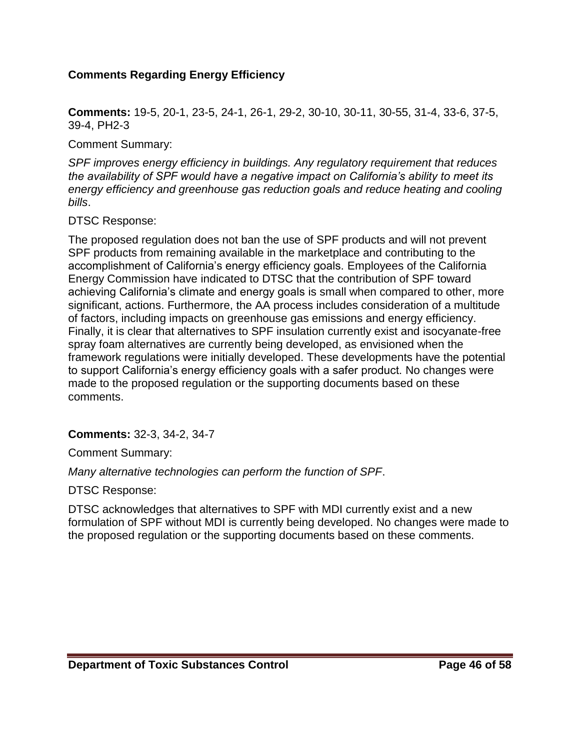### Comments Regarding Energy Efficiency

**Comments:** 19-5, 20-1, 23-5, 24-1, 26-1, 29-2, 30-10, 30-11, 30-55, 31-4, 33-6, 37-5, 39-4, PH2-3

Comment Summary:

*SPF improves energy efficiency in buildings. Any regulatory requirement that reduces the availability of SPF would have a negative impact on California's ability to meet its energy efficiency and greenhouse gas reduction goals and reduce heating and cooling bills*.

DTSC Response:

The proposed regulation does not ban the use of SPF products and will not prevent SPF products from remaining available in the marketplace and contributing to the accomplishment of California's energy efficiency goals. Employees of the California Energy Commission have indicated to DTSC that the contribution of SPF toward achieving California's climate and energy goals is small when compared to other, more significant, actions. Furthermore, the AA process includes consideration of a multitude of factors, including impacts on greenhouse gas emissions and energy efficiency. Finally, it is clear that alternatives to SPF insulation currently exist and isocyanate-free spray foam alternatives are currently being developed, as envisioned when the framework regulations were initially developed. These developments have the potential to support California's energy efficiency goals with a safer product. No changes were made to the proposed regulation or the supporting documents based on these comments.

**Comments:** 32-3, 34-2, 34-7

Comment Summary:

*Many alternative technologies can perform the function of SPF*.

DTSC Response:

DTSC acknowledges that alternatives to SPF with MDI currently exist and a new formulation of SPF without MDI is currently being developed. No changes were made to the proposed regulation or the supporting documents based on these comments.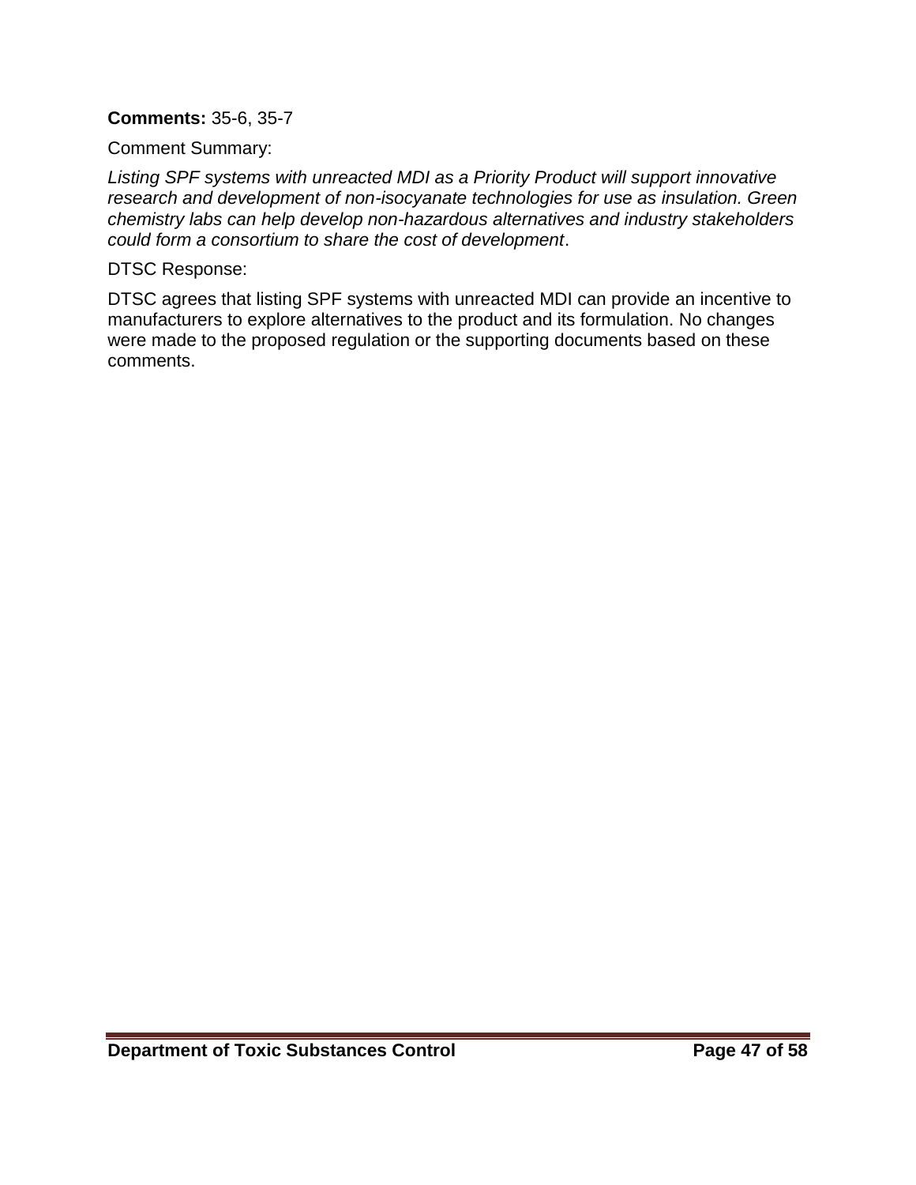**Comments:** 35-6, 35-7

Comment Summary:

*Listing SPF systems with unreacted MDI as a Priority Product will support innovative research and development of non-isocyanate technologies for use as insulation. Green chemistry labs can help develop non-hazardous alternatives and industry stakeholders could form a consortium to share the cost of development*.

DTSC Response:

DTSC agrees that listing SPF systems with unreacted MDI can provide an incentive to manufacturers to explore alternatives to the product and its formulation. No changes were made to the proposed regulation or the supporting documents based on these comments.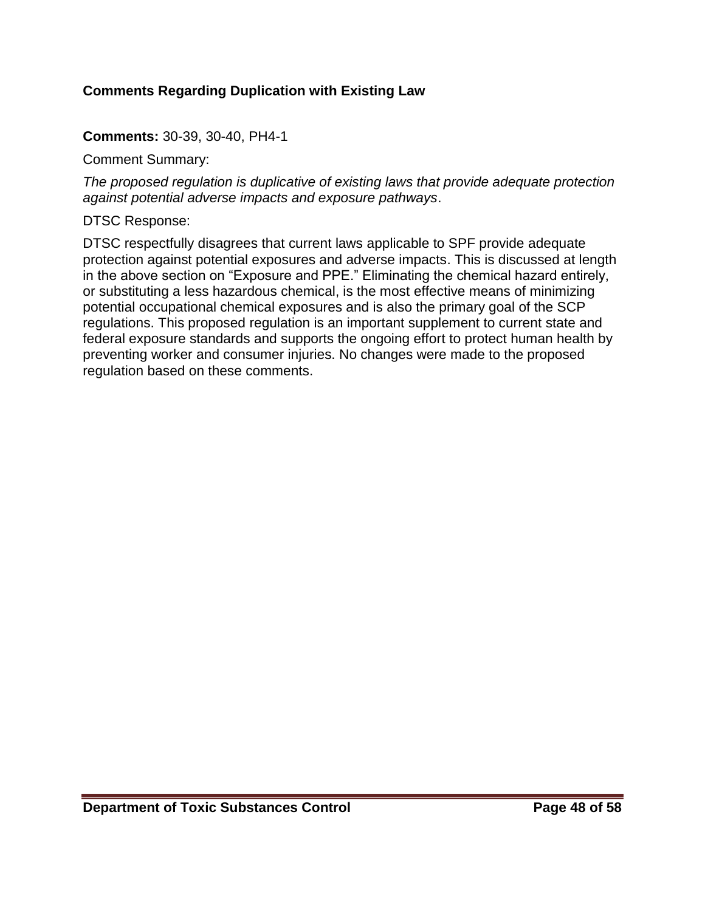### Comments Regarding Duplication with Existing Law

**Comments:** 30-39, 30-40, PH4-1

Comment Summary:

*The proposed regulation is duplicative of existing laws that provide adequate protection against potential adverse impacts and exposure pathways*.

DTSC Response:

DTSC respectfully disagrees that current laws applicable to SPF provide adequate protection against potential exposures and adverse impacts. This is discussed at length in the above section on "Exposure and PPE." Eliminating the chemical hazard entirely, or substituting a less hazardous chemical, is the most effective means of minimizing potential occupational chemical exposures and is also the primary goal of the SCP regulations. This proposed regulation is an important supplement to current state and federal exposure standards and supports the ongoing effort to protect human health by preventing worker and consumer injuries. No changes were made to the proposed regulation based on these comments.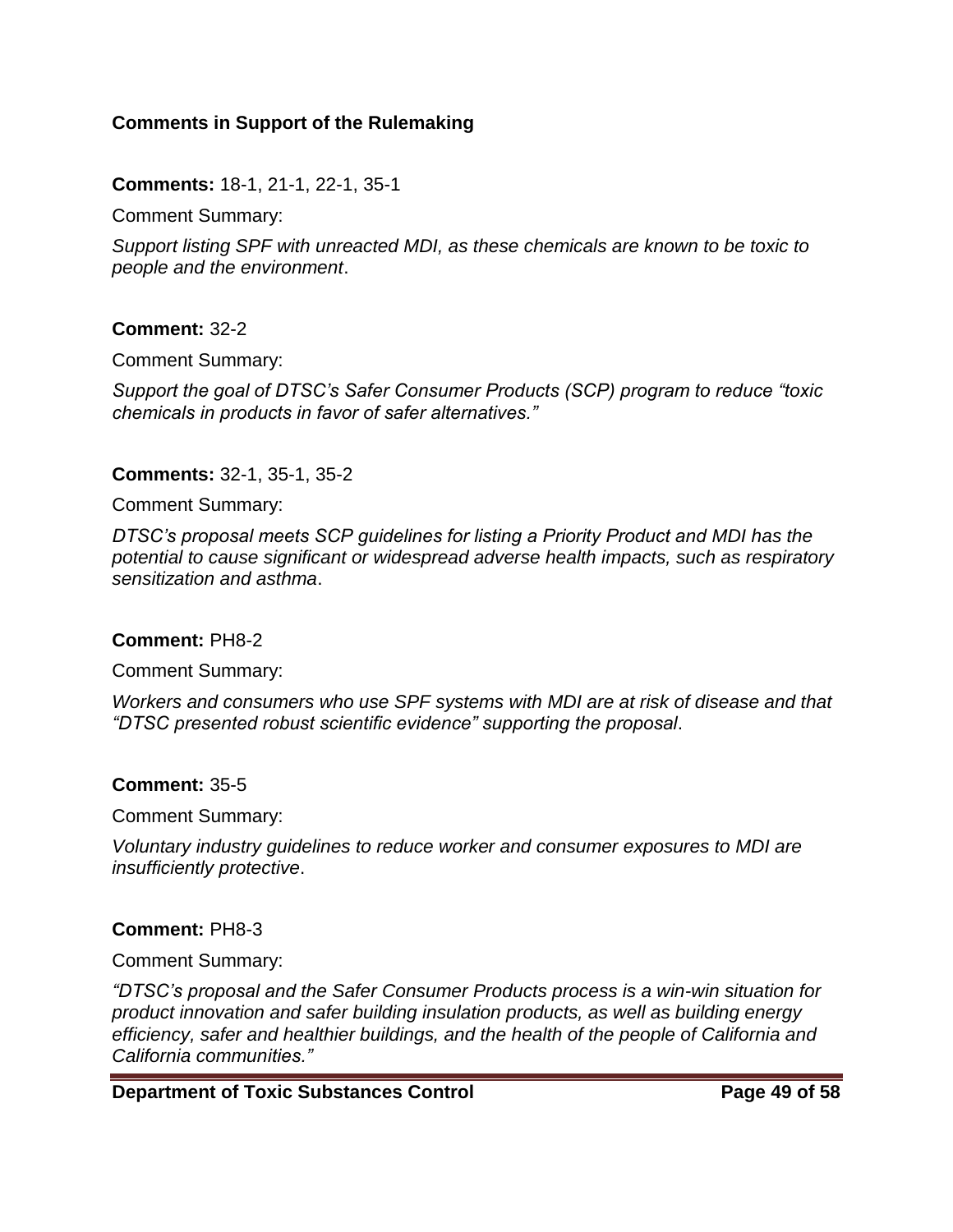**Comments in Support of the Rulemaking**

**Comments:** 18-1, 21-1, 22-1, 35-1

Comment Summary:

*Support listing SPF with unreacted MDI, as these chemicals are known to be toxic to people and the environment*.

**Comment:** 32-2

Comment Summary:

*Support the goal of DTSC's Safer Consumer Products (SCP) program to reduce "toxic chemicals in products in favor of safer alternatives."*

**Comments:** 32-1, 35-1, 35-2

Comment Summary:

*DTSC's proposal meets SCP guidelines for listing a Priority Product and MDI has the potential to cause significant or widespread adverse health impacts, such as respiratory sensitization and asthma*.

**Comment:** PH8-2

Comment Summary:

*Workers and consumers who use SPF systems with MDI are at risk of disease and that "DTSC presented robust scientific evidence" supporting the proposal*.

**Comment:** 35-5

Comment Summary:

*Voluntary industry guidelines to reduce worker and consumer exposures to MDI are insufficiently protective*.

**Comment:** PH8-3

Comment Summary:

*"DTSC's proposal and the Safer Consumer Products process is a win-win situation for product innovation and safer building insulation products, as well as building energy efficiency, safer and healthier buildings, and the health of the people of California and California communities."*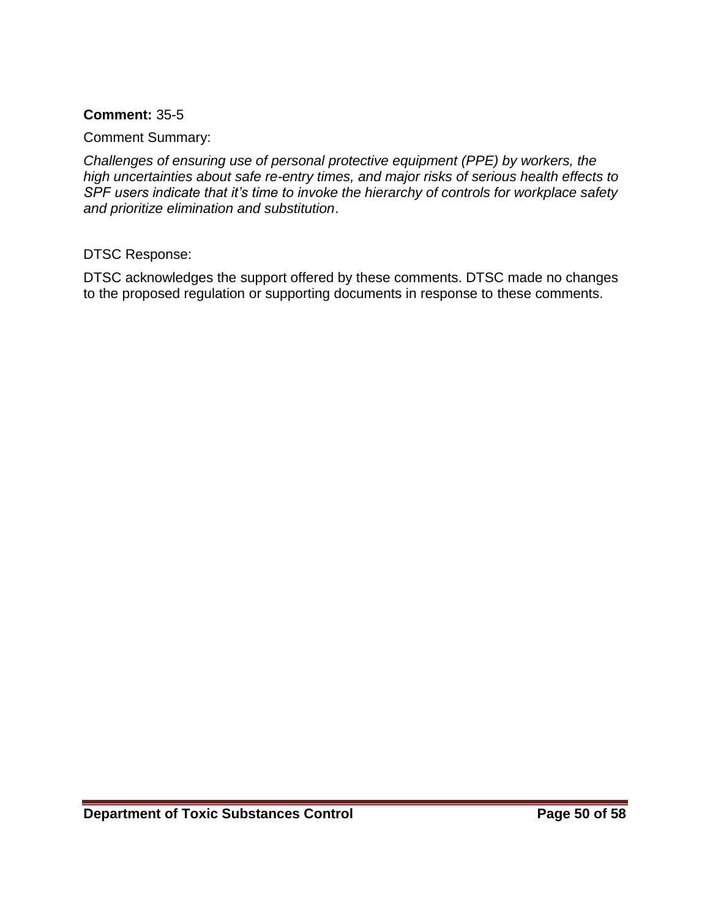**Comment:** 35-5

Comment Summary:

*Challenges of ensuring use of personal protective equipment (PPE) by workers, the high uncertainties about safe re-entry times, and major risks of serious health effects to SPF users indicate that it's time to invoke the hierarchy of controls for workplace safety and prioritize elimination and substitution*.

DTSC Response:

DTSC acknowledges the support offered by these comments. DTSC made no changes to the proposed regulation or supporting documents in response to these comments.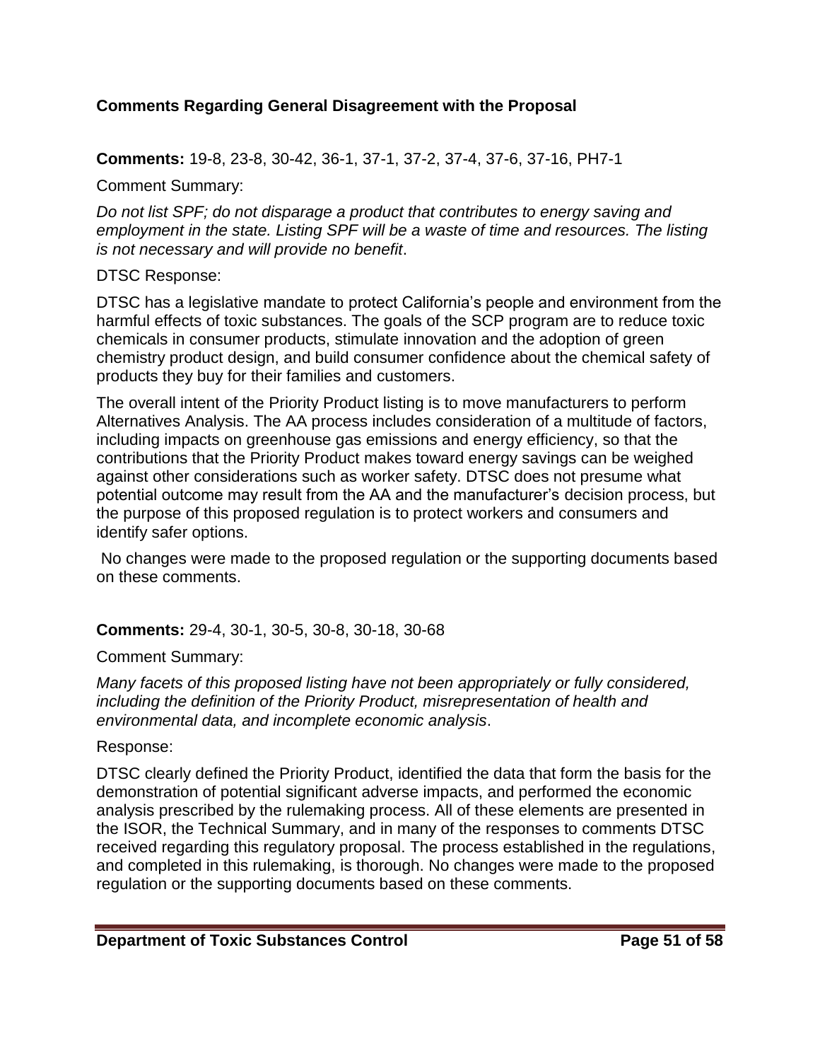### Comments Regarding General Disagreement with the Proposal

**Comments:** 19-8, 23-8, 30-42, 36-1, 37-1, 37-2, 37-4, 37-6, 37-16, PH7-1

Comment Summary:

*Do not list SPF; do not disparage a product that contributes to energy saving and employment in the state. Listing SPF will be a waste of time and resources. The listing is not necessary and will provide no benefit*.

DTSC Response:

DTSC has a legislative mandate to protect California's people and environment from the harmful effects of toxic substances. The goals of the SCP program are to reduce toxic chemicals in consumer products, stimulate innovation and the adoption of green chemistry product design, and build consumer confidence about the chemical safety of products they buy for their families and customers.

The overall intent of the Priority Product listing is to move manufacturers to perform Alternatives Analysis. The AA process includes consideration of a multitude of factors, including impacts on greenhouse gas emissions and energy efficiency, so that the contributions that the Priority Product makes toward energy savings can be weighed against other considerations such as worker safety. DTSC does not presume what potential outcome may result from the AA and the manufacturer's decision process, but the purpose of this proposed regulation is to protect workers and consumers and identify safer options.

No changes were made to the proposed regulation or the supporting documents based on these comments.

**Comments:** 29-4, 30-1, 30-5, 30-8, 30-18, 30-68

Comment Summary:

*Many facets of this proposed listing have not been appropriately or fully considered, including the definition of the Priority Product, misrepresentation of health and environmental data, and incomplete economic analysis*.

Response:

DTSC clearly defined the Priority Product, identified the data that form the basis for the demonstration of potential significant adverse impacts, and performed the economic analysis prescribed by the rulemaking process. All of these elements are presented in the ISOR, the Technical Summary, and in many of the responses to comments DTSC received regarding this regulatory proposal. The process established in the regulations, and completed in this rulemaking, is thorough. No changes were made to the proposed regulation or the supporting documents based on these comments.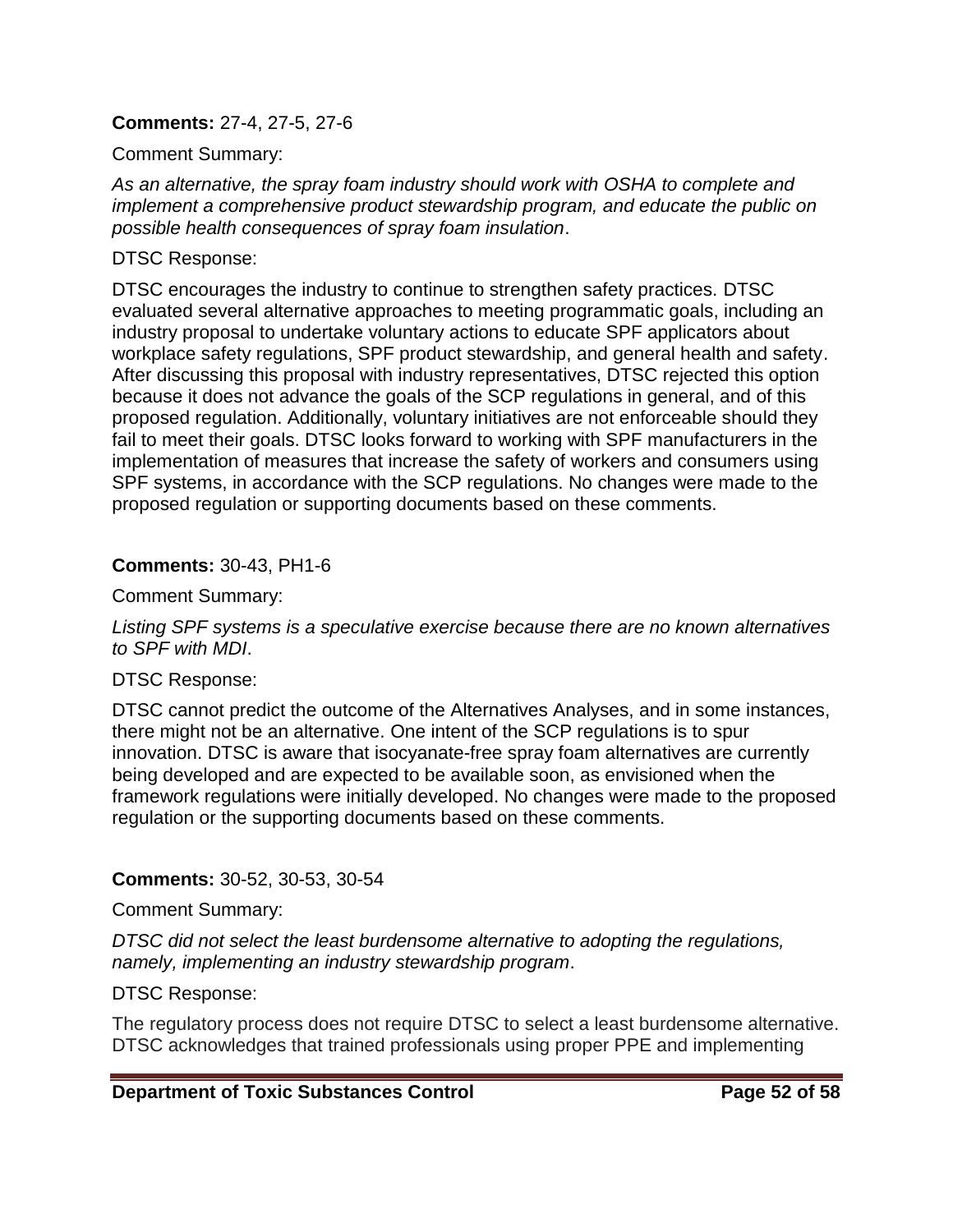**Comments:** 27-4, 27-5, 27-6

Comment Summary:

*As an alternative, the spray foam industry should work with OSHA to complete and implement a comprehensive product stewardship program, and educate the public on possible health consequences of spray foam insulation*.

DTSC Response:

DTSC encourages the industry to continue to strengthen safety practices. DTSC evaluated several alternative approaches to meeting programmatic goals, including an industry proposal to undertake voluntary actions to educate SPF applicators about workplace safety regulations, SPF product stewardship, and general health and safety. After discussing this proposal with industry representatives, DTSC rejected this option because it does not advance the goals of the SCP regulations in general, and of this proposed regulation. Additionally, voluntary initiatives are not enforceable should they fail to meet their goals. DTSC looks forward to working with SPF manufacturers in the implementation of measures that increase the safety of workers and consumers using SPF systems, in accordance with the SCP regulations. No changes were made to the proposed regulation or supporting documents based on these comments.

**Comments:** 30-43, PH1-6

Comment Summary:

*Listing SPF systems is a speculative exercise because there are no known alternatives to SPF with MDI*.

DTSC Response:

DTSC cannot predict the outcome of the Alternatives Analyses, and in some instances, there might not be an alternative. One intent of the SCP regulations is to spur innovation. DTSC is aware that isocyanate-free spray foam alternatives are currently being developed and are expected to be available soon, as envisioned when the framework regulations were initially developed. No changes were made to the proposed regulation or the supporting documents based on these comments.

**Comments:** 30-52, 30-53, 30-54

Comment Summary:

*DTSC did not select the least burdensome alternative to adopting the regulations, namely, implementing an industry stewardship program*.

DTSC Response:

The regulatory process does not require DTSC to select a least burdensome alternative. DTSC acknowledges that trained professionals using proper PPE and implementing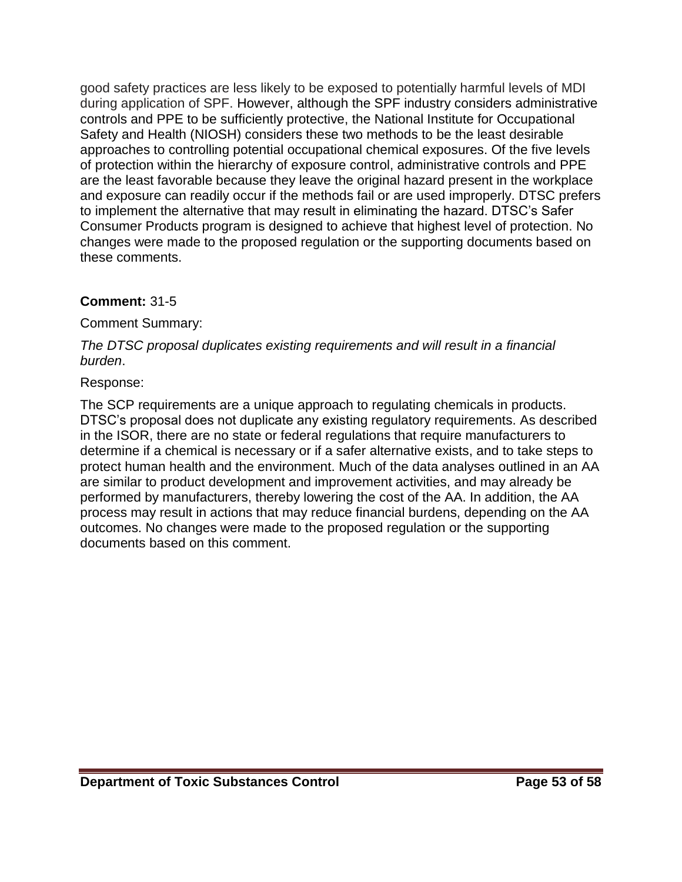good safety practices are less likely to be exposed to potentially harmful levels of MDI during application of SPF. However, although the SPF industry considers administrative controls and PPE to be sufficiently protective, the National Institute for Occupational Safety and Health (NIOSH) considers these two methods to be the least desirable approaches to controlling potential occupational chemical exposures. Of the five levels of protection within the hierarchy of exposure control, administrative controls and PPE are the least favorable because they leave the original hazard present in the workplace and exposure can readily occur if the methods fail or are used improperly. DTSC prefers to implement the alternative that may result in eliminating the hazard. DTSC's Safer Consumer Products program is designed to achieve that highest level of protection. No changes were made to the proposed regulation or the supporting documents based on these comments.

**Comment:** 31-5

Comment Summary:

*The DTSC proposal duplicates existing requirements and will result in a financial burden*.

Response:

The SCP requirements are a unique approach to regulating chemicals in products. DTSC's proposal does not duplicate any existing regulatory requirements. As described in the ISOR, there are no state or federal regulations that require manufacturers to determine if a chemical is necessary or if a safer alternative exists, and to take steps to protect human health and the environment. Much of the data analyses outlined in an AA are similar to product development and improvement activities, and may already be performed by manufacturers, thereby lowering the cost of the AA. In addition, the AA process may result in actions that may reduce financial burdens, depending on the AA outcomes. No changes were made to the proposed regulation or the supporting documents based on this comment.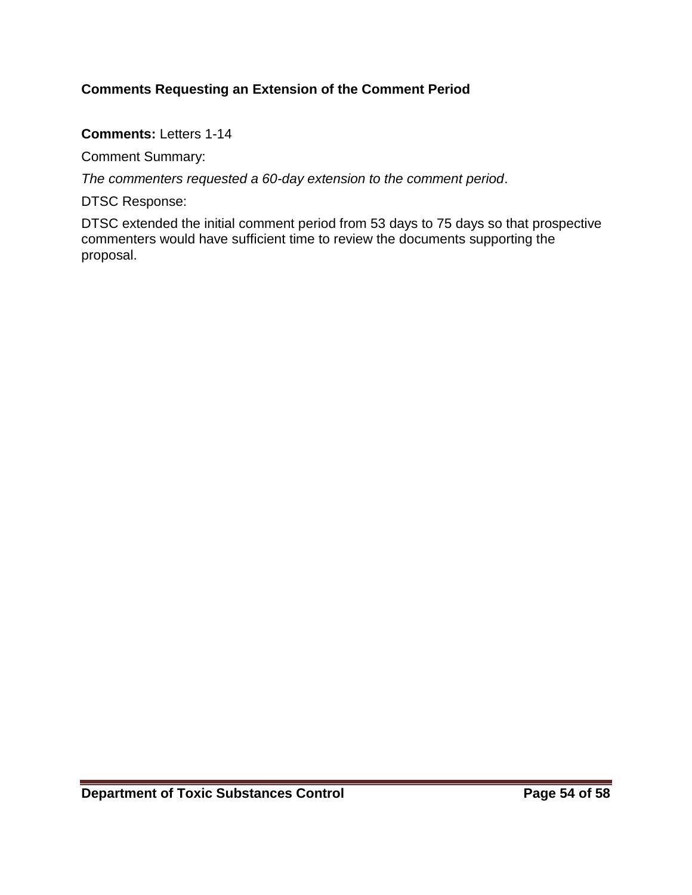### Comments Requesting an Extension of the Comment Period

**Comments:** Letters 1-14

Comment Summary:

*The commenters requested a 60-day extension to the comment period*.

DTSC Response:

DTSC extended the initial comment period from 53 days to 75 days so that prospective commenters would have sufficient time to review the documents supporting the proposal.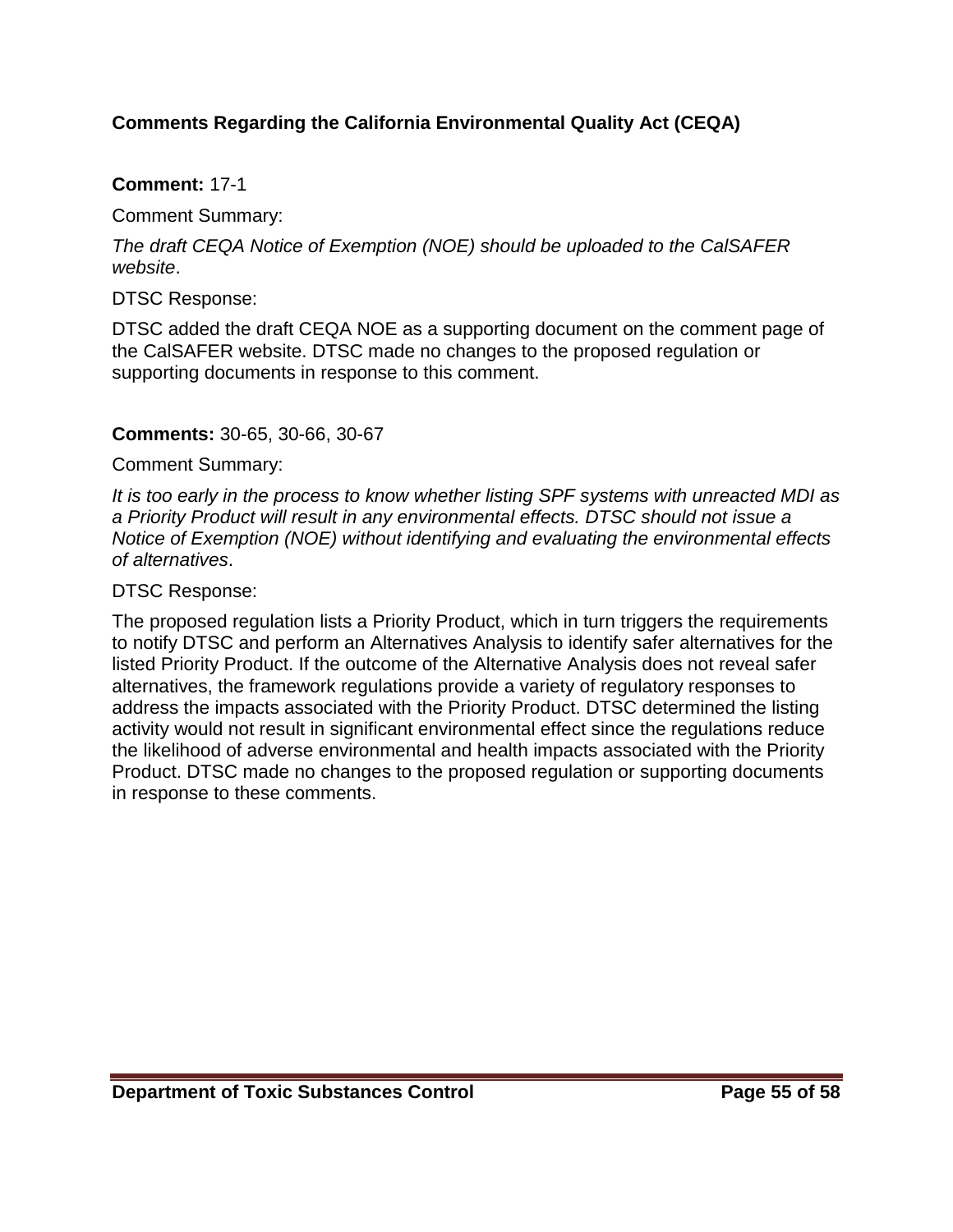**Comments Regarding the California Environmental Quality Act (CEQA)**

**Comment:** 17-1

Comment Summary:

*The draft CEQA Notice of Exemption (NOE) should be uploaded to the CalSAFER website*.

DTSC Response:

DTSC added the draft CEQA NOE as a supporting document on the comment page of the CalSAFER website. DTSC made no changes to the proposed regulation or supporting documents in response to this comment.

**Comments:** 30-65, 30-66, 30-67

Comment Summary:

*It is too early in the process to know whether listing SPF systems with unreacted MDI as a Priority Product will result in any environmental effects. DTSC should not issue a Notice of Exemption (NOE) without identifying and evaluating the environmental effects of alternatives*.

DTSC Response:

The proposed regulation lists a Priority Product, which in turn triggers the requirements to notify DTSC and perform an Alternatives Analysis to identify safer alternatives for the listed Priority Product. If the outcome of the Alternative Analysis does not reveal safer alternatives, the framework regulations provide a variety of regulatory responses to address the impacts associated with the Priority Product. DTSC determined the listing activity would not result in significant environmental effect since the regulations reduce the likelihood of adverse environmental and health impacts associated with the Priority Product. DTSC made no changes to the proposed regulation or supporting documents in response to these comments.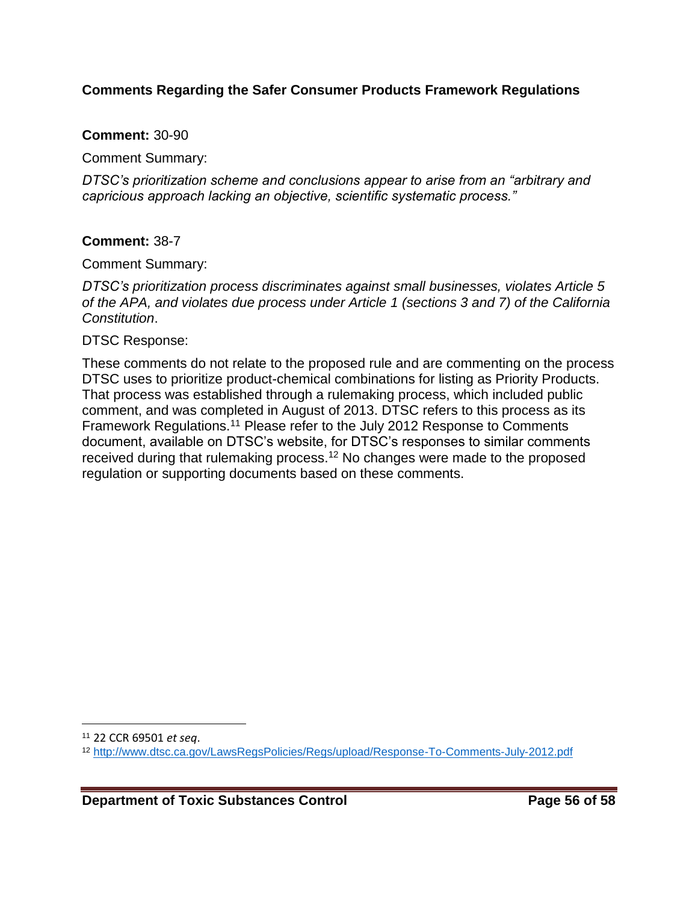### Comments Regarding the Safer Consumer Products Framework Regulations

**Comment:** 30-90

Comment Summary:

*DTSC's prioritization scheme and conclusions appear to arise from an "arbitrary and capricious approach lacking an objective, scientific systematic process."*

**Comment:** 38-7

Comment Summary:

*DTSC's prioritization process discriminates against small businesses, violates Article 5 of the APA, and violates due process under Article 1 (sections 3 and 7) of the California Constitution*.

DTSC Response:

These comments do not relate to the proposed rule and are commenting on the process DTSC uses to prioritize product-chemical combinations for listing as Priority Products. That process was established through a rulemaking process, which included public comment, and was completed in August of 2013. DTSC refers to this process as its Framework Regulations.[11] Please refer to the July 2012 Response to Comments document, available on DTSC's website, for DTSC's responses to similar comments received during that rulemaking process.[12] No changes were made to the proposed regulation or supporting documents based on these comments.

---

[11] 22 CCR 69501 *et seq*.

[12] http://www.dtsc.ca.gov/LawsRegsPolicies/Regs/upload/Response-To-Comments-July-2012.pdf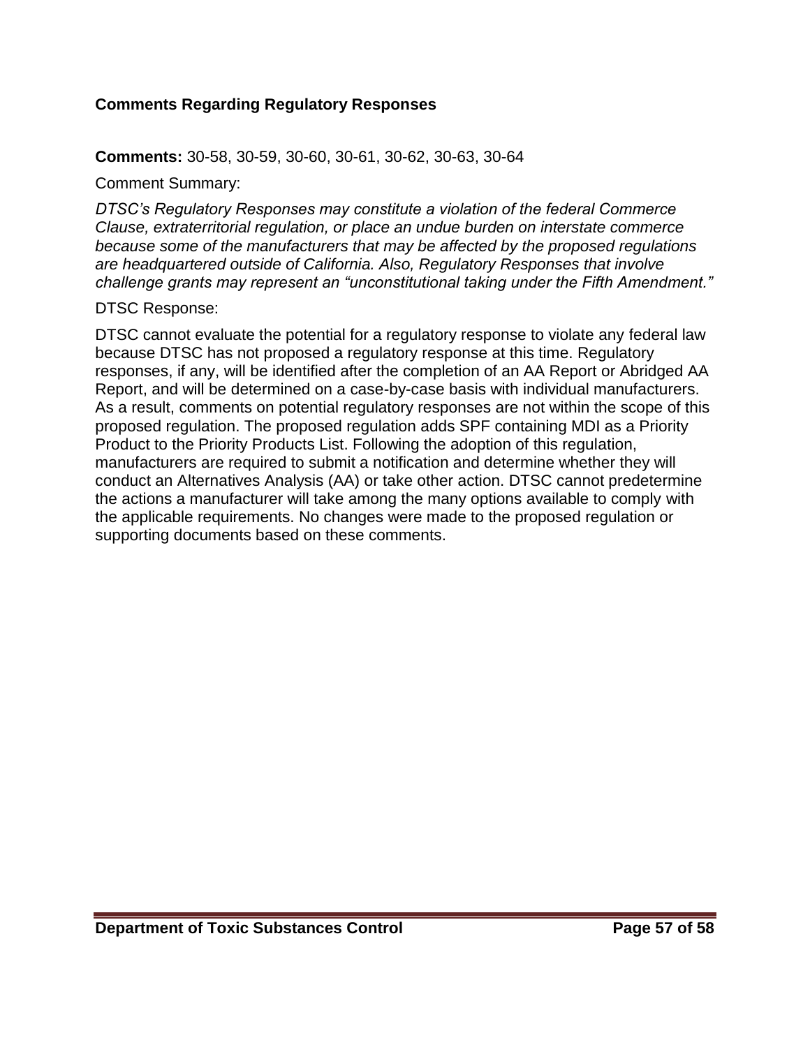**Comments Regarding Regulatory Responses**

**Comments:** 30-58, 30-59, 30-60, 30-61, 30-62, 30-63, 30-64

Comment Summary:

*DTSC's Regulatory Responses may constitute a violation of the federal Commerce Clause, extraterritorial regulation, or place an undue burden on interstate commerce because some of the manufacturers that may be affected by the proposed regulations are headquartered outside of California. Also, Regulatory Responses that involve challenge grants may represent an "unconstitutional taking under the Fifth Amendment."*

DTSC Response:

DTSC cannot evaluate the potential for a regulatory response to violate any federal law because DTSC has not proposed a regulatory response at this time. Regulatory responses, if any, will be identified after the completion of an AA Report or Abridged AA Report, and will be determined on a case-by-case basis with individual manufacturers. As a result, comments on potential regulatory responses are not within the scope of this proposed regulation. The proposed regulation adds SPF containing MDI as a Priority Product to the Priority Products List. Following the adoption of this regulation, manufacturers are required to submit a notification and determine whether they will conduct an Alternatives Analysis (AA) or take other action. DTSC cannot predetermine the actions a manufacturer will take among the many options available to comply with the applicable requirements. No changes were made to the proposed regulation or supporting documents based on these comments.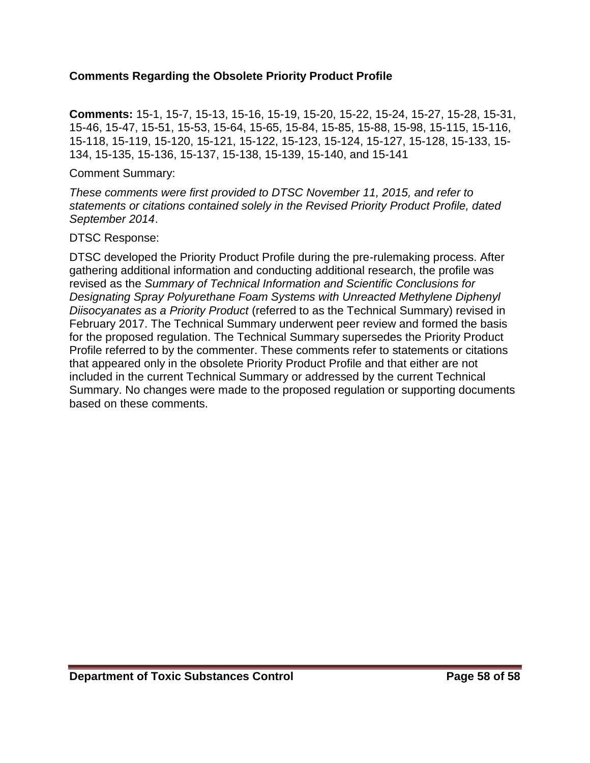### Comments Regarding the Obsolete Priority Product Profile

**Comments:** 15-1, 15-7, 15-13, 15-16, 15-19, 15-20, 15-22, 15-24, 15-27, 15-28, 15-31, 15-46, 15-47, 15-51, 15-53, 15-64, 15-65, 15-84, 15-85, 15-88, 15-98, 15-115, 15-116, 15-118, 15-119, 15-120, 15-121, 15-122, 15-123, 15-124, 15-127, 15-128, 15-133, 15-134, 15-135, 15-136, 15-137, 15-138, 15-139, 15-140, and 15-141

Comment Summary:

*These comments were first provided to DTSC November 11, 2015, and refer to statements or citations contained solely in the Revised Priority Product Profile, dated September 2014*.

DTSC Response:

DTSC developed the Priority Product Profile during the pre-rulemaking process. After gathering additional information and conducting additional research, the profile was revised as the *Summary of Technical Information and Scientific Conclusions for Designating Spray Polyurethane Foam Systems with Unreacted Methylene Diphenyl Diisocyanates as a Priority Product* (referred to as the Technical Summary) revised in February 2017. The Technical Summary underwent peer review and formed the basis for the proposed regulation. The Technical Summary supersedes the Priority Product Profile referred to by the commenter. These comments refer to statements or citations that appeared only in the obsolete Priority Product Profile and that either are not included in the current Technical Summary or addressed by the current Technical Summary. No changes were made to the proposed regulation or supporting documents based on these comments.